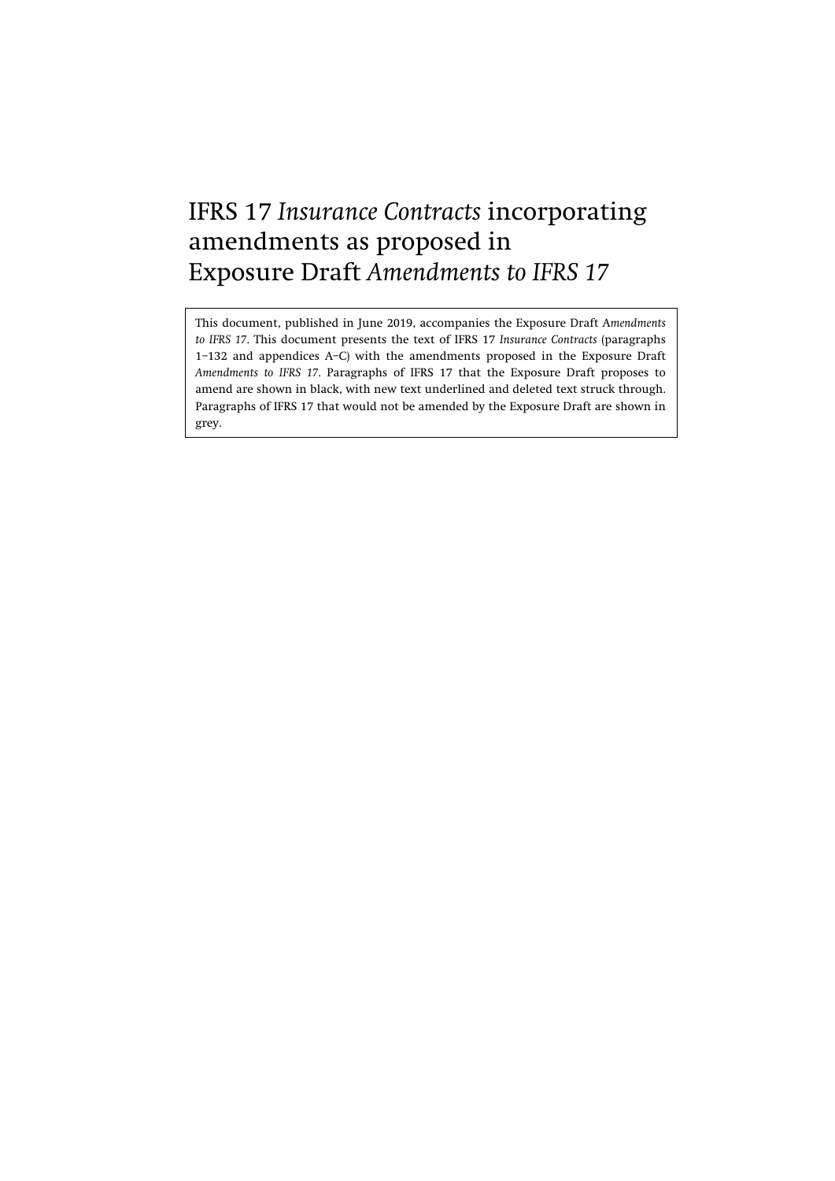# IFRS 17 *Insurance Contracts* incorporating amendments as proposed in Exposure Draft *Amendments to IFRS 17*

This document, published in June 2019, accompanies the Exposure Draft *Amendments to IFRS 17*. This document presents the text of IFRS 17 *Insurance Contracts* (paragraphs 1–132 and appendices A–C) with the amendments proposed in the Exposure Draft *Amendments to IFRS 17*. Paragraphs of IFRS 17 that the Exposure Draft proposes to amend are shown in black, with new text underlined and deleted text struck through. Paragraphs of IFRS 17 that would not be amended by the Exposure Draft are shown in grey.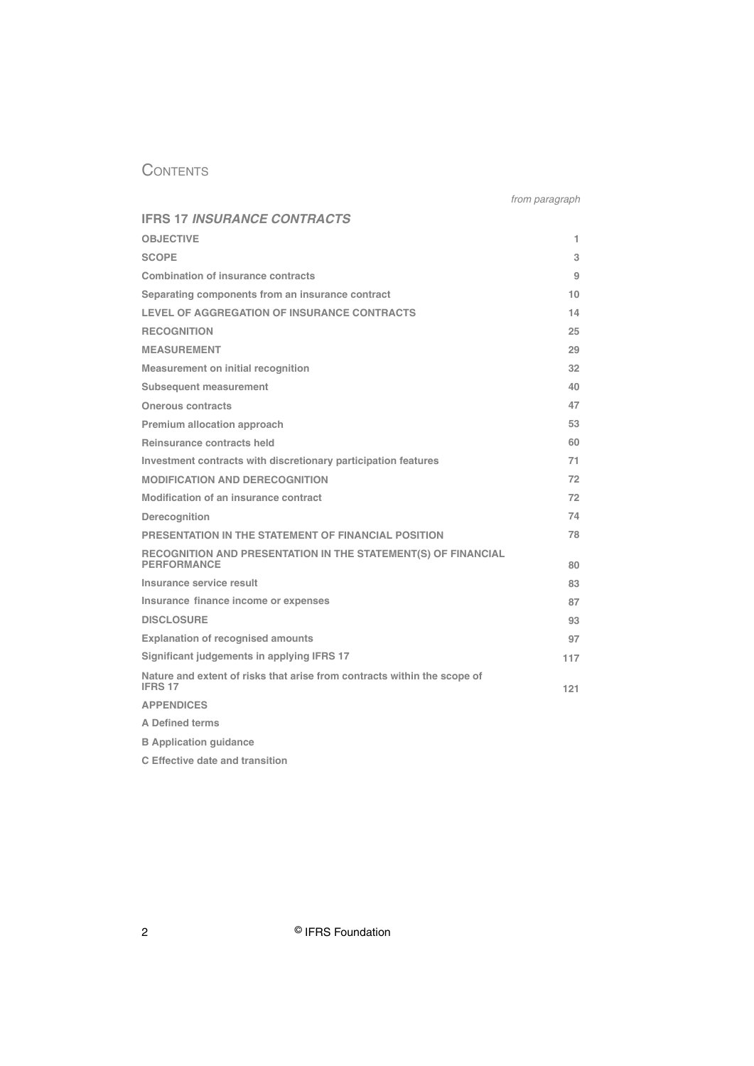# CONTENTS

| | from paragraph |
|---|---|
| **IFRS 17 *INSURANCE CONTRACTS*** | |
| **OBJECTIVE** | 1 |
| **SCOPE** | 3 |
| **Combination of insurance contracts** | 9 |
| **Separating components from an insurance contract** | 10 |
| **LEVEL OF AGGREGATION OF INSURANCE CONTRACTS** | 14 |
| **RECOGNITION** | 25 |
| **MEASUREMENT** | 29 |
| **Measurement on initial recognition** | 32 |
| **Subsequent measurement** | 40 |
| **Onerous contracts** | 47 |
| **Premium allocation approach** | 53 |
| **Reinsurance contracts held** | 60 |
| **Investment contracts with discretionary participation features** | 71 |
| **MODIFICATION AND DERECOGNITION** | 72 |
| **Modification of an insurance contract** | 72 |
| **Derecognition** | 74 |
| **PRESENTATION IN THE STATEMENT OF FINANCIAL POSITION** | 78 |
| **RECOGNITION AND PRESENTATION IN THE STATEMENT(S) OF FINANCIAL PERFORMANCE** | 80 |
| **Insurance service result** | 83 |
| **Insurance finance income or expenses** | 87 |
| **DISCLOSURE** | 93 |
| **Explanation of recognised amounts** | 97 |
| **Significant judgements in applying IFRS 17** | 117 |
| **Nature and extent of risks that arise from contracts within the scope of IFRS 17** | 121 |
| **APPENDICES** | |
| **A Defined terms** | |
| **B Application guidance** | |
| **C Effective date and transition** | |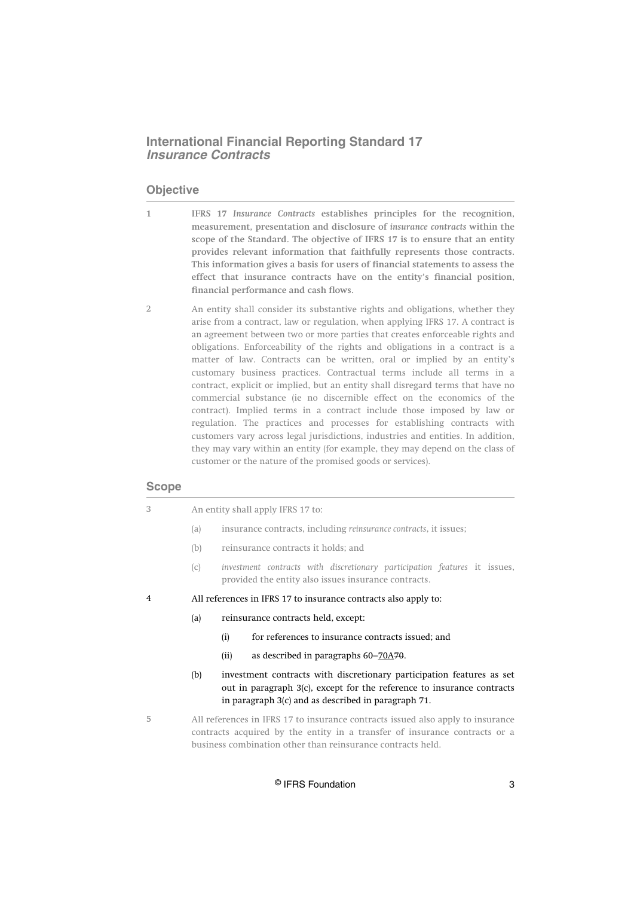# International Financial Reporting Standard 17 *Insurance Contracts*

## Objective

1 **IFRS 17 *Insurance Contracts* establishes principles for the recognition, measurement, presentation and disclosure of *insurance contracts* within the scope of the Standard. The objective of IFRS 17 is to ensure that an entity provides relevant information that faithfully represents those contracts. This information gives a basis for users of financial statements to assess the effect that insurance contracts have on the entity's financial position, financial performance and cash flows.**

2 An entity shall consider its substantive rights and obligations, whether they arise from a contract, law or regulation, when applying IFRS 17. A contract is an agreement between two or more parties that creates enforceable rights and obligations. Enforceability of the rights and obligations in a contract is a matter of law. Contracts can be written, oral or implied by an entity's customary business practices. Contractual terms include all terms in a contract, explicit or implied, but an entity shall disregard terms that have no commercial substance (ie no discernible effect on the economics of the contract). Implied terms in a contract include those imposed by law or regulation. The practices and processes for establishing contracts with customers vary across legal jurisdictions, industries and entities. In addition, they may vary within an entity (for example, they may depend on the class of customer or the nature of the promised goods or services).

## Scope

3 An entity shall apply IFRS 17 to:

(a) insurance contracts, including *reinsurance contracts*, it issues;

(b) reinsurance contracts it holds; and

(c) *investment contracts with discretionary participation features* it issues, provided the entity also issues insurance contracts.

4 All references in IFRS 17 to insurance contracts also apply to:

(a) reinsurance contracts held, except:

(i) for references to insurance contracts issued; and

(ii) as described in paragraphs 60–70A~~70~~.

(b) investment contracts with discretionary participation features as set out in paragraph 3(c), except for the reference to insurance contracts in paragraph 3(c) and as described in paragraph 71.

5 All references in IFRS 17 to insurance contracts issued also apply to insurance contracts acquired by the entity in a transfer of insurance contracts or a business combination other than reinsurance contracts held.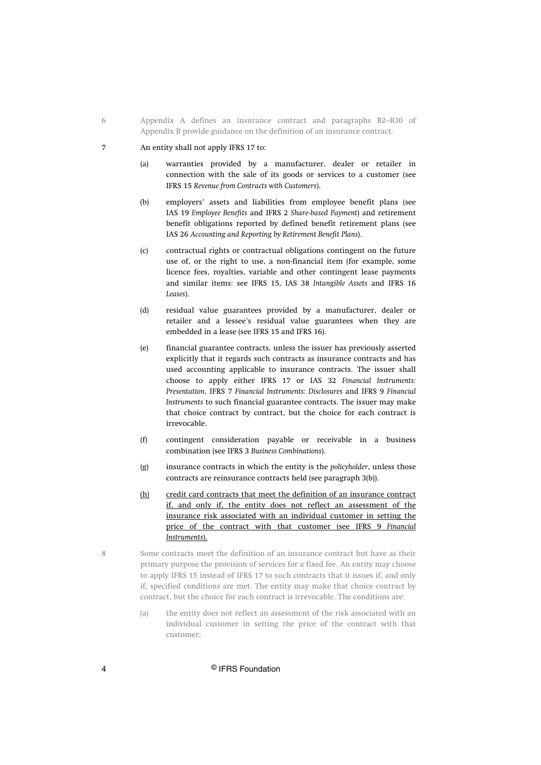6 Appendix A defines an insurance contract and paragraphs B2–B30 of Appendix B provide guidance on the definition of an insurance contract.

7 An entity shall not apply IFRS 17 to:

(a) warranties provided by a manufacturer, dealer or retailer in connection with the sale of its goods or services to a customer (see IFRS 15 *Revenue from Contracts with Customers*).

(b) employers' assets and liabilities from employee benefit plans (see IAS 19 *Employee Benefits* and IFRS 2 *Share-based Payment*) and retirement benefit obligations reported by defined benefit retirement plans (see IAS 26 *Accounting and Reporting by Retirement Benefit Plans*).

(c) contractual rights or contractual obligations contingent on the future use of, or the right to use, a non-financial item (for example, some licence fees, royalties, variable and other contingent lease payments and similar items: see IFRS 15, IAS 38 *Intangible Assets* and IFRS 16 *Leases*).

(d) residual value guarantees provided by a manufacturer, dealer or retailer and a lessee's residual value guarantees when they are embedded in a lease (see IFRS 15 and IFRS 16).

(e) financial guarantee contracts, unless the issuer has previously asserted explicitly that it regards such contracts as insurance contracts and has used accounting applicable to insurance contracts. The issuer shall choose to apply either IFRS 17 or IAS 32 *Financial Instruments: Presentation*, IFRS 7 *Financial Instruments: Disclosures* and IFRS 9 *Financial Instruments* to such financial guarantee contracts. The issuer may make that choice contract by contract, but the choice for each contract is irrevocable.

(f) contingent consideration payable or receivable in a business combination (see IFRS 3 *Business Combinations*).

(g) insurance contracts in which the entity is the *policyholder*, unless those contracts are reinsurance contracts held (see paragraph 3(b)).

(h) credit card contracts that meet the definition of an insurance contract if, and only if, the entity does not reflect an assessment of the insurance risk associated with an individual customer in setting the price of the contract with that customer (see IFRS 9 *Financial Instruments*).

8 Some contracts meet the definition of an insurance contract but have as their primary purpose the provision of services for a fixed fee. An entity may choose to apply IFRS 15 instead of IFRS 17 to such contracts that it issues if, and only if, specified conditions are met. The entity may make that choice contract by contract, but the choice for each contract is irrevocable. The conditions are:

(a) the entity does not reflect an assessment of the risk associated with an individual customer in setting the price of the contract with that customer;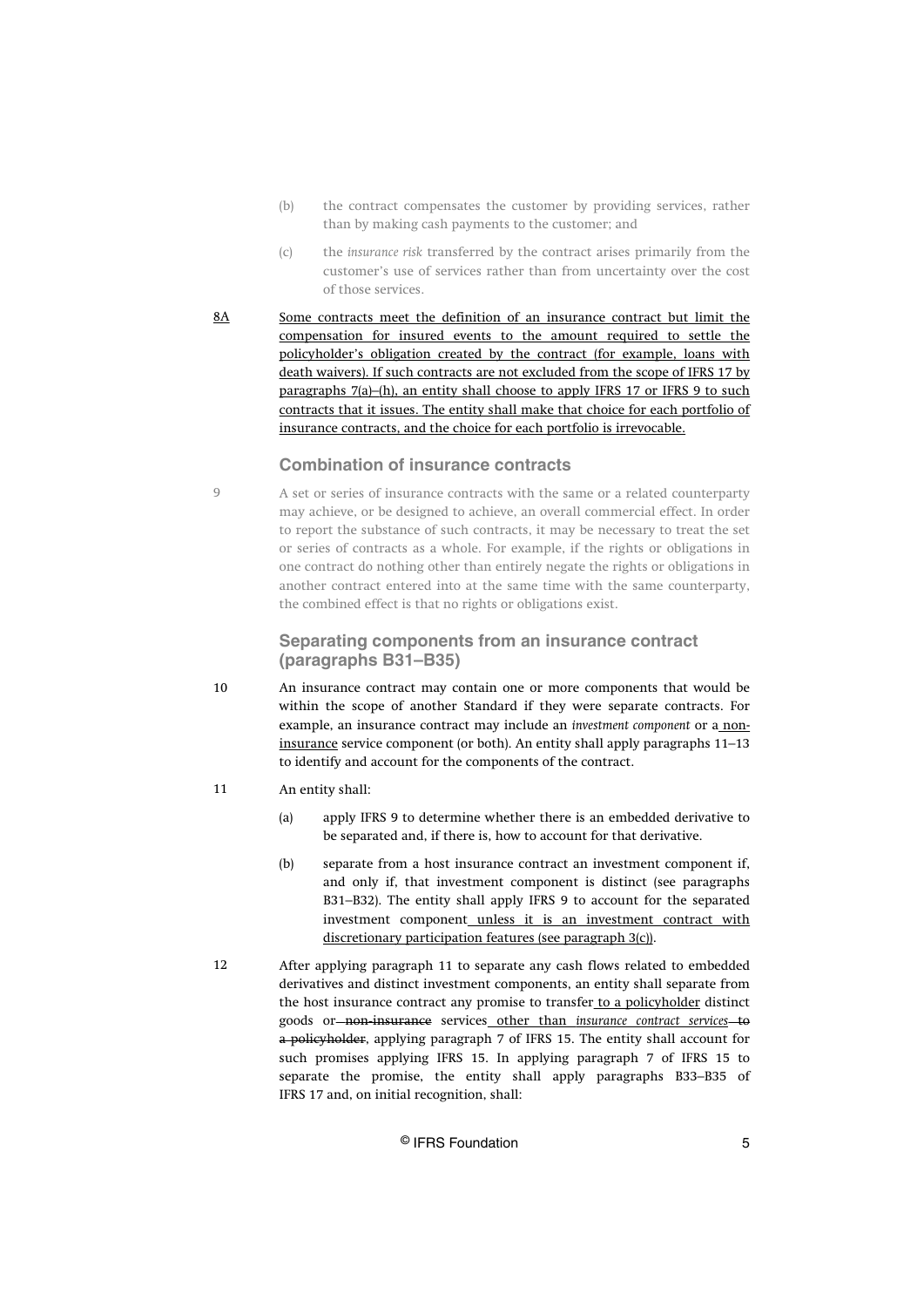(b) the contract compensates the customer by providing services, rather than by making cash payments to the customer; and

(c) the *insurance risk* transferred by the contract arises primarily from the customer's use of services rather than from uncertainty over the cost of those services.

8A Some contracts meet the definition of an insurance contract but limit the compensation for insured events to the amount required to settle the policyholder's obligation created by the contract (for example, loans with death waivers). If such contracts are not excluded from the scope of IFRS 17 by paragraphs 7(a)–(h), an entity shall choose to apply IFRS 17 or IFRS 9 to such contracts that it issues. The entity shall make that choice for each portfolio of insurance contracts, and the choice for each portfolio is irrevocable.

### Combination of insurance contracts

9 A set or series of insurance contracts with the same or a related counterparty may achieve, or be designed to achieve, an overall commercial effect. In order to report the substance of such contracts, it may be necessary to treat the set or series of contracts as a whole. For example, if the rights or obligations in one contract do nothing other than entirely negate the rights or obligations in another contract entered into at the same time with the same counterparty, the combined effect is that no rights or obligations exist.

### Separating components from an insurance contract (paragraphs B31–B35)

10 An insurance contract may contain one or more components that would be within the scope of another Standard if they were separate contracts. For example, an insurance contract may include an *investment component* or a non-insurance service component (or both). An entity shall apply paragraphs 11–13 to identify and account for the components of the contract.

11 An entity shall:

(a) apply IFRS 9 to determine whether there is an embedded derivative to be separated and, if there is, how to account for that derivative.

(b) separate from a host insurance contract an investment component if, and only if, that investment component is distinct (see paragraphs B31–B32). The entity shall apply IFRS 9 to account for the separated investment component unless it is an investment contract with discretionary participation features (see paragraph 3(c)).

12 After applying paragraph 11 to separate any cash flows related to embedded derivatives and distinct investment components, an entity shall separate from the host insurance contract any promise to transfer to a policyholder distinct goods or ~~non-insurance~~ services other than *insurance contract services* ~~to a policyholder~~, applying paragraph 7 of IFRS 15. The entity shall account for such promises applying IFRS 15. In applying paragraph 7 of IFRS 15 to separate the promise, the entity shall apply paragraphs B33–B35 of IFRS 17 and, on initial recognition, shall: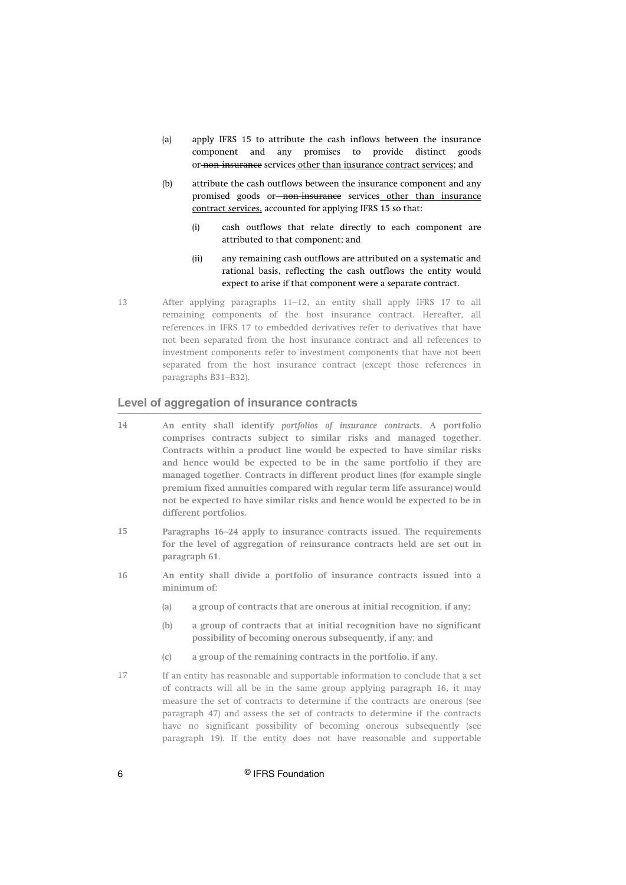(a) apply IFRS 15 to attribute the cash inflows between the insurance component and any promises to provide distinct goods or ~~non-insurance~~ services other than insurance contract services; and

(b) attribute the cash outflows between the insurance component and any promised goods or ~~non-insurance~~ services other than insurance contract services, accounted for applying IFRS 15 so that:

   (i) cash outflows that relate directly to each component are attributed to that component; and

   (ii) any remaining cash outflows are attributed on a systematic and rational basis, reflecting the cash outflows the entity would expect to arise if that component were a separate contract.

13 After applying paragraphs 11–12, an entity shall apply IFRS 17 to all remaining components of the host insurance contract. Hereafter, all references in IFRS 17 to embedded derivatives refer to derivatives that have not been separated from the host insurance contract and all references to investment components refer to investment components that have not been separated from the host insurance contract (except those references in paragraphs B31–B32).

## Level of aggregation of insurance contracts

14 **An entity shall identify *portfolios of insurance contracts*. A portfolio comprises contracts subject to similar risks and managed together. Contracts within a product line would be expected to have similar risks and hence would be expected to be in the same portfolio if they are managed together. Contracts in different product lines (for example single premium fixed annuities compared with regular term life assurance) would not be expected to have similar risks and hence would be expected to be in different portfolios.**

15 **Paragraphs 16–24 apply to insurance contracts issued. The requirements for the level of aggregation of reinsurance contracts held are set out in paragraph 61.**

16 **An entity shall divide a portfolio of insurance contracts issued into a minimum of:**

   **(a) a group of contracts that are onerous at initial recognition, if any;**

   **(b) a group of contracts that at initial recognition have no significant possibility of becoming onerous subsequently, if any; and**

   **(c) a group of the remaining contracts in the portfolio, if any.**

17 If an entity has reasonable and supportable information to conclude that a set of contracts will all be in the same group applying paragraph 16, it may measure the set of contracts to determine if the contracts are onerous (see paragraph 47) and assess the set of contracts to determine if the contracts have no significant possibility of becoming onerous subsequently (see paragraph 19). If the entity does not have reasonable and supportable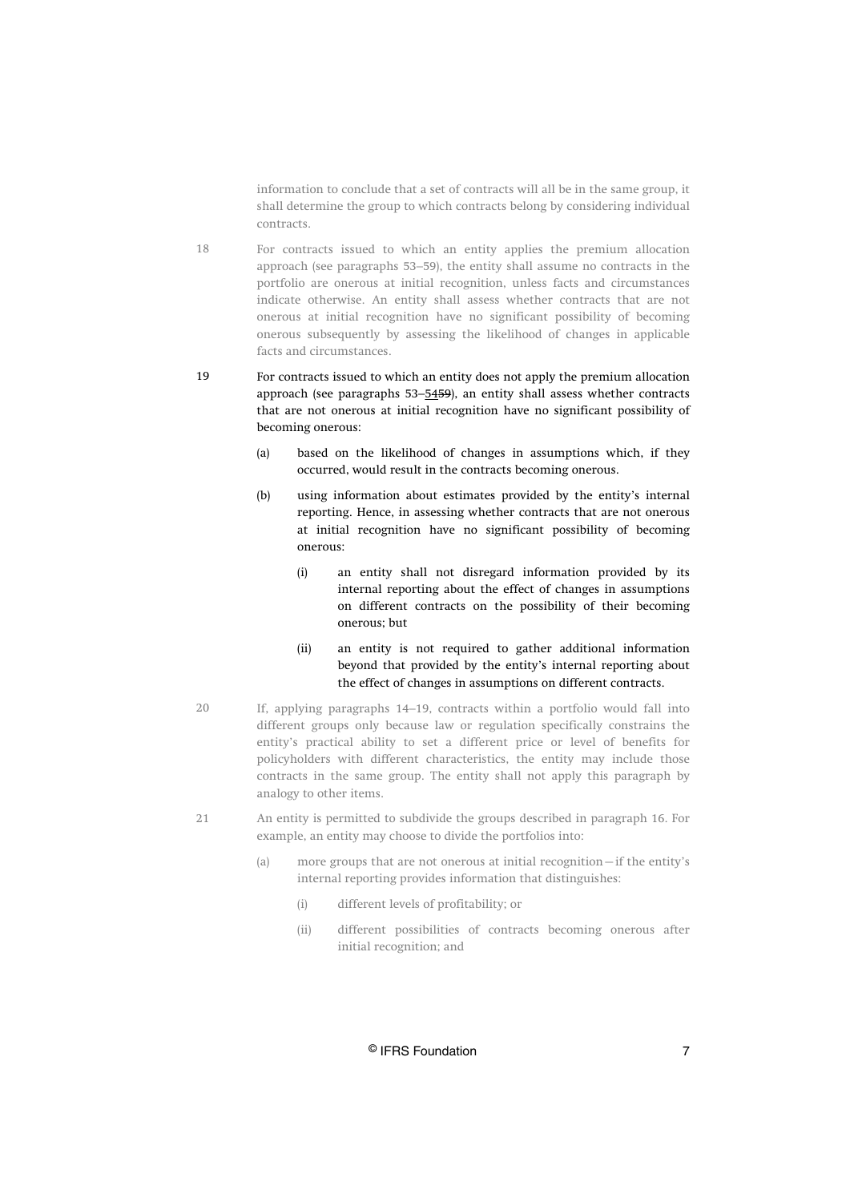information to conclude that a set of contracts will all be in the same group, it shall determine the group to which contracts belong by considering individual contracts.

18 For contracts issued to which an entity applies the premium allocation approach (see paragraphs 53–59), the entity shall assume no contracts in the portfolio are onerous at initial recognition, unless facts and circumstances indicate otherwise. An entity shall assess whether contracts that are not onerous at initial recognition have no significant possibility of becoming onerous subsequently by assessing the likelihood of changes in applicable facts and circumstances.

19 For contracts issued to which an entity does not apply the premium allocation approach (see paragraphs 53–<u>54</u>~~59~~), an entity shall assess whether contracts that are not onerous at initial recognition have no significant possibility of becoming onerous:

- (a) based on the likelihood of changes in assumptions which, if they occurred, would result in the contracts becoming onerous.
- (b) using information about estimates provided by the entity's internal reporting. Hence, in assessing whether contracts that are not onerous at initial recognition have no significant possibility of becoming onerous:
  - (i) an entity shall not disregard information provided by its internal reporting about the effect of changes in assumptions on different contracts on the possibility of their becoming onerous; but
  - (ii) an entity is not required to gather additional information beyond that provided by the entity's internal reporting about the effect of changes in assumptions on different contracts.

20 If, applying paragraphs 14–19, contracts within a portfolio would fall into different groups only because law or regulation specifically constrains the entity's practical ability to set a different price or level of benefits for policyholders with different characteristics, the entity may include those contracts in the same group. The entity shall not apply this paragraph by analogy to other items.

21 An entity is permitted to subdivide the groups described in paragraph 16. For example, an entity may choose to divide the portfolios into:

- (a) more groups that are not onerous at initial recognition—if the entity's internal reporting provides information that distinguishes:
  - (i) different levels of profitability; or
  - (ii) different possibilities of contracts becoming onerous after initial recognition; and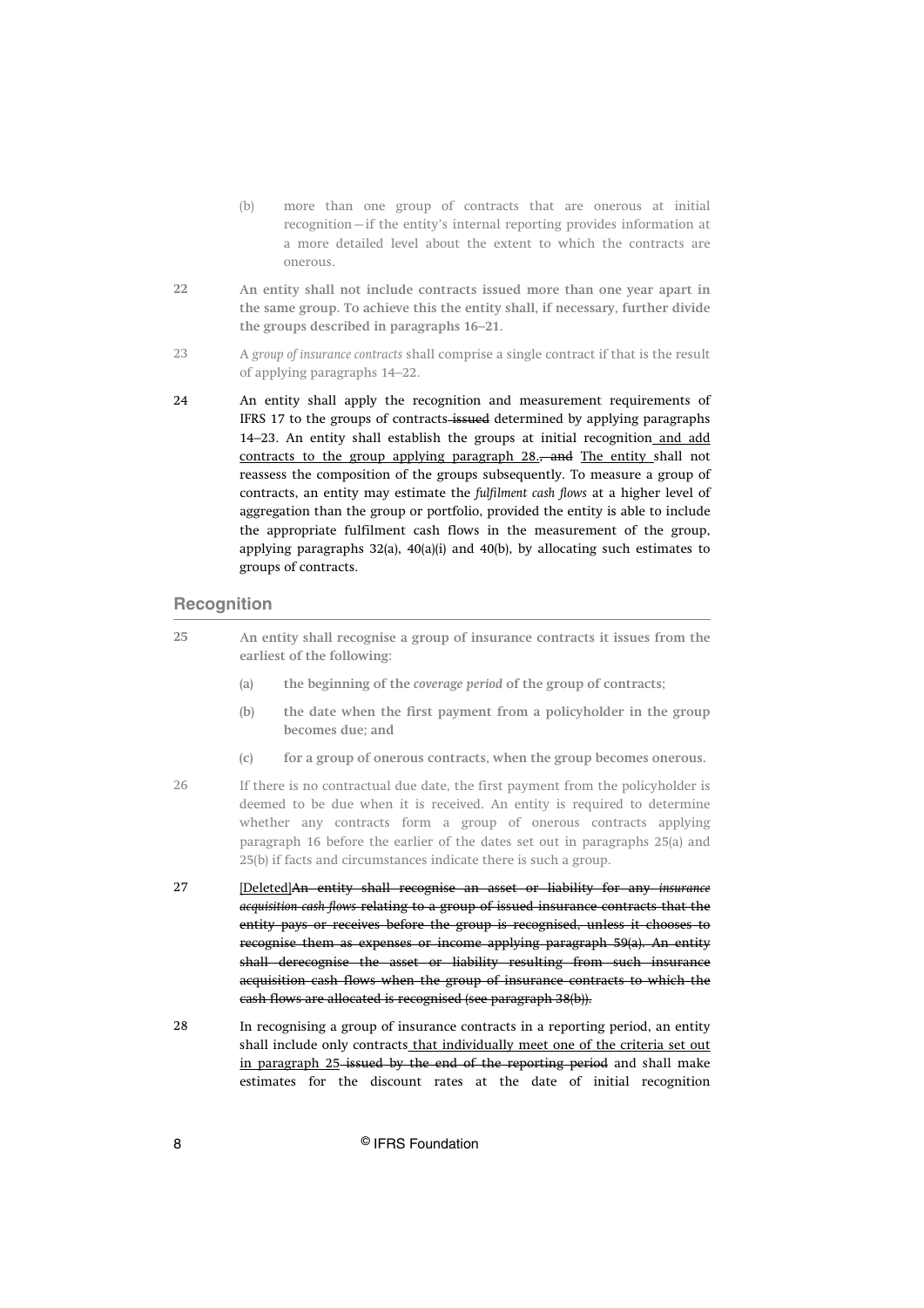(b) more than one group of contracts that are onerous at initial recognition—if the entity's internal reporting provides information at a more detailed level about the extent to which the contracts are onerous.

22 **An entity shall not include contracts issued more than one year apart in the same group. To achieve this the entity shall, if necessary, further divide the groups described in paragraphs 16–21.**

23 A *group of insurance contracts* shall comprise a single contract if that is the result of applying paragraphs 14–22.

24 An entity shall apply the recognition and measurement requirements of IFRS 17 to the groups of contracts ~~issued~~ determined by applying paragraphs 14–23. An entity shall establish the groups at initial recognition <u>and add contracts to the group applying paragraph 28.</u>~~, and~~ <u>The entity</u> shall not reassess the composition of the groups subsequently. To measure a group of contracts, an entity may estimate the *fulfilment cash flows* at a higher level of aggregation than the group or portfolio, provided the entity is able to include the appropriate fulfilment cash flows in the measurement of the group, applying paragraphs 32(a), 40(a)(i) and 40(b), by allocating such estimates to groups of contracts.

## Recognition

25 **An entity shall recognise a group of insurance contracts it issues from the earliest of the following:**

(a) **the beginning of the *coverage period* of the group of contracts;**

(b) **the date when the first payment from a policyholder in the group becomes due; and**

(c) **for a group of onerous contracts, when the group becomes onerous.**

26 If there is no contractual due date, the first payment from the policyholder is deemed to be due when it is received. An entity is required to determine whether any contracts form a group of onerous contracts applying paragraph 16 before the earlier of the dates set out in paragraphs 25(a) and 25(b) if facts and circumstances indicate there is such a group.

27 <u>[Deleted]</u>~~An entity shall recognise an asset or liability for any *insurance acquisition cash flows* relating to a group of issued insurance contracts that the entity pays or receives before the group is recognised, unless it chooses to recognise them as expenses or income applying paragraph 59(a). An entity shall derecognise the asset or liability resulting from such insurance acquisition cash flows when the group of insurance contracts to which the cash flows are allocated is recognised (see paragraph 38(b)).~~

28 In recognising a group of insurance contracts in a reporting period, an entity shall include only contracts <u>that individually meet one of the criteria set out in paragraph 25</u> ~~issued by the end of the reporting period~~ and shall make estimates for the discount rates at the date of initial recognition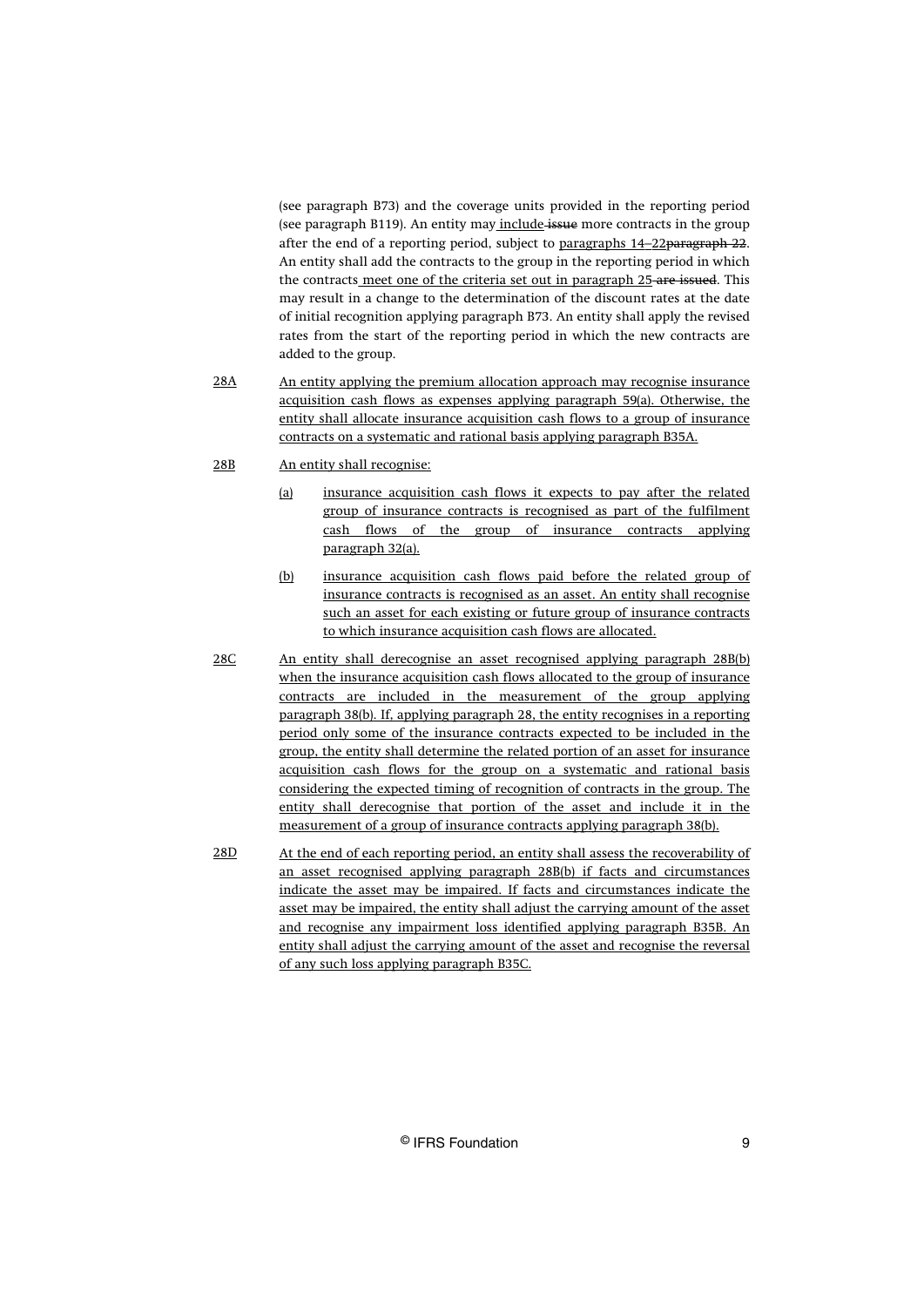(see paragraph B73) and the coverage units provided in the reporting period (see paragraph B119). An entity may include ~~issue~~ more contracts in the group after the end of a reporting period, subject to paragraphs 14–22~~paragraph 22~~. An entity shall add the contracts to the group in the reporting period in which the contracts meet one of the criteria set out in paragraph 25 ~~are issued~~. This may result in a change to the determination of the discount rates at the date of initial recognition applying paragraph B73. An entity shall apply the revised rates from the start of the reporting period in which the new contracts are added to the group.

28A An entity applying the premium allocation approach may recognise insurance acquisition cash flows as expenses applying paragraph 59(a). Otherwise, the entity shall allocate insurance acquisition cash flows to a group of insurance contracts on a systematic and rational basis applying paragraph B35A.

28B An entity shall recognise:

(a) insurance acquisition cash flows it expects to pay after the related group of insurance contracts is recognised as part of the fulfilment cash flows of the group of insurance contracts applying paragraph 32(a).

(b) insurance acquisition cash flows paid before the related group of insurance contracts is recognised as an asset. An entity shall recognise such an asset for each existing or future group of insurance contracts to which insurance acquisition cash flows are allocated.

28C An entity shall derecognise an asset recognised applying paragraph 28B(b) when the insurance acquisition cash flows allocated to the group of insurance contracts are included in the measurement of the group applying paragraph 38(b). If, applying paragraph 28, the entity recognises in a reporting period only some of the insurance contracts expected to be included in the group, the entity shall determine the related portion of an asset for insurance acquisition cash flows for the group on a systematic and rational basis considering the expected timing of recognition of contracts in the group. The entity shall derecognise that portion of the asset and include it in the measurement of a group of insurance contracts applying paragraph 38(b).

28D At the end of each reporting period, an entity shall assess the recoverability of an asset recognised applying paragraph 28B(b) if facts and circumstances indicate the asset may be impaired. If facts and circumstances indicate the asset may be impaired, the entity shall adjust the carrying amount of the asset and recognise any impairment loss identified applying paragraph B35B. An entity shall adjust the carrying amount of the asset and recognise the reversal of any such loss applying paragraph B35C.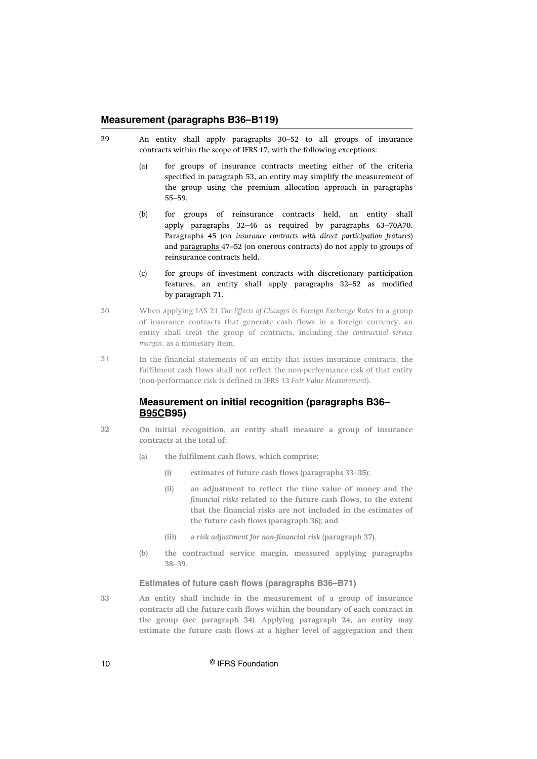## Measurement (paragraphs B36–B119)

29 An entity shall apply paragraphs 30–52 to all groups of insurance contracts within the scope of IFRS 17, with the following exceptions:

(a) for groups of insurance contracts meeting either of the criteria specified in paragraph 53, an entity may simplify the measurement of the group using the premium allocation approach in paragraphs 55–59.

(b) for groups of reinsurance contracts held, an entity shall apply paragraphs 32–46 as required by paragraphs 63–70A~~70~~. Paragraphs 45 (on *insurance contracts with direct participation features*) and paragraphs 47–52 (on onerous contracts) do not apply to groups of reinsurance contracts held.

(c) for groups of investment contracts with discretionary participation features, an entity shall apply paragraphs 32–52 as modified by paragraph 71.

30 When applying IAS 21 *The Effects of Changes in Foreign Exchange Rates* to a group of insurance contracts that generate cash flows in a foreign currency, an entity shall treat the group of contracts, including the *contractual service margin*, as a monetary item.

31 In the financial statements of an entity that issues insurance contracts, the fulfilment cash flows shall not reflect the non-performance risk of that entity (non-performance risk is defined in IFRS 13 *Fair Value Measurement*).

### Measurement on initial recognition (paragraphs B36–B95C~~B95~~)

32 **On initial recognition, an entity shall measure a group of insurance contracts at the total of:**

**(a) the fulfilment cash flows, which comprise:**

**(i) estimates of future cash flows (paragraphs 33–35);**

**(ii) an adjustment to reflect the time value of money and the *financial risks* related to the future cash flows, to the extent that the financial risks are not included in the estimates of the future cash flows (paragraph 36); and**

**(iii) a *risk adjustment for non-financial risk* (paragraph 37).**

**(b) the contractual service margin, measured applying paragraphs 38–39.**

#### Estimates of future cash flows (paragraphs B36–B71)

33 **An entity shall include in the measurement of a group of insurance contracts all the future cash flows within the boundary of each contract in the group (see paragraph 34). Applying paragraph 24, an entity may estimate the future cash flows at a higher level of aggregation and then**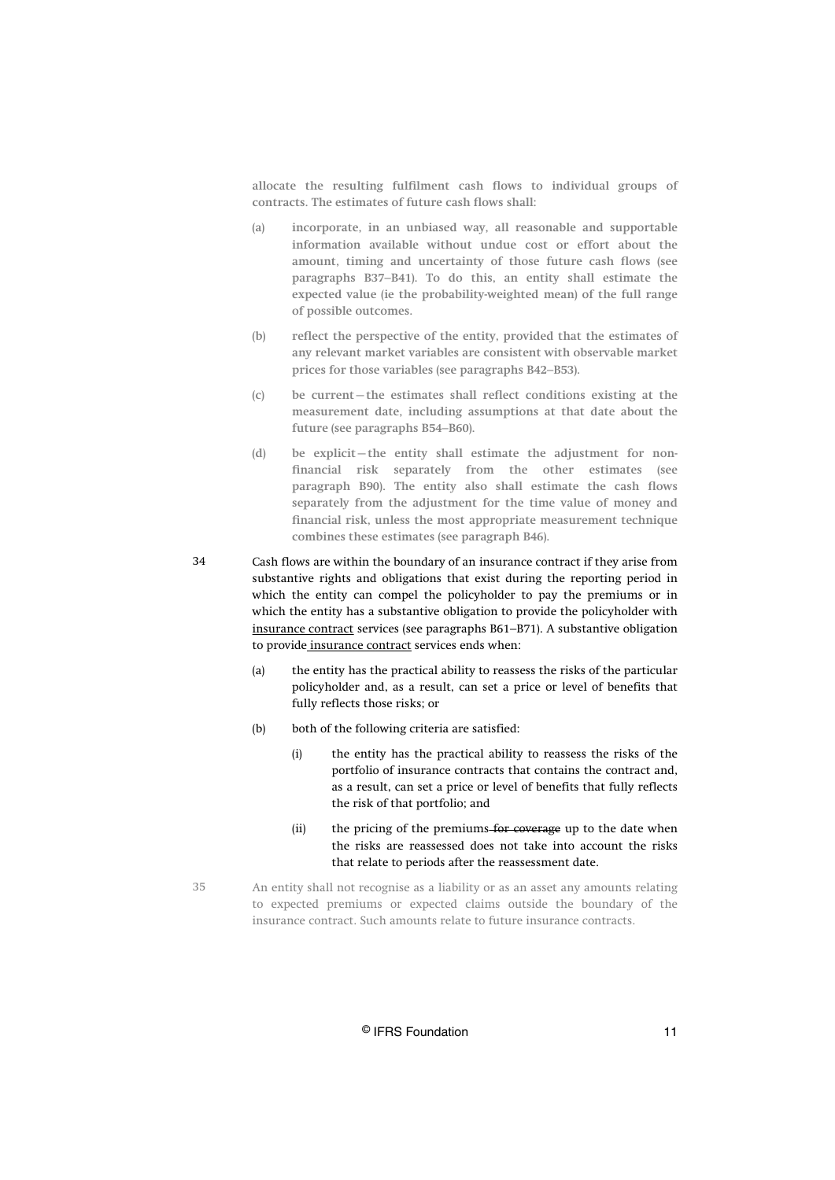**allocate the resulting fulfilment cash flows to individual groups of contracts. The estimates of future cash flows shall:**

(a) **incorporate, in an unbiased way, all reasonable and supportable information available without undue cost or effort about the amount, timing and uncertainty of those future cash flows (see paragraphs B37–B41). To do this, an entity shall estimate the expected value (ie the probability-weighted mean) of the full range of possible outcomes.**

(b) **reflect the perspective of the entity, provided that the estimates of any relevant market variables are consistent with observable market prices for those variables (see paragraphs B42–B53).**

(c) **be current—the estimates shall reflect conditions existing at the measurement date, including assumptions at that date about the future (see paragraphs B54–B60).**

(d) **be explicit—the entity shall estimate the adjustment for non-financial risk separately from the other estimates (see paragraph B90). The entity also shall estimate the cash flows separately from the adjustment for the time value of money and financial risk, unless the most appropriate measurement technique combines these estimates (see paragraph B46).**

34 Cash flows are within the boundary of an insurance contract if they arise from substantive rights and obligations that exist during the reporting period in which the entity can compel the policyholder to pay the premiums or in which the entity has a substantive obligation to provide the policyholder with <u>insurance contract</u> services (see paragraphs B61–B71). A substantive obligation to provide <u>insurance contract</u> services ends when:

(a) the entity has the practical ability to reassess the risks of the particular policyholder and, as a result, can set a price or level of benefits that fully reflects those risks; or

(b) both of the following criteria are satisfied:

(i) the entity has the practical ability to reassess the risks of the portfolio of insurance contracts that contains the contract and, as a result, can set a price or level of benefits that fully reflects the risk of that portfolio; and

(ii) the pricing of the premiums ~~for coverage~~ up to the date when the risks are reassessed does not take into account the risks that relate to periods after the reassessment date.

35 An entity shall not recognise as a liability or as an asset any amounts relating to expected premiums or expected claims outside the boundary of the insurance contract. Such amounts relate to future insurance contracts.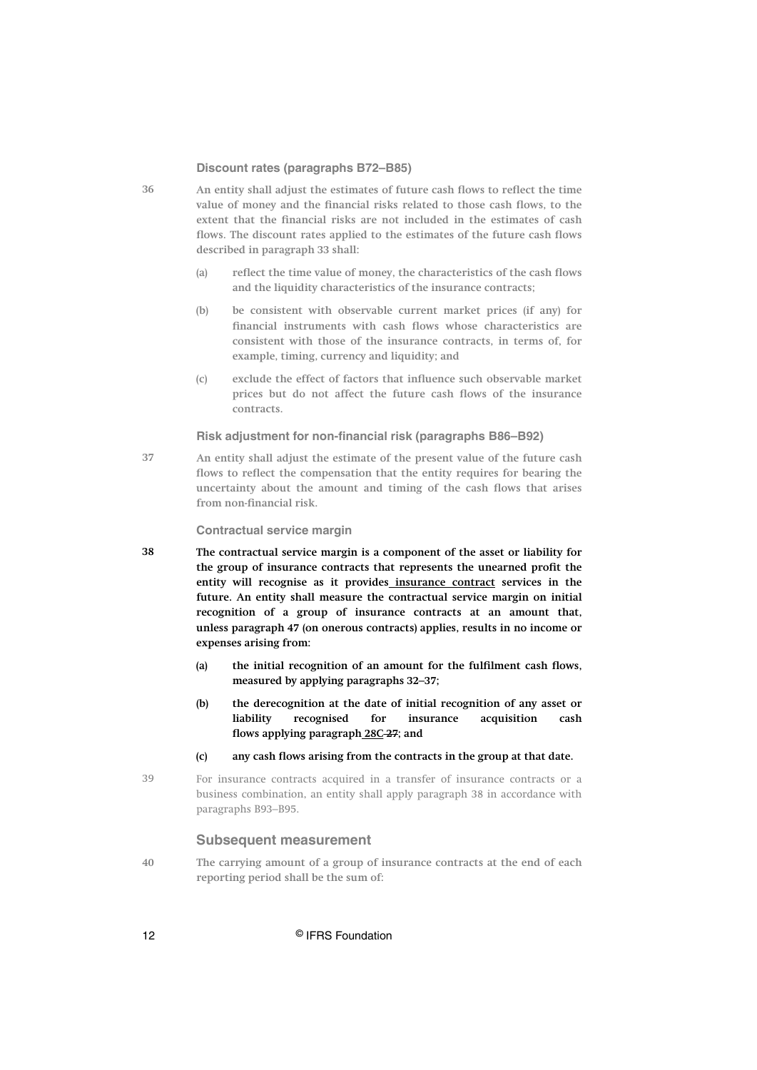### Discount rates (paragraphs B72–B85)

36 **An entity shall adjust the estimates of future cash flows to reflect the time value of money and the financial risks related to those cash flows, to the extent that the financial risks are not included in the estimates of cash flows. The discount rates applied to the estimates of the future cash flows described in paragraph 33 shall:**

- **(a) reflect the time value of money, the characteristics of the cash flows and the liquidity characteristics of the insurance contracts;**
- **(b) be consistent with observable current market prices (if any) for financial instruments with cash flows whose characteristics are consistent with those of the insurance contracts, in terms of, for example, timing, currency and liquidity; and**
- **(c) exclude the effect of factors that influence such observable market prices but do not affect the future cash flows of the insurance contracts.**

### Risk adjustment for non-financial risk (paragraphs B86–B92)

37 **An entity shall adjust the estimate of the present value of the future cash flows to reflect the compensation that the entity requires for bearing the uncertainty about the amount and timing of the cash flows that arises from non-financial risk.**

### Contractual service margin

38 **The contractual service margin is a component of the asset or liability for the group of insurance contracts that represents the unearned profit the entity will recognise as it provides <u>insurance contract</u> services in the future. An entity shall measure the contractual service margin on initial recognition of a group of insurance contracts at an amount that, unless paragraph 47 (on onerous contracts) applies, results in no income or expenses arising from:**

- **(a) the initial recognition of an amount for the fulfilment cash flows, measured by applying paragraphs 32–37;**
- **(b) the derecognition at the date of initial recognition of any asset or liability recognised for insurance acquisition cash flows applying paragraph <u>28C</u> ~~27~~; and**
- **(c) any cash flows arising from the contracts in the group at that date.**

39 For insurance contracts acquired in a transfer of insurance contracts or a business combination, an entity shall apply paragraph 38 in accordance with paragraphs B93–B95.

## Subsequent measurement

40 **The carrying amount of a group of insurance contracts at the end of each reporting period shall be the sum of:**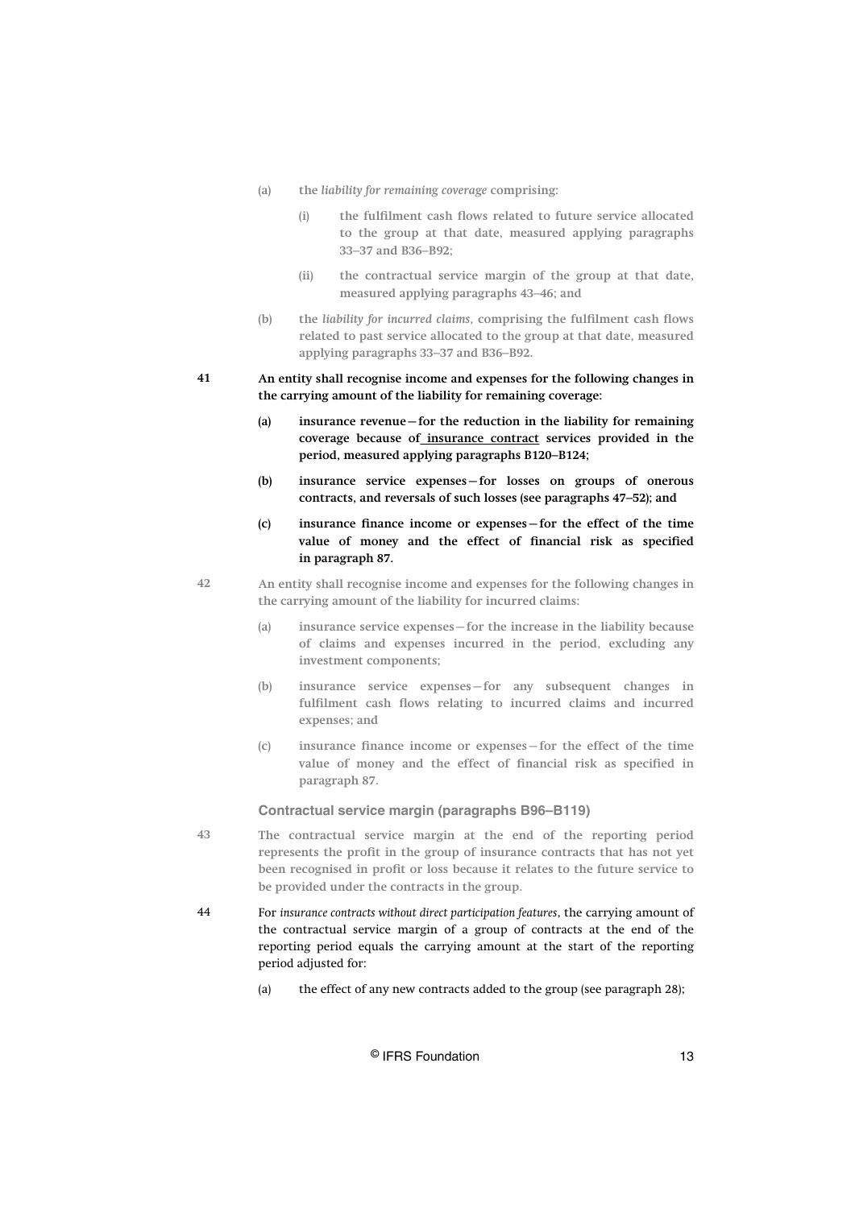(a) the *liability for remaining coverage* comprising:

  (i) the fulfilment cash flows related to future service allocated to the group at that date, measured applying paragraphs 33–37 and B36–B92;

  (ii) the contractual service margin of the group at that date, measured applying paragraphs 43–46; and

(b) the *liability for incurred claims*, comprising the fulfilment cash flows related to past service allocated to the group at that date, measured applying paragraphs 33–37 and B36–B92.

41 **An entity shall recognise income and expenses for the following changes in the carrying amount of the liability for remaining coverage:**

**(a) insurance revenue—for the reduction in the liability for remaining coverage because of insurance contract services provided in the period, measured applying paragraphs B120–B124;**

**(b) insurance service expenses—for losses on groups of onerous contracts, and reversals of such losses (see paragraphs 47–52); and**

**(c) insurance finance income or expenses—for the effect of the time value of money and the effect of financial risk as specified in paragraph 87.**

42 An entity shall recognise income and expenses for the following changes in the carrying amount of the liability for incurred claims:

(a) insurance service expenses—for the increase in the liability because of claims and expenses incurred in the period, excluding any investment components;

(b) insurance service expenses—for any subsequent changes in fulfilment cash flows relating to incurred claims and incurred expenses; and

(c) insurance finance income or expenses—for the effect of the time value of money and the effect of financial risk as specified in paragraph 87.

### Contractual service margin (paragraphs B96–B119)

43 The contractual service margin at the end of the reporting period represents the profit in the group of insurance contracts that has not yet been recognised in profit or loss because it relates to the future service to be provided under the contracts in the group.

44 For *insurance contracts without direct participation features*, the carrying amount of the contractual service margin of a group of contracts at the end of the reporting period equals the carrying amount at the start of the reporting period adjusted for:

(a) the effect of any new contracts added to the group (see paragraph 28);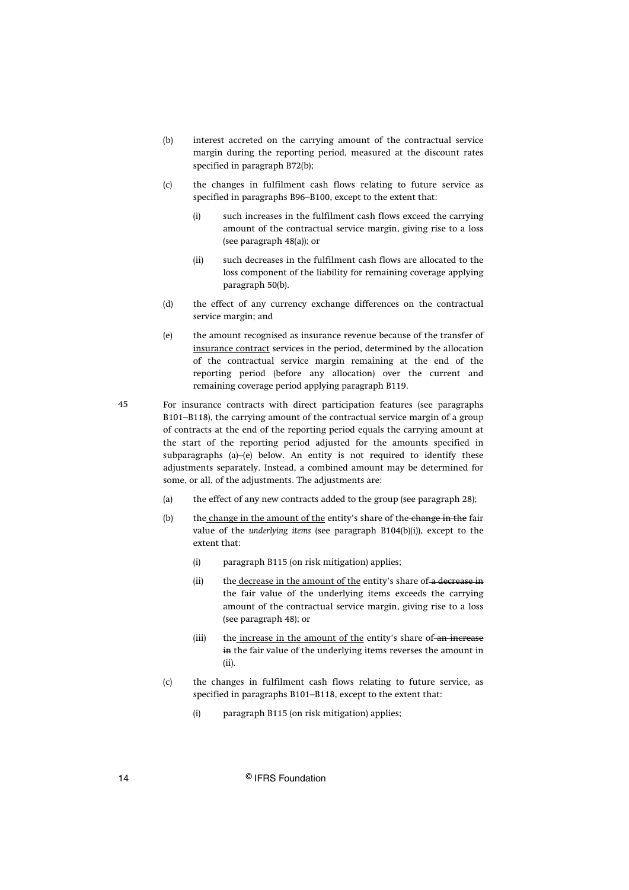(b) interest accreted on the carrying amount of the contractual service margin during the reporting period, measured at the discount rates specified in paragraph B72(b);

(c) the changes in fulfilment cash flows relating to future service as specified in paragraphs B96–B100, except to the extent that:

  (i) such increases in the fulfilment cash flows exceed the carrying amount of the contractual service margin, giving rise to a loss (see paragraph 48(a)); or

  (ii) such decreases in the fulfilment cash flows are allocated to the loss component of the liability for remaining coverage applying paragraph 50(b).

(d) the effect of any currency exchange differences on the contractual service margin; and

(e) the amount recognised as insurance revenue because of the transfer of <u>insurance contract</u> services in the period, determined by the allocation of the contractual service margin remaining at the end of the reporting period (before any allocation) over the current and remaining coverage period applying paragraph B119.

45 For insurance contracts with direct participation features (see paragraphs B101–B118), the carrying amount of the contractual service margin of a group of contracts at the end of the reporting period equals the carrying amount at the start of the reporting period adjusted for the amounts specified in subparagraphs (a)–(e) below. An entity is not required to identify these adjustments separately. Instead, a combined amount may be determined for some, or all, of the adjustments. The adjustments are:

(a) the effect of any new contracts added to the group (see paragraph 28);

(b) the<u> change in the amount of the</u> entity's share of the~~ change in the~~ fair value of the *underlying items* (see paragraph B104(b)(i)), except to the extent that:

  (i) paragraph B115 (on risk mitigation) applies;

  (ii) the<u> decrease in the amount of the</u> entity's share of~~ a decrease in~~ the fair value of the underlying items exceeds the carrying amount of the contractual service margin, giving rise to a loss (see paragraph 48); or

  (iii) the<u> increase in the amount of the</u> entity's share of~~ an increase in~~ the fair value of the underlying items reverses the amount in (ii).

(c) the changes in fulfilment cash flows relating to future service, as specified in paragraphs B101–B118, except to the extent that:

  (i) paragraph B115 (on risk mitigation) applies;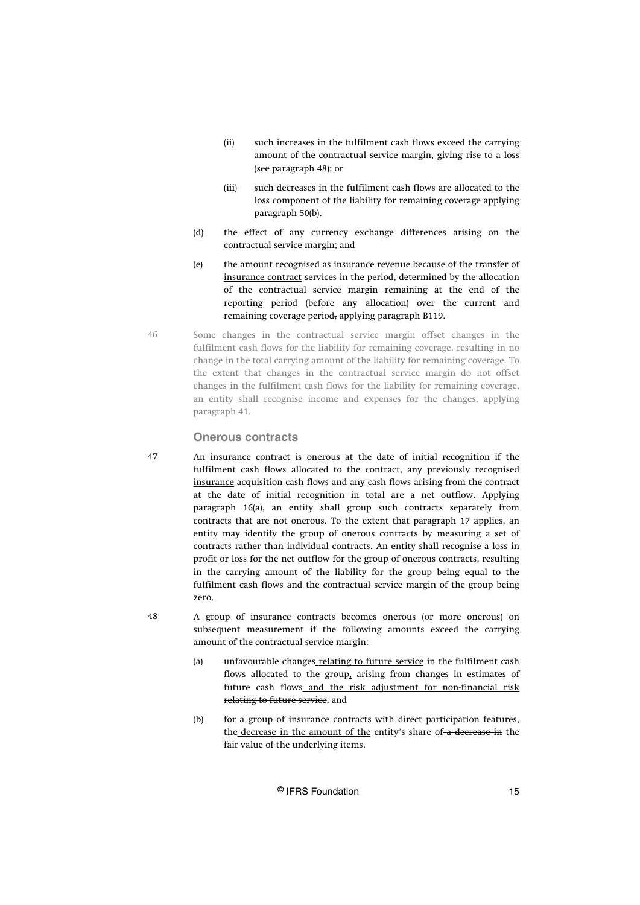(ii) such increases in the fulfilment cash flows exceed the carrying amount of the contractual service margin, giving rise to a loss (see paragraph 48); or

(iii) such decreases in the fulfilment cash flows are allocated to the loss component of the liability for remaining coverage applying paragraph 50(b).

(d) the effect of any currency exchange differences arising on the contractual service margin; and

(e) the amount recognised as insurance revenue because of the transfer of <u>insurance contract</u> services in the period, determined by the allocation of the contractual service margin remaining at the end of the reporting period (before any allocation) over the current and remaining coverage period~~,~~ applying paragraph B119.

46 Some changes in the contractual service margin offset changes in the fulfilment cash flows for the liability for remaining coverage, resulting in no change in the total carrying amount of the liability for remaining coverage. To the extent that changes in the contractual service margin do not offset changes in the fulfilment cash flows for the liability for remaining coverage, an entity shall recognise income and expenses for the changes, applying paragraph 41.

### Onerous contracts

47 An insurance contract is onerous at the date of initial recognition if the fulfilment cash flows allocated to the contract, any previously recognised <u>insurance</u> acquisition cash flows and any cash flows arising from the contract at the date of initial recognition in total are a net outflow. Applying paragraph 16(a), an entity shall group such contracts separately from contracts that are not onerous. To the extent that paragraph 17 applies, an entity may identify the group of onerous contracts by measuring a set of contracts rather than individual contracts. An entity shall recognise a loss in profit or loss for the net outflow for the group of onerous contracts, resulting in the carrying amount of the liability for the group being equal to the fulfilment cash flows and the contractual service margin of the group being zero.

48 A group of insurance contracts becomes onerous (or more onerous) on subsequent measurement if the following amounts exceed the carrying amount of the contractual service margin:

(a) unfavourable changes<u> relating to future service</u> in the fulfilment cash flows allocated to the group<u>,</u> arising from changes in estimates of future cash flows<u> and the risk adjustment for non-financial risk</u> ~~relating to future service~~; and

(b) for a group of insurance contracts with direct participation features, the<u> decrease in the amount of the</u> entity's share of~~ a decrease in~~ the fair value of the underlying items.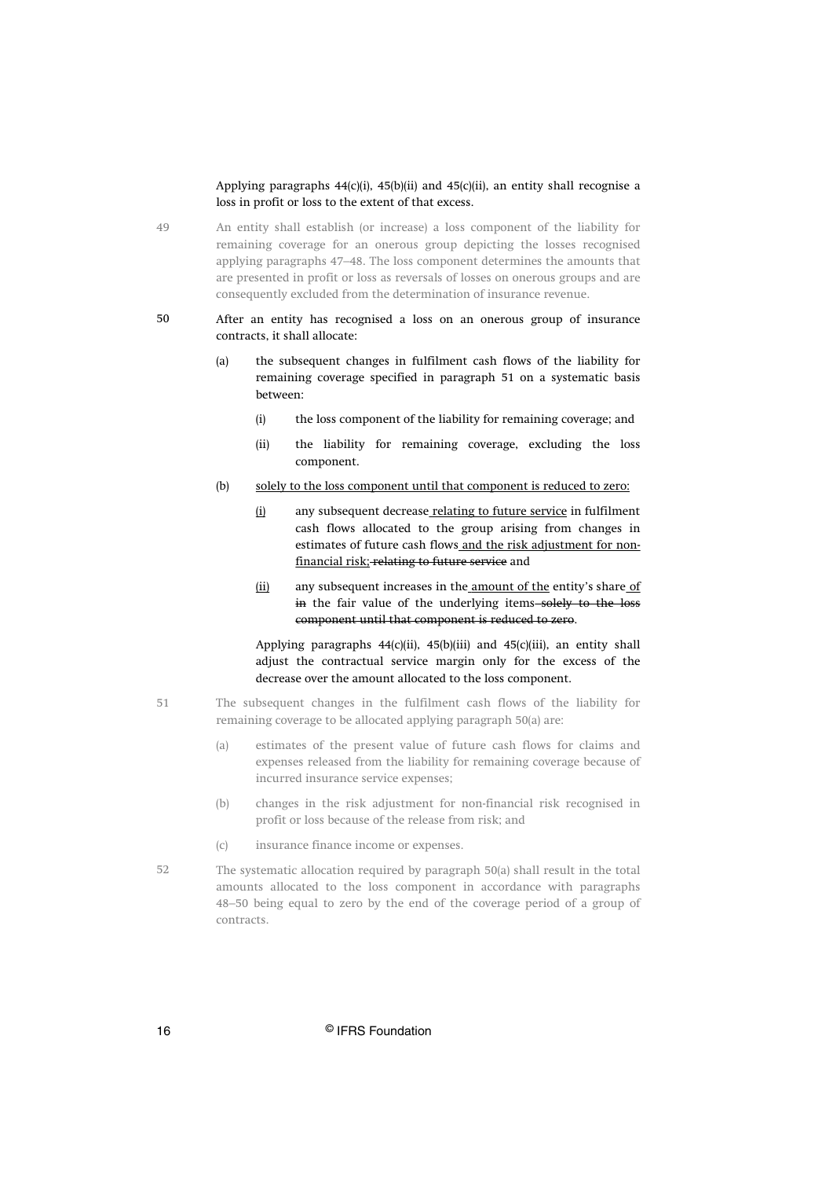Applying paragraphs 44(c)(i), 45(b)(ii) and 45(c)(ii), an entity shall recognise a loss in profit or loss to the extent of that excess.

49 An entity shall establish (or increase) a loss component of the liability for remaining coverage for an onerous group depicting the losses recognised applying paragraphs 47–48. The loss component determines the amounts that are presented in profit or loss as reversals of losses on onerous groups and are consequently excluded from the determination of insurance revenue.

50 After an entity has recognised a loss on an onerous group of insurance contracts, it shall allocate:

(a) the subsequent changes in fulfilment cash flows of the liability for remaining coverage specified in paragraph 51 on a systematic basis between:

(i) the loss component of the liability for remaining coverage; and

(ii) the liability for remaining coverage, excluding the loss component.

(b) <u>solely to the loss component until that component is reduced to zero:</u>

<u>(i)</u> any subsequent decrease<u> relating to future service</u> in fulfilment cash flows allocated to the group arising from changes in estimates of future cash flows<u> and the risk adjustment for non-financial risk;</u> ~~relating to future service~~ and

<u>(ii)</u> any subsequent increases in the<u> amount of the</u> entity's share<u> of</u> ~~in~~ the fair value of the underlying items ~~solely to the loss component until that component is reduced to zero~~.

Applying paragraphs 44(c)(ii), 45(b)(iii) and 45(c)(iii), an entity shall adjust the contractual service margin only for the excess of the decrease over the amount allocated to the loss component.

51 The subsequent changes in the fulfilment cash flows of the liability for remaining coverage to be allocated applying paragraph 50(a) are:

(a) estimates of the present value of future cash flows for claims and expenses released from the liability for remaining coverage because of incurred insurance service expenses;

(b) changes in the risk adjustment for non-financial risk recognised in profit or loss because of the release from risk; and

(c) insurance finance income or expenses.

52 The systematic allocation required by paragraph 50(a) shall result in the total amounts allocated to the loss component in accordance with paragraphs 48–50 being equal to zero by the end of the coverage period of a group of contracts.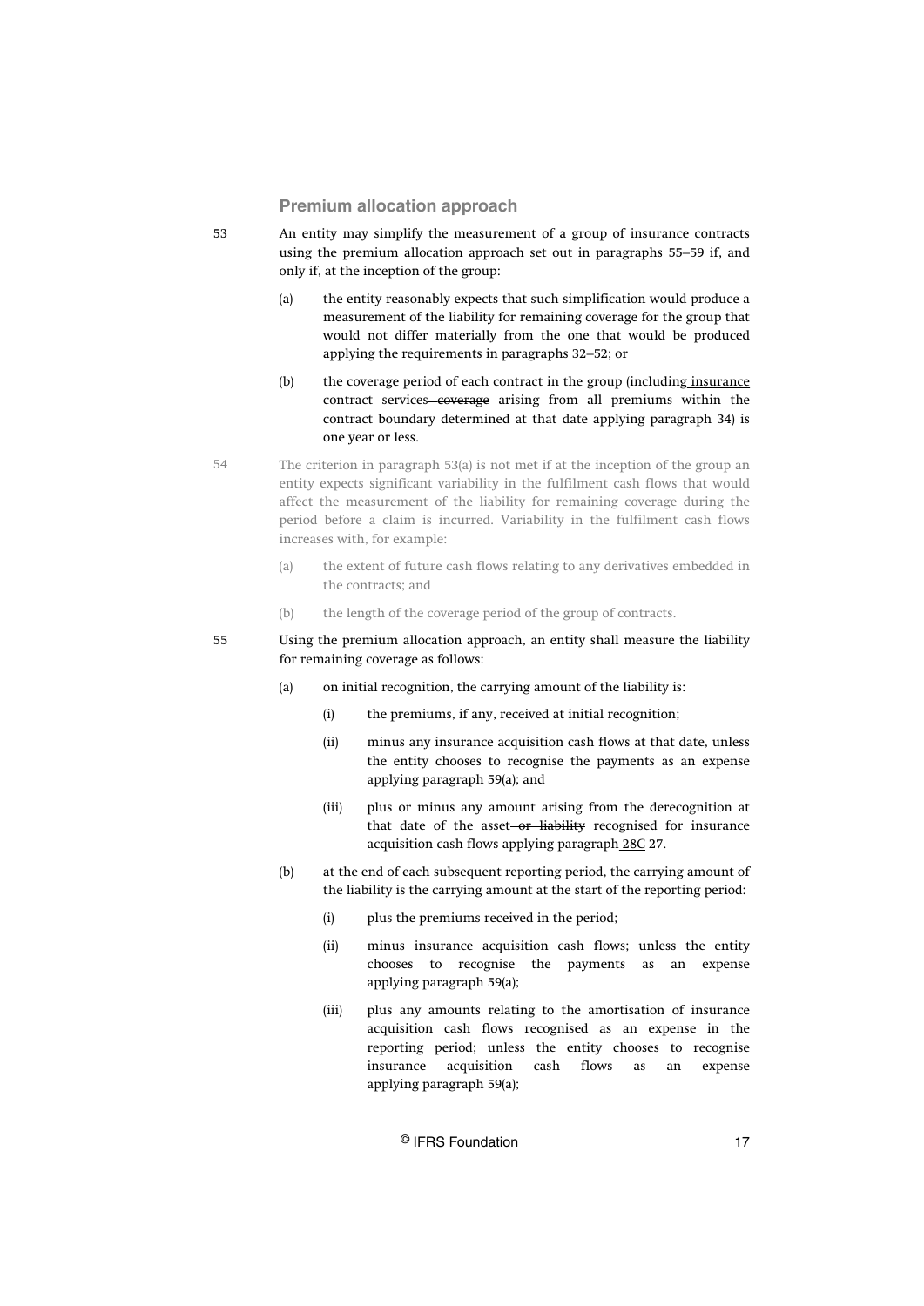### Premium allocation approach

53 An entity may simplify the measurement of a group of insurance contracts using the premium allocation approach set out in paragraphs 55–59 if, and only if, at the inception of the group:

- (a) the entity reasonably expects that such simplification would produce a measurement of the liability for remaining coverage for the group that would not differ materially from the one that would be produced applying the requirements in paragraphs 32–52; or
- (b) the coverage period of each contract in the group (including <u>insurance contract services</u> ~~coverage~~ arising from all premiums within the contract boundary determined at that date applying paragraph 34) is one year or less.

54 The criterion in paragraph 53(a) is not met if at the inception of the group an entity expects significant variability in the fulfilment cash flows that would affect the measurement of the liability for remaining coverage during the period before a claim is incurred. Variability in the fulfilment cash flows increases with, for example:

- (a) the extent of future cash flows relating to any derivatives embedded in the contracts; and
- (b) the length of the coverage period of the group of contracts.

55 Using the premium allocation approach, an entity shall measure the liability for remaining coverage as follows:

- (a) on initial recognition, the carrying amount of the liability is:
  - (i) the premiums, if any, received at initial recognition;
  - (ii) minus any insurance acquisition cash flows at that date, unless the entity chooses to recognise the payments as an expense applying paragraph 59(a); and
  - (iii) plus or minus any amount arising from the derecognition at that date of the asset ~~or liability~~ recognised for insurance acquisition cash flows applying paragraph <u>28C</u> ~~27~~.
- (b) at the end of each subsequent reporting period, the carrying amount of the liability is the carrying amount at the start of the reporting period:
  - (i) plus the premiums received in the period;
  - (ii) minus insurance acquisition cash flows; unless the entity chooses to recognise the payments as an expense applying paragraph 59(a);
  - (iii) plus any amounts relating to the amortisation of insurance acquisition cash flows recognised as an expense in the reporting period; unless the entity chooses to recognise insurance acquisition cash flows as an expense applying paragraph 59(a);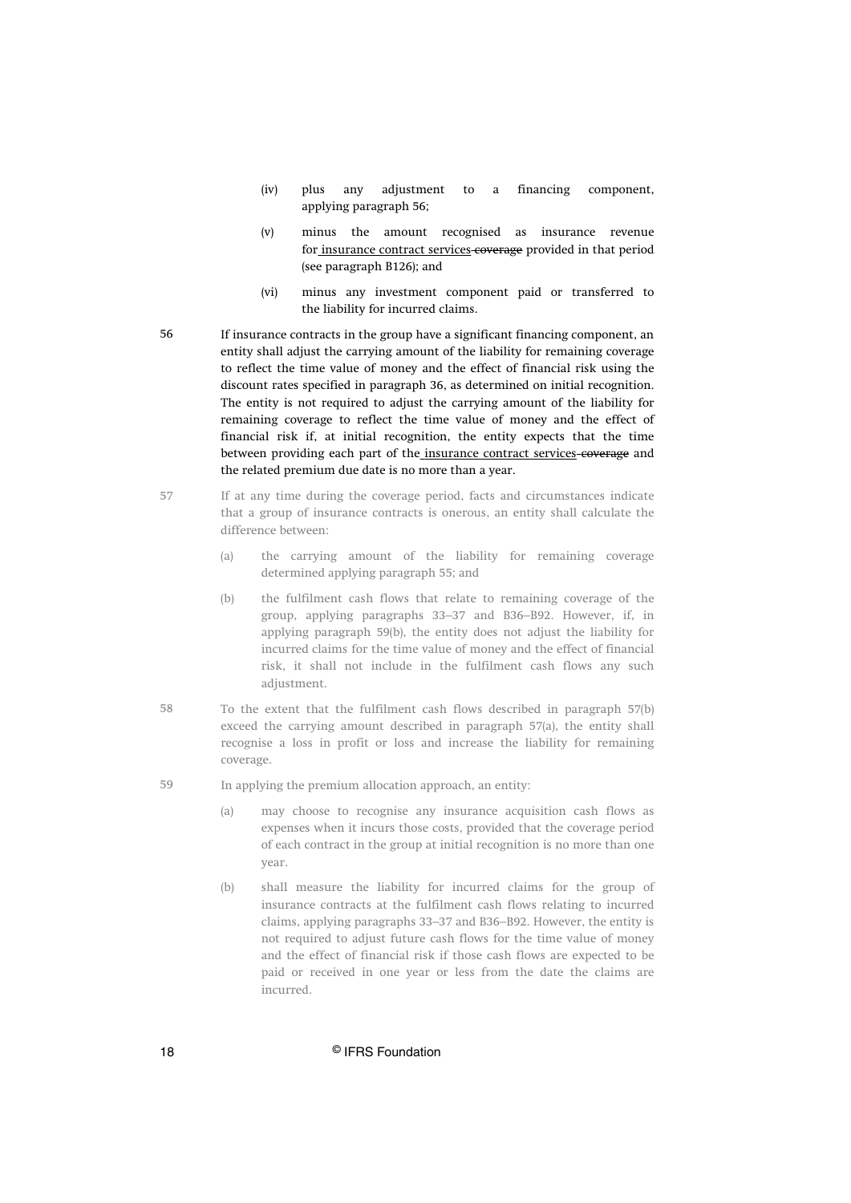(iv) plus any adjustment to a financing component, applying paragraph 56;

(v) minus the amount recognised as insurance revenue for insurance contract services ~~coverage~~ provided in that period (see paragraph B126); and

(vi) minus any investment component paid or transferred to the liability for incurred claims.

56 **If insurance contracts in the group have a significant financing component, an entity shall adjust the carrying amount of the liability for remaining coverage to reflect the time value of money and the effect of financial risk using the discount rates specified in paragraph 36, as determined on initial recognition. The entity is not required to adjust the carrying amount of the liability for remaining coverage to reflect the time value of money and the effect of financial risk if, at initial recognition, the entity expects that the time between providing each part of the insurance contract services ~~coverage~~ and the related premium due date is no more than a year.**

57 If at any time during the coverage period, facts and circumstances indicate that a group of insurance contracts is onerous, an entity shall calculate the difference between:

(a) the carrying amount of the liability for remaining coverage determined applying paragraph 55; and

(b) the fulfilment cash flows that relate to remaining coverage of the group, applying paragraphs 33–37 and B36–B92. However, if, in applying paragraph 59(b), the entity does not adjust the liability for incurred claims for the time value of money and the effect of financial risk, it shall not include in the fulfilment cash flows any such adjustment.

58 To the extent that the fulfilment cash flows described in paragraph 57(b) exceed the carrying amount described in paragraph 57(a), the entity shall recognise a loss in profit or loss and increase the liability for remaining coverage.

59 In applying the premium allocation approach, an entity:

(a) may choose to recognise any insurance acquisition cash flows as expenses when it incurs those costs, provided that the coverage period of each contract in the group at initial recognition is no more than one year.

(b) shall measure the liability for incurred claims for the group of insurance contracts at the fulfilment cash flows relating to incurred claims, applying paragraphs 33–37 and B36–B92. However, the entity is not required to adjust future cash flows for the time value of money and the effect of financial risk if those cash flows are expected to be paid or received in one year or less from the date the claims are incurred.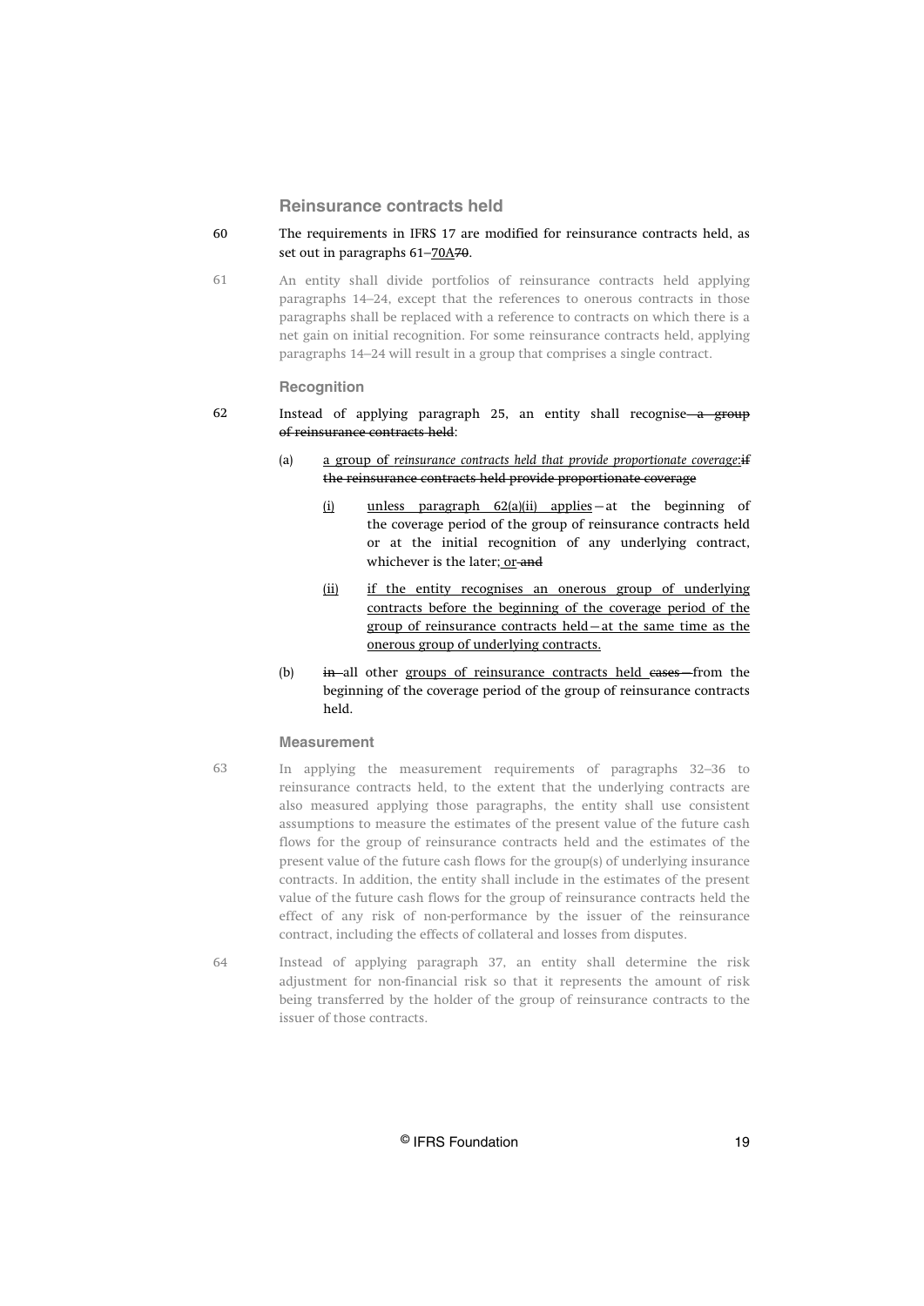## Reinsurance contracts held

60 The requirements in IFRS 17 are modified for reinsurance contracts held, as set out in paragraphs 61–<u>70A</u>~~70~~.

61 An entity shall divide portfolios of reinsurance contracts held applying paragraphs 14–24, except that the references to onerous contracts in those paragraphs shall be replaced with a reference to contracts on which there is a net gain on initial recognition. For some reinsurance contracts held, applying paragraphs 14–24 will result in a group that comprises a single contract.

### Recognition

62 Instead of applying paragraph 25, an entity shall recognise~~—a group of reinsurance contracts held~~:

(a) <u>a group of *reinsurance contracts held that provide proportionate coverage*</u>:~~if the reinsurance contracts held provide proportionate coverage~~

(i) <u>unless paragraph 62(a)(ii) applies</u>—at the beginning of the coverage period of the group of reinsurance contracts held or at the initial recognition of any underlying contract, whichever is the later;<u> or</u> ~~and~~

(ii) <u>if the entity recognises an onerous group of underlying contracts before the beginning of the coverage period of the group of reinsurance contracts held—at the same time as the onerous group of underlying contracts.</u>

(b) ~~in~~ all other <u>groups of reinsurance contracts held</u> ~~cases—~~from the beginning of the coverage period of the group of reinsurance contracts held.

### Measurement

63 In applying the measurement requirements of paragraphs 32–36 to reinsurance contracts held, to the extent that the underlying contracts are also measured applying those paragraphs, the entity shall use consistent assumptions to measure the estimates of the present value of the future cash flows for the group of reinsurance contracts held and the estimates of the present value of the future cash flows for the group(s) of underlying insurance contracts. In addition, the entity shall include in the estimates of the present value of the future cash flows for the group of reinsurance contracts held the effect of any risk of non-performance by the issuer of the reinsurance contract, including the effects of collateral and losses from disputes.

64 Instead of applying paragraph 37, an entity shall determine the risk adjustment for non-financial risk so that it represents the amount of risk being transferred by the holder of the group of reinsurance contracts to the issuer of those contracts.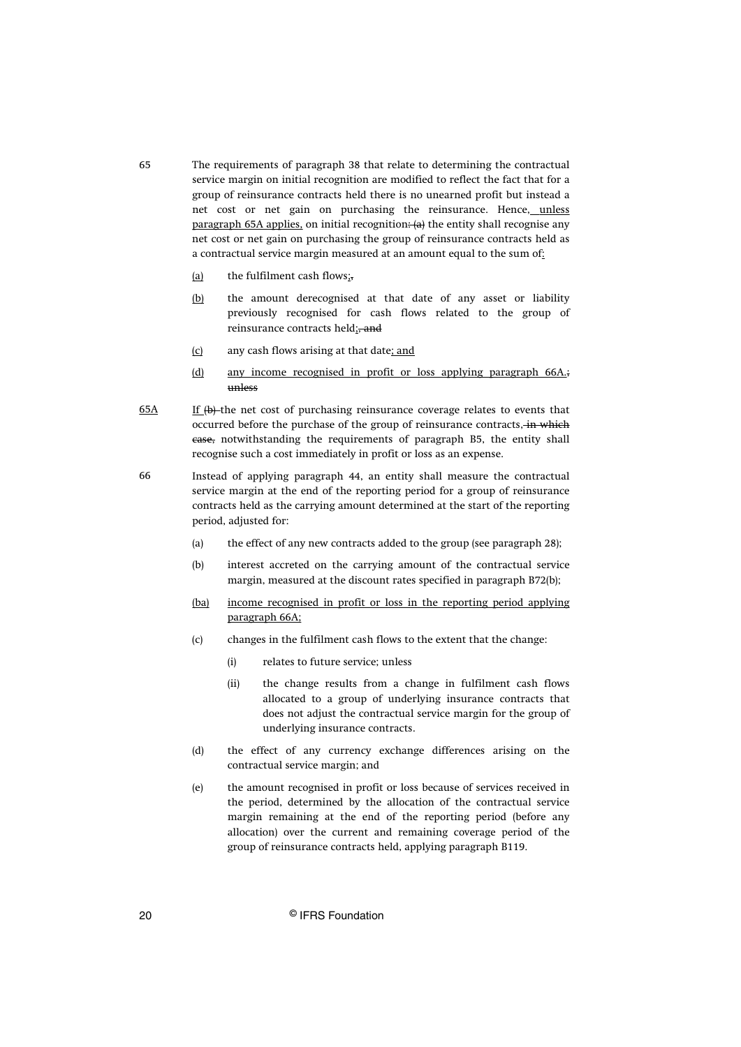65 The requirements of paragraph 38 that relate to determining the contractual service margin on initial recognition are modified to reflect the fact that for a group of reinsurance contracts held there is no unearned profit but instead a net cost or net gain on purchasing the reinsurance. Hence, unless paragraph 65A applies, on initial recognition: (a) the entity shall recognise any net cost or net gain on purchasing the group of reinsurance contracts held as a contractual service margin measured at an amount equal to the sum of:

- (a) the fulfilment cash flows;,
- (b) the amount derecognised at that date of any asset or liability previously recognised for cash flows related to the group of reinsurance contracts held;, and
- (c) any cash flows arising at that date; and
- (d) any income recognised in profit or loss applying paragraph 66A.; unless

65A If (b) the net cost of purchasing reinsurance coverage relates to events that occurred before the purchase of the group of reinsurance contracts, in which case, notwithstanding the requirements of paragraph B5, the entity shall recognise such a cost immediately in profit or loss as an expense.

66 Instead of applying paragraph 44, an entity shall measure the contractual service margin at the end of the reporting period for a group of reinsurance contracts held as the carrying amount determined at the start of the reporting period, adjusted for:

- (a) the effect of any new contracts added to the group (see paragraph 28);
- (b) interest accreted on the carrying amount of the contractual service margin, measured at the discount rates specified in paragraph B72(b);
- (ba) income recognised in profit or loss in the reporting period applying paragraph 66A;
- (c) changes in the fulfilment cash flows to the extent that the change:
  - (i) relates to future service; unless
  - (ii) the change results from a change in fulfilment cash flows allocated to a group of underlying insurance contracts that does not adjust the contractual service margin for the group of underlying insurance contracts.
- (d) the effect of any currency exchange differences arising on the contractual service margin; and
- (e) the amount recognised in profit or loss because of services received in the period, determined by the allocation of the contractual service margin remaining at the end of the reporting period (before any allocation) over the current and remaining coverage period of the group of reinsurance contracts held, applying paragraph B119.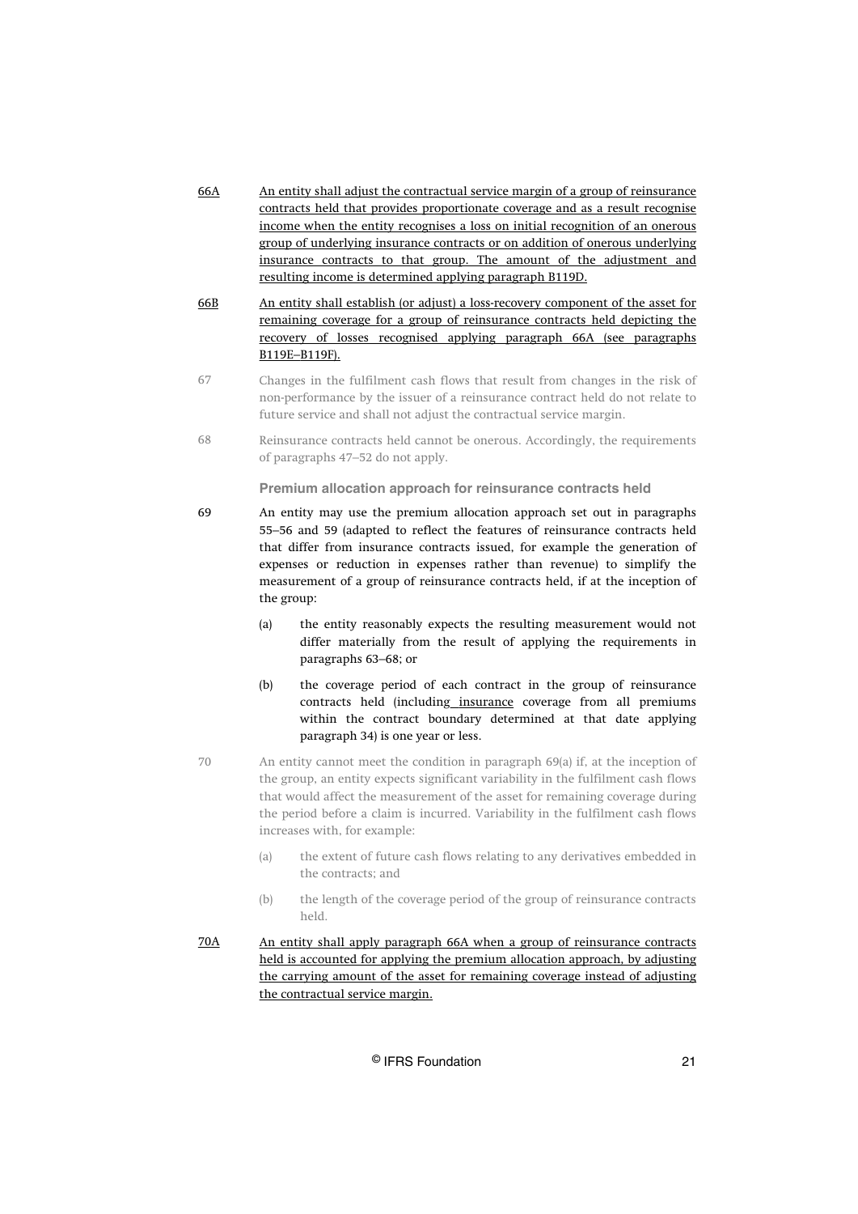66A An entity shall adjust the contractual service margin of a group of reinsurance contracts held that provides proportionate coverage and as a result recognise income when the entity recognises a loss on initial recognition of an onerous group of underlying insurance contracts or on addition of onerous underlying insurance contracts to that group. The amount of the adjustment and resulting income is determined applying paragraph B119D.

66B An entity shall establish (or adjust) a loss-recovery component of the asset for remaining coverage for a group of reinsurance contracts held depicting the recovery of losses recognised applying paragraph 66A (see paragraphs B119E–B119F).

67 Changes in the fulfilment cash flows that result from changes in the risk of non-performance by the issuer of a reinsurance contract held do not relate to future service and shall not adjust the contractual service margin.

68 Reinsurance contracts held cannot be onerous. Accordingly, the requirements of paragraphs 47–52 do not apply.

### Premium allocation approach for reinsurance contracts held

69 An entity may use the premium allocation approach set out in paragraphs 55–56 and 59 (adapted to reflect the features of reinsurance contracts held that differ from insurance contracts issued, for example the generation of expenses or reduction in expenses rather than revenue) to simplify the measurement of a group of reinsurance contracts held, if at the inception of the group:

- (a) the entity reasonably expects the resulting measurement would not differ materially from the result of applying the requirements in paragraphs 63–68; or
- (b) the coverage period of each contract in the group of reinsurance contracts held (including insurance coverage from all premiums within the contract boundary determined at that date applying paragraph 34) is one year or less.

70 An entity cannot meet the condition in paragraph 69(a) if, at the inception of the group, an entity expects significant variability in the fulfilment cash flows that would affect the measurement of the asset for remaining coverage during the period before a claim is incurred. Variability in the fulfilment cash flows increases with, for example:

- (a) the extent of future cash flows relating to any derivatives embedded in the contracts; and
- (b) the length of the coverage period of the group of reinsurance contracts held.

70A An entity shall apply paragraph 66A when a group of reinsurance contracts held is accounted for applying the premium allocation approach, by adjusting the carrying amount of the asset for remaining coverage instead of adjusting the contractual service margin.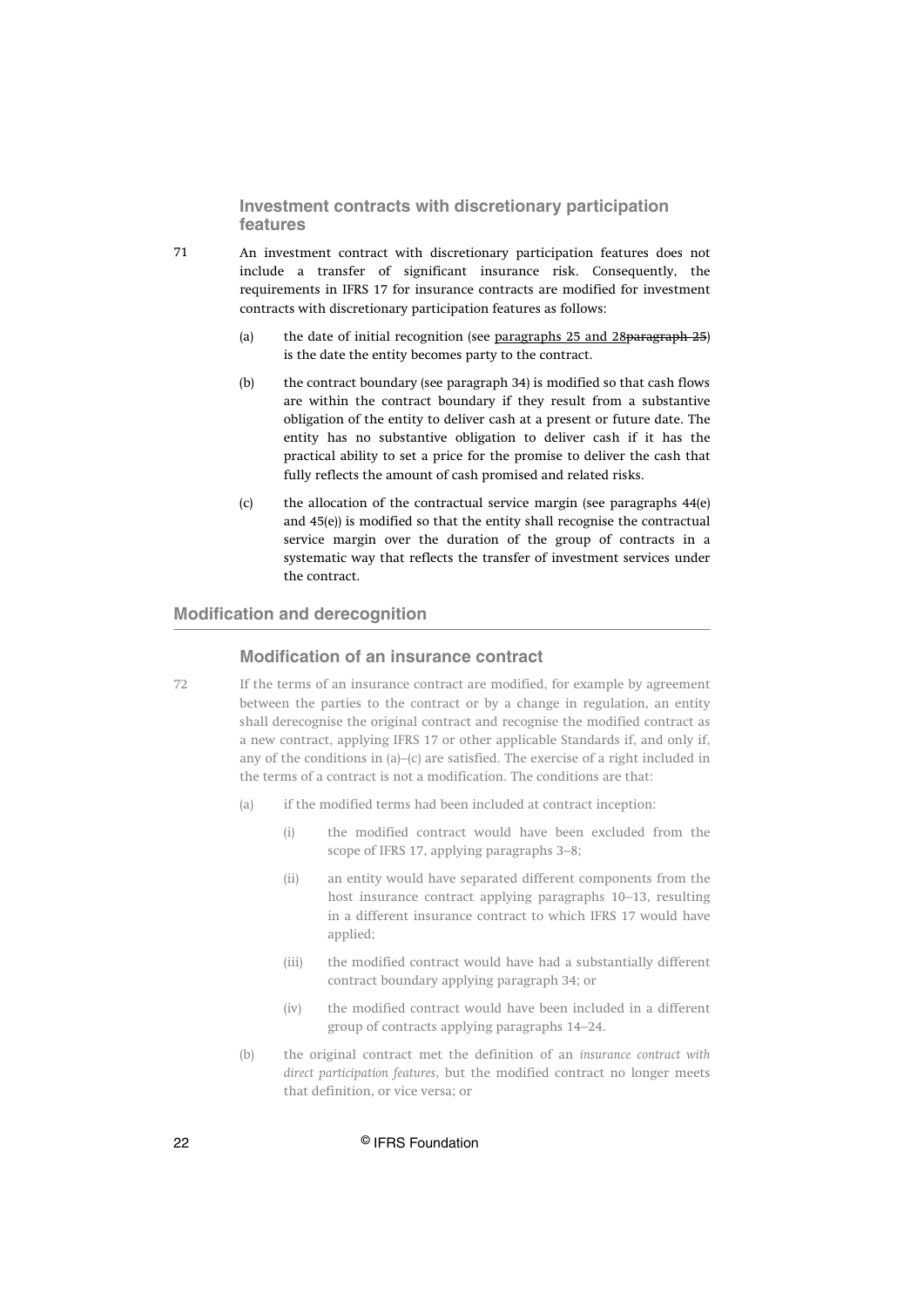### Investment contracts with discretionary participation features

71 An investment contract with discretionary participation features does not include a transfer of significant insurance risk. Consequently, the requirements in IFRS 17 for insurance contracts are modified for investment contracts with discretionary participation features as follows:

(a) the date of initial recognition (see <u>paragraphs 25 and 28</u>~~paragraph 25~~) is the date the entity becomes party to the contract.

(b) the contract boundary (see paragraph 34) is modified so that cash flows are within the contract boundary if they result from a substantive obligation of the entity to deliver cash at a present or future date. The entity has no substantive obligation to deliver cash if it has the practical ability to set a price for the promise to deliver the cash that fully reflects the amount of cash promised and related risks.

(c) the allocation of the contractual service margin (see paragraphs 44(e) and 45(e)) is modified so that the entity shall recognise the contractual service margin over the duration of the group of contracts in a systematic way that reflects the transfer of investment services under the contract.

## Modification and derecognition

### Modification of an insurance contract

72 If the terms of an insurance contract are modified, for example by agreement between the parties to the contract or by a change in regulation, an entity shall derecognise the original contract and recognise the modified contract as a new contract, applying IFRS 17 or other applicable Standards if, and only if, any of the conditions in (a)–(c) are satisfied. The exercise of a right included in the terms of a contract is not a modification. The conditions are that:

(a) if the modified terms had been included at contract inception:

(i) the modified contract would have been excluded from the scope of IFRS 17, applying paragraphs 3–8;

(ii) an entity would have separated different components from the host insurance contract applying paragraphs 10–13, resulting in a different insurance contract to which IFRS 17 would have applied;

(iii) the modified contract would have had a substantially different contract boundary applying paragraph 34; or

(iv) the modified contract would have been included in a different group of contracts applying paragraphs 14–24.

(b) the original contract met the definition of an *insurance contract with direct participation features*, but the modified contract no longer meets that definition, or vice versa; or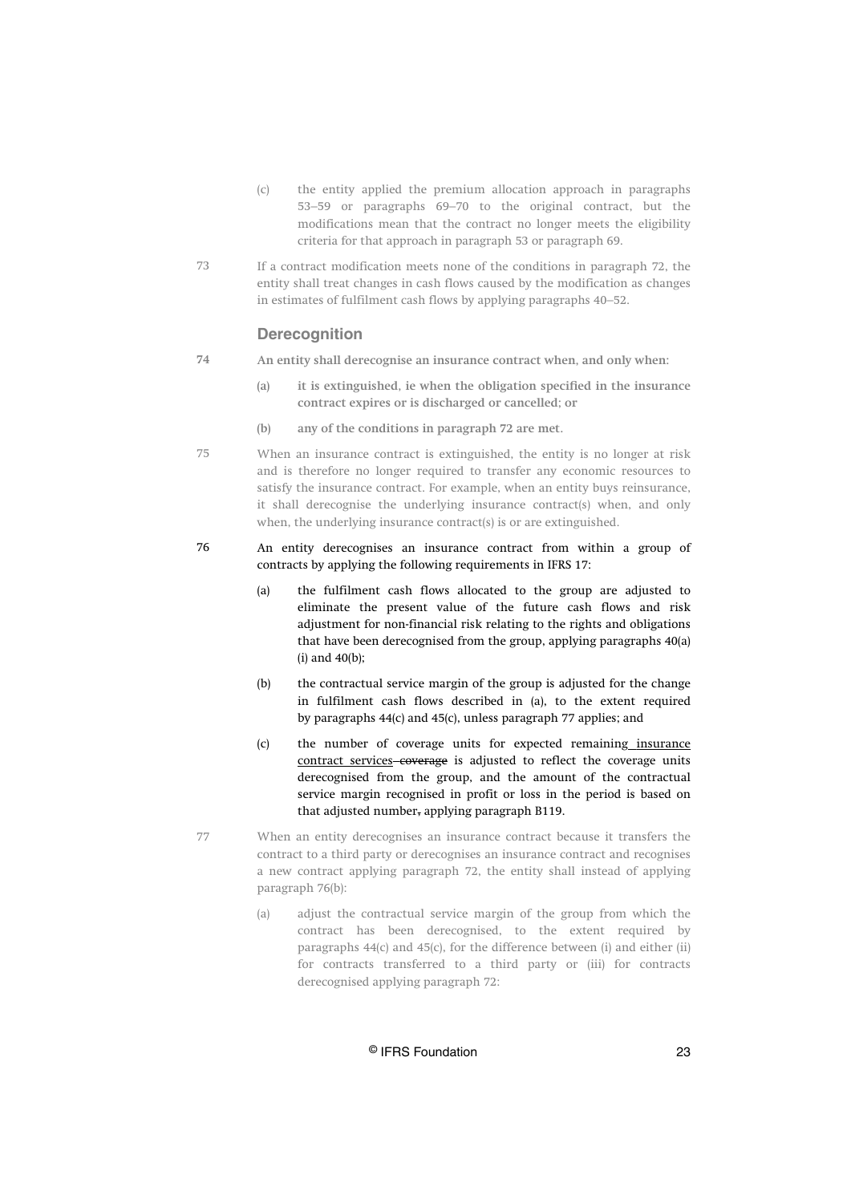(c) the entity applied the premium allocation approach in paragraphs 53–59 or paragraphs 69–70 to the original contract, but the modifications mean that the contract no longer meets the eligibility criteria for that approach in paragraph 53 or paragraph 69.

73 If a contract modification meets none of the conditions in paragraph 72, the entity shall treat changes in cash flows caused by the modification as changes in estimates of fulfilment cash flows by applying paragraphs 40–52.

### Derecognition

74 **An entity shall derecognise an insurance contract when, and only when:**

(a) **it is extinguished, ie when the obligation specified in the insurance contract expires or is discharged or cancelled; or**

(b) **any of the conditions in paragraph 72 are met.**

75 When an insurance contract is extinguished, the entity is no longer at risk and is therefore no longer required to transfer any economic resources to satisfy the insurance contract. For example, when an entity buys reinsurance, it shall derecognise the underlying insurance contract(s) when, and only when, the underlying insurance contract(s) is or are extinguished.

76 An entity derecognises an insurance contract from within a group of contracts by applying the following requirements in IFRS 17:

(a) the fulfilment cash flows allocated to the group are adjusted to eliminate the present value of the future cash flows and risk adjustment for non-financial risk relating to the rights and obligations that have been derecognised from the group, applying paragraphs 40(a)(i) and 40(b);

(b) the contractual service margin of the group is adjusted for the change in fulfilment cash flows described in (a), to the extent required by paragraphs 44(c) and 45(c), unless paragraph 77 applies; and

(c) the number of coverage units for expected remaining insurance contract services ~~coverage~~ is adjusted to reflect the coverage units derecognised from the group, and the amount of the contractual service margin recognised in profit or loss in the period is based on that adjusted number~~,~~ applying paragraph B119.

77 When an entity derecognises an insurance contract because it transfers the contract to a third party or derecognises an insurance contract and recognises a new contract applying paragraph 72, the entity shall instead of applying paragraph 76(b):

(a) adjust the contractual service margin of the group from which the contract has been derecognised, to the extent required by paragraphs 44(c) and 45(c), for the difference between (i) and either (ii) for contracts transferred to a third party or (iii) for contracts derecognised applying paragraph 72: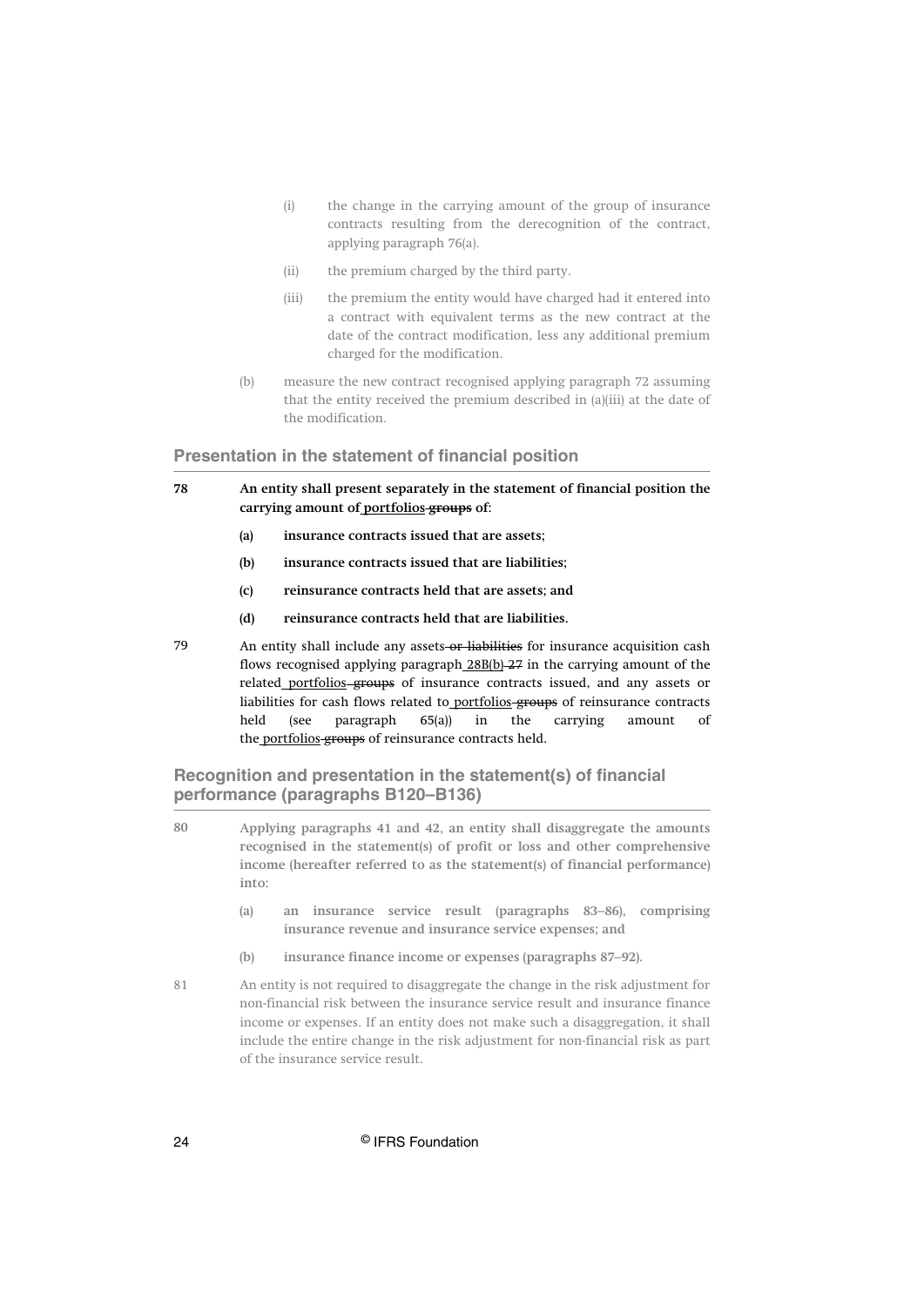(i) the change in the carrying amount of the group of insurance contracts resulting from the derecognition of the contract, applying paragraph 76(a).

(ii) the premium charged by the third party.

(iii) the premium the entity would have charged had it entered into a contract with equivalent terms as the new contract at the date of the contract modification, less any additional premium charged for the modification.

(b) measure the new contract recognised applying paragraph 72 assuming that the entity received the premium described in (a)(iii) at the date of the modification.

## Presentation in the statement of financial position

78 **An entity shall present separately in the statement of financial position the carrying amount of <u>portfolios</u> ~~groups~~ of:**

**(a) insurance contracts issued that are assets;**

**(b) insurance contracts issued that are liabilities;**

**(c) reinsurance contracts held that are assets; and**

**(d) reinsurance contracts held that are liabilities.**

79 An entity shall include any assets ~~or liabilities~~ for insurance acquisition cash flows recognised applying paragraph <u>28B(b)</u> ~~27~~ in the carrying amount of the related <u>portfolios</u> ~~groups~~ of insurance contracts issued, and any assets or liabilities for cash flows related to <u>portfolios</u> ~~groups~~ of reinsurance contracts held (see paragraph 65(a)) in the carrying amount of the <u>portfolios</u> ~~groups~~ of reinsurance contracts held.

## Recognition and presentation in the statement(s) of financial performance (paragraphs B120–B136)

80 **Applying paragraphs 41 and 42, an entity shall disaggregate the amounts recognised in the statement(s) of profit or loss and other comprehensive income (hereafter referred to as the statement(s) of financial performance) into:**

**(a) an insurance service result (paragraphs 83–86), comprising insurance revenue and insurance service expenses; and**

**(b) insurance finance income or expenses (paragraphs 87–92).**

81 An entity is not required to disaggregate the change in the risk adjustment for non-financial risk between the insurance service result and insurance finance income or expenses. If an entity does not make such a disaggregation, it shall include the entire change in the risk adjustment for non-financial risk as part of the insurance service result.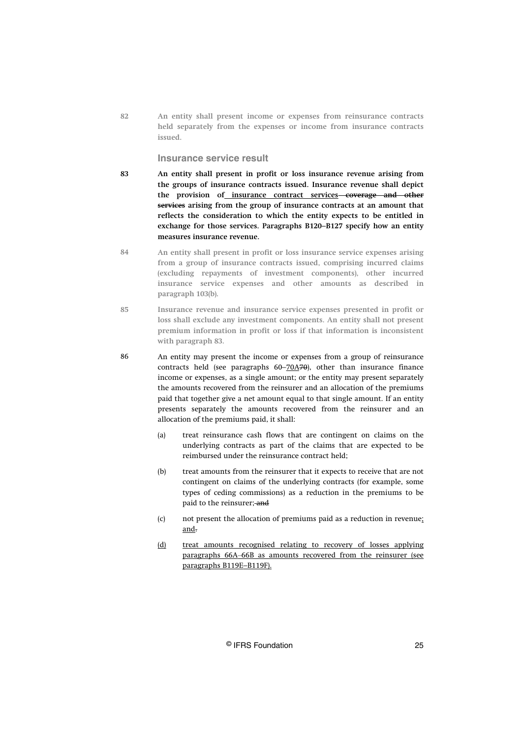82 **An entity shall present income or expenses from reinsurance contracts held separately from the expenses or income from insurance contracts issued.**

### Insurance service result

83 **An entity shall present in profit or loss insurance revenue arising from the groups of insurance contracts issued. Insurance revenue shall depict the provision of <u>insurance contract services</u> ~~coverage and other services~~ arising from the group of insurance contracts at an amount that reflects the consideration to which the entity expects to be entitled in exchange for those services. Paragraphs B120–B127 specify how an entity measures insurance revenue.**

84 **An entity shall present in profit or loss insurance service expenses arising from a group of insurance contracts issued, comprising incurred claims (excluding repayments of investment components), other incurred insurance service expenses and other amounts as described in paragraph 103(b).**

85 **Insurance revenue and insurance service expenses presented in profit or loss shall exclude any investment components. An entity shall not present premium information in profit or loss if that information is inconsistent with paragraph 83.**

86 An entity may present the income or expenses from a group of reinsurance contracts held (see paragraphs 60–<u>70A</u>~~70~~), other than insurance finance income or expenses, as a single amount; or the entity may present separately the amounts recovered from the reinsurer and an allocation of the premiums paid that together give a net amount equal to that single amount. If an entity presents separately the amounts recovered from the reinsurer and an allocation of the premiums paid, it shall:

(a) treat reinsurance cash flows that are contingent on claims on the underlying contracts as part of the claims that are expected to be reimbursed under the reinsurance contract held;

(b) treat amounts from the reinsurer that it expects to receive that are not contingent on claims of the underlying contracts (for example, some types of ceding commissions) as a reduction in the premiums to be paid to the reinsurer;~~ and~~

(c) not present the allocation of premiums paid as a reduction in revenue<u>; and</u>~~.~~

<u>(d) treat amounts recognised relating to recovery of losses applying paragraphs 66A–66B as amounts recovered from the reinsurer (see paragraphs B119E–B119F).</u>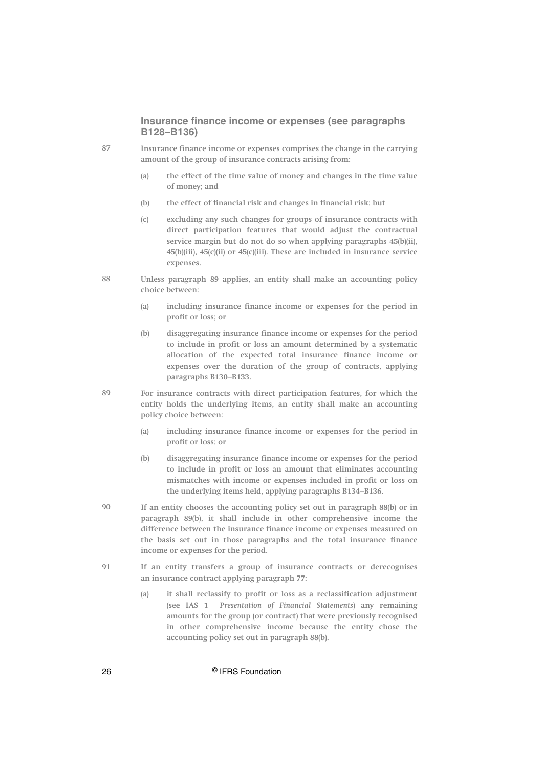### Insurance finance income or expenses (see paragraphs B128–B136)

87 **Insurance finance income or expenses comprises the change in the carrying amount of the group of insurance contracts arising from:**

- **(a) the effect of the time value of money and changes in the time value of money; and**
- **(b) the effect of financial risk and changes in financial risk; but**
- **(c) excluding any such changes for groups of insurance contracts with direct participation features that would adjust the contractual service margin but do not do so when applying paragraphs 45(b)(ii), 45(b)(iii), 45(c)(ii) or 45(c)(iii). These are included in insurance service expenses.**

88 **Unless paragraph 89 applies, an entity shall make an accounting policy choice between:**

- **(a) including insurance finance income or expenses for the period in profit or loss; or**
- **(b) disaggregating insurance finance income or expenses for the period to include in profit or loss an amount determined by a systematic allocation of the expected total insurance finance income or expenses over the duration of the group of contracts, applying paragraphs B130–B133.**

89 **For insurance contracts with direct participation features, for which the entity holds the underlying items, an entity shall make an accounting policy choice between:**

- **(a) including insurance finance income or expenses for the period in profit or loss; or**
- **(b) disaggregating insurance finance income or expenses for the period to include in profit or loss an amount that eliminates accounting mismatches with income or expenses included in profit or loss on the underlying items held, applying paragraphs B134–B136.**

90 **If an entity chooses the accounting policy set out in paragraph 88(b) or in paragraph 89(b), it shall include in other comprehensive income the difference between the insurance finance income or expenses measured on the basis set out in those paragraphs and the total insurance finance income or expenses for the period.**

91 **If an entity transfers a group of insurance contracts or derecognises an insurance contract applying paragraph 77:**

- **(a) it shall reclassify to profit or loss as a reclassification adjustment (see IAS 1 *Presentation of Financial Statements*) any remaining amounts for the group (or contract) that were previously recognised in other comprehensive income because the entity chose the accounting policy set out in paragraph 88(b).**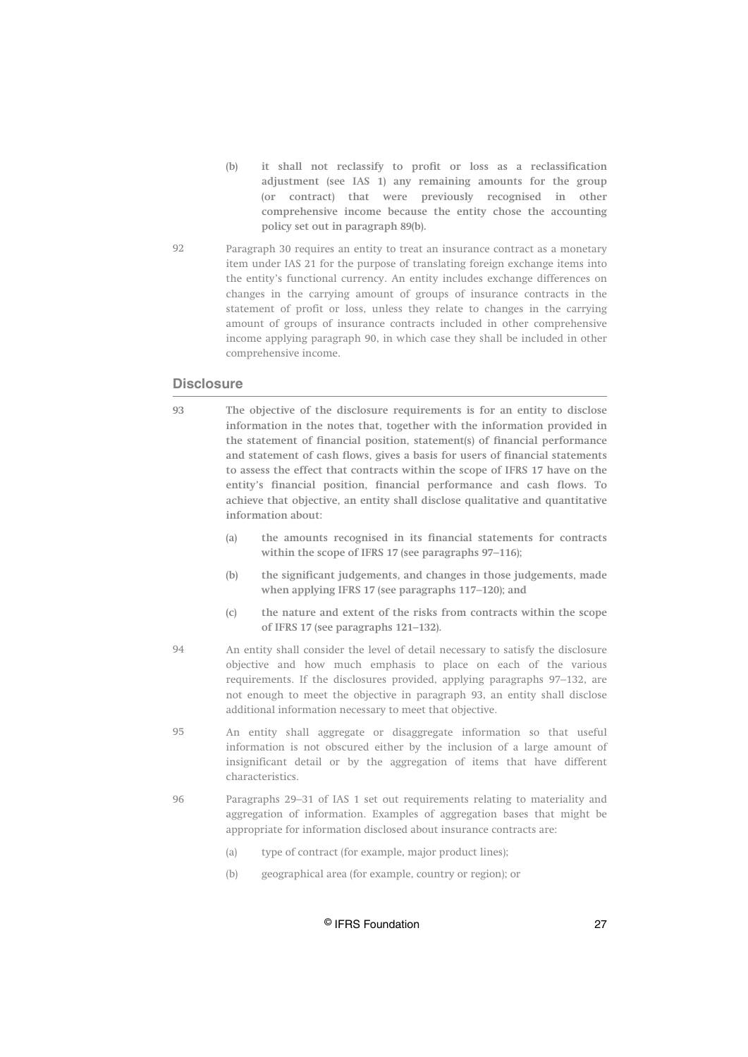(b) **it shall not reclassify to profit or loss as a reclassification adjustment (see IAS 1) any remaining amounts for the group (or contract) that were previously recognised in other comprehensive income because the entity chose the accounting policy set out in paragraph 89(b).**

92 Paragraph 30 requires an entity to treat an insurance contract as a monetary item under IAS 21 for the purpose of translating foreign exchange items into the entity's functional currency. An entity includes exchange differences on changes in the carrying amount of groups of insurance contracts in the statement of profit or loss, unless they relate to changes in the carrying amount of groups of insurance contracts included in other comprehensive income applying paragraph 90, in which case they shall be included in other comprehensive income.

## Disclosure

93 **The objective of the disclosure requirements is for an entity to disclose information in the notes that, together with the information provided in the statement of financial position, statement(s) of financial performance and statement of cash flows, gives a basis for users of financial statements to assess the effect that contracts within the scope of IFRS 17 have on the entity's financial position, financial performance and cash flows. To achieve that objective, an entity shall disclose qualitative and quantitative information about:**

(a) **the amounts recognised in its financial statements for contracts within the scope of IFRS 17 (see paragraphs 97–116);**

(b) **the significant judgements, and changes in those judgements, made when applying IFRS 17 (see paragraphs 117–120); and**

(c) **the nature and extent of the risks from contracts within the scope of IFRS 17 (see paragraphs 121–132).**

94 An entity shall consider the level of detail necessary to satisfy the disclosure objective and how much emphasis to place on each of the various requirements. If the disclosures provided, applying paragraphs 97–132, are not enough to meet the objective in paragraph 93, an entity shall disclose additional information necessary to meet that objective.

95 An entity shall aggregate or disaggregate information so that useful information is not obscured either by the inclusion of a large amount of insignificant detail or by the aggregation of items that have different characteristics.

96 Paragraphs 29–31 of IAS 1 set out requirements relating to materiality and aggregation of information. Examples of aggregation bases that might be appropriate for information disclosed about insurance contracts are:

(a) type of contract (for example, major product lines);

(b) geographical area (for example, country or region); or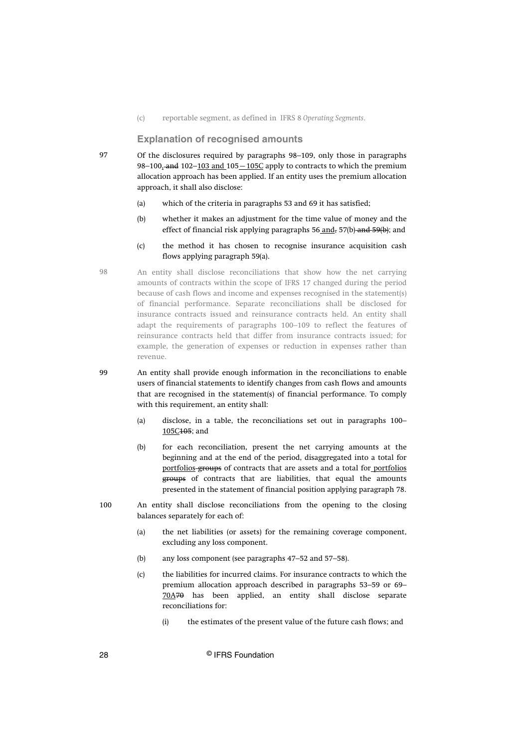(c) reportable segment, as defined in IFRS 8 *Operating Segments*.

## Explanation of recognised amounts

97 Of the disclosures required by paragraphs 98–109, only those in paragraphs 98–100, ~~and~~ 102–<u>103 and</u> 105<u>–105C</u> apply to contracts to which the premium allocation approach has been applied. If an entity uses the premium allocation approach, it shall also disclose:

(a) which of the criteria in paragraphs 53 and 69 it has satisfied;

(b) whether it makes an adjustment for the time value of money and the effect of financial risk applying paragraphs 56 <u>and</u>~~,~~ 57(b) ~~and 59(b)~~; and

(c) the method it has chosen to recognise insurance acquisition cash flows applying paragraph 59(a).

98 An entity shall disclose reconciliations that show how the net carrying amounts of contracts within the scope of IFRS 17 changed during the period because of cash flows and income and expenses recognised in the statement(s) of financial performance. Separate reconciliations shall be disclosed for insurance contracts issued and reinsurance contracts held. An entity shall adapt the requirements of paragraphs 100–109 to reflect the features of reinsurance contracts held that differ from insurance contracts issued; for example, the generation of expenses or reduction in expenses rather than revenue.

99 An entity shall provide enough information in the reconciliations to enable users of financial statements to identify changes from cash flows and amounts that are recognised in the statement(s) of financial performance. To comply with this requirement, an entity shall:

(a) disclose, in a table, the reconciliations set out in paragraphs 100–<u>105C</u>~~105~~; and

(b) for each reconciliation, present the net carrying amounts at the beginning and at the end of the period, disaggregated into a total for <u>portfolios</u> ~~groups~~ of contracts that are assets and a total for <u>portfolios</u> ~~groups~~ of contracts that are liabilities, that equal the amounts presented in the statement of financial position applying paragraph 78.

100 An entity shall disclose reconciliations from the opening to the closing balances separately for each of:

(a) the net liabilities (or assets) for the remaining coverage component, excluding any loss component.

(b) any loss component (see paragraphs 47–52 and 57–58).

(c) the liabilities for incurred claims. For insurance contracts to which the premium allocation approach described in paragraphs 53–59 or 69–<u>70A</u>~~70~~ has been applied, an entity shall disclose separate reconciliations for:

(i) the estimates of the present value of the future cash flows; and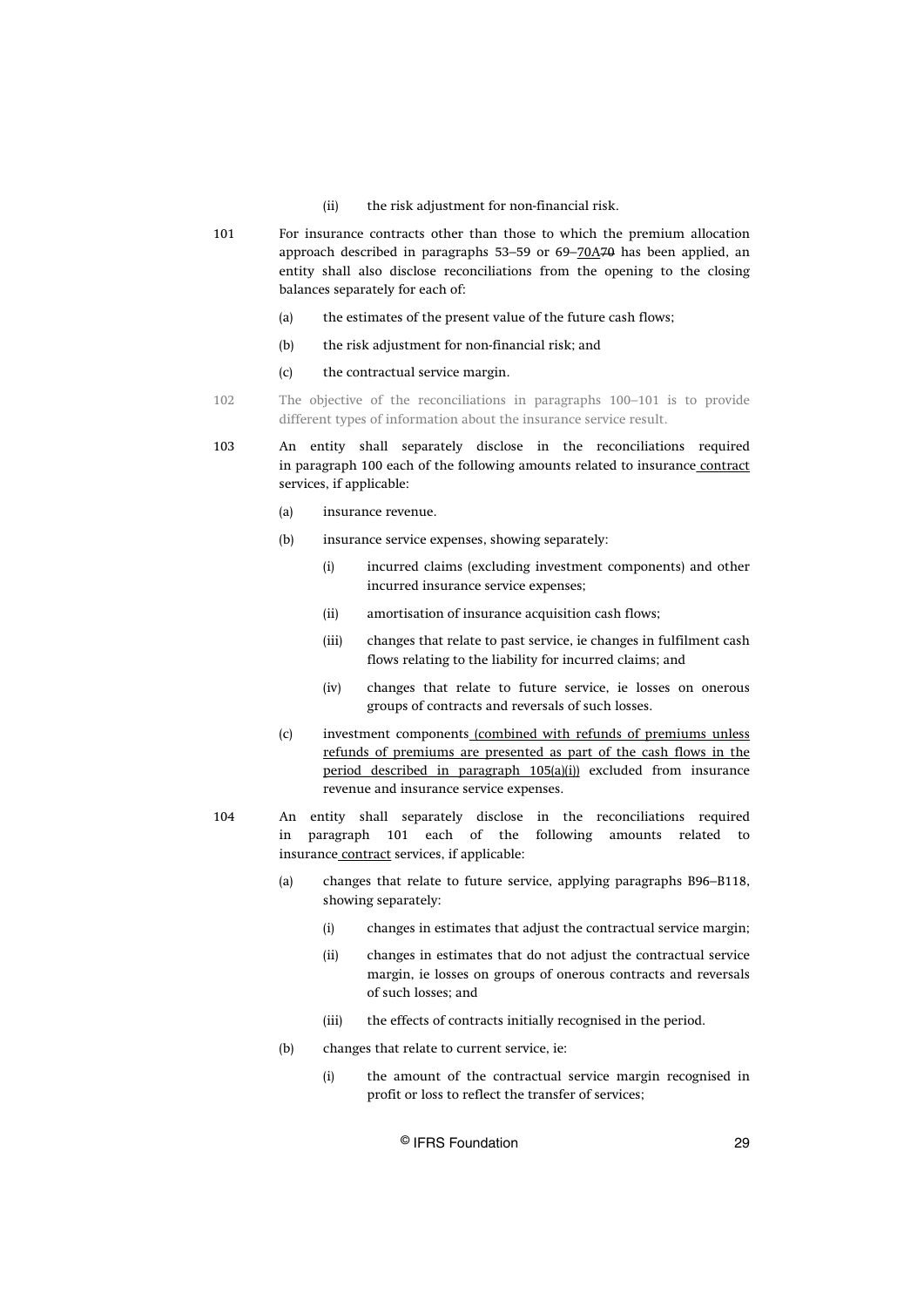(ii) the risk adjustment for non-financial risk.

101 For insurance contracts other than those to which the premium allocation approach described in paragraphs 53–59 or 69–70A~~70~~ has been applied, an entity shall also disclose reconciliations from the opening to the closing balances separately for each of:

(a) the estimates of the present value of the future cash flows;

(b) the risk adjustment for non-financial risk; and

(c) the contractual service margin.

102 The objective of the reconciliations in paragraphs 100–101 is to provide different types of information about the insurance service result.

103 An entity shall separately disclose in the reconciliations required in paragraph 100 each of the following amounts related to insurance contract services, if applicable:

(a) insurance revenue.

(b) insurance service expenses, showing separately:

(i) incurred claims (excluding investment components) and other incurred insurance service expenses;

(ii) amortisation of insurance acquisition cash flows;

(iii) changes that relate to past service, ie changes in fulfilment cash flows relating to the liability for incurred claims; and

(iv) changes that relate to future service, ie losses on onerous groups of contracts and reversals of such losses.

(c) investment components (combined with refunds of premiums unless refunds of premiums are presented as part of the cash flows in the period described in paragraph 105(a)(i)) excluded from insurance revenue and insurance service expenses.

104 An entity shall separately disclose in the reconciliations required in paragraph 101 each of the following amounts related to insurance contract services, if applicable:

(a) changes that relate to future service, applying paragraphs B96–B118, showing separately:

(i) changes in estimates that adjust the contractual service margin;

(ii) changes in estimates that do not adjust the contractual service margin, ie losses on groups of onerous contracts and reversals of such losses; and

(iii) the effects of contracts initially recognised in the period.

(b) changes that relate to current service, ie:

(i) the amount of the contractual service margin recognised in profit or loss to reflect the transfer of services;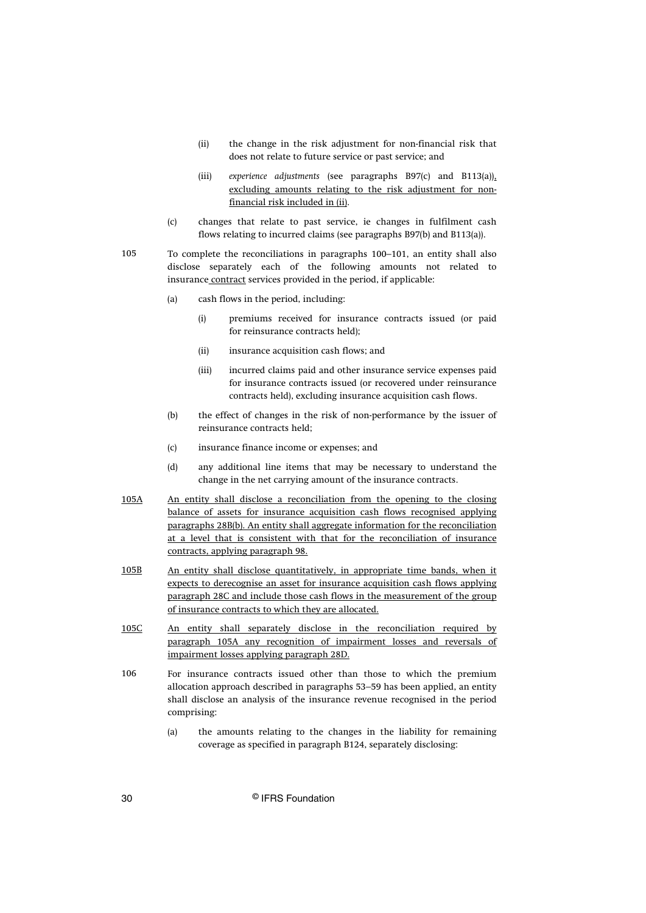(ii) the change in the risk adjustment for non-financial risk that does not relate to future service or past service; and

(iii) *experience adjustments* (see paragraphs B97(c) and B113(a)), excluding amounts relating to the risk adjustment for non-financial risk included in (ii).

(c) changes that relate to past service, ie changes in fulfilment cash flows relating to incurred claims (see paragraphs B97(b) and B113(a)).

105 To complete the reconciliations in paragraphs 100–101, an entity shall also disclose separately each of the following amounts not related to insurance contract services provided in the period, if applicable:

(a) cash flows in the period, including:

(i) premiums received for insurance contracts issued (or paid for reinsurance contracts held);

(ii) insurance acquisition cash flows; and

(iii) incurred claims paid and other insurance service expenses paid for insurance contracts issued (or recovered under reinsurance contracts held), excluding insurance acquisition cash flows.

(b) the effect of changes in the risk of non-performance by the issuer of reinsurance contracts held;

(c) insurance finance income or expenses; and

(d) any additional line items that may be necessary to understand the change in the net carrying amount of the insurance contracts.

105A An entity shall disclose a reconciliation from the opening to the closing balance of assets for insurance acquisition cash flows recognised applying paragraphs 28B(b). An entity shall aggregate information for the reconciliation at a level that is consistent with that for the reconciliation of insurance contracts, applying paragraph 98.

105B An entity shall disclose quantitatively, in appropriate time bands, when it expects to derecognise an asset for insurance acquisition cash flows applying paragraph 28C and include those cash flows in the measurement of the group of insurance contracts to which they are allocated.

105C An entity shall separately disclose in the reconciliation required by paragraph 105A any recognition of impairment losses and reversals of impairment losses applying paragraph 28D.

106 For insurance contracts issued other than those to which the premium allocation approach described in paragraphs 53–59 has been applied, an entity shall disclose an analysis of the insurance revenue recognised in the period comprising:

(a) the amounts relating to the changes in the liability for remaining coverage as specified in paragraph B124, separately disclosing: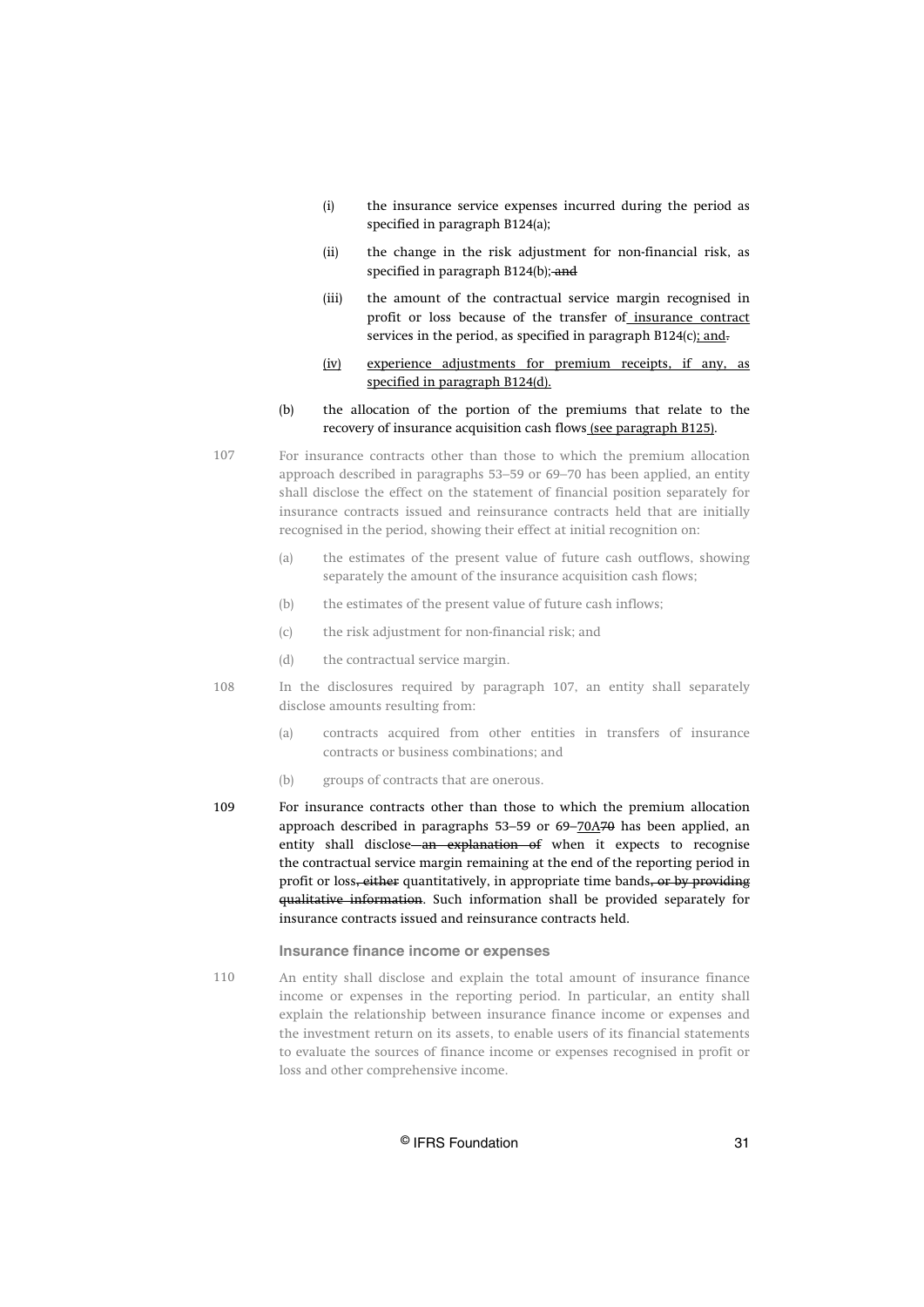- (i) the insurance service expenses incurred during the period as specified in paragraph B124(a);
- (ii) the change in the risk adjustment for non-financial risk, as specified in paragraph B124(b); ~~and~~
- (iii) the amount of the contractual service margin recognised in profit or loss because of the transfer of insurance contract services in the period, as specified in paragraph B124(c); and~~.~~
- (iv) experience adjustments for premium receipts, if any, as specified in paragraph B124(d).

(b) the allocation of the portion of the premiums that relate to the recovery of insurance acquisition cash flows (see paragraph B125).

107 For insurance contracts other than those to which the premium allocation approach described in paragraphs 53–59 or 69–70 has been applied, an entity shall disclose the effect on the statement of financial position separately for insurance contracts issued and reinsurance contracts held that are initially recognised in the period, showing their effect at initial recognition on:

- (a) the estimates of the present value of future cash outflows, showing separately the amount of the insurance acquisition cash flows;
- (b) the estimates of the present value of future cash inflows;
- (c) the risk adjustment for non-financial risk; and
- (d) the contractual service margin.

108 In the disclosures required by paragraph 107, an entity shall separately disclose amounts resulting from:

- (a) contracts acquired from other entities in transfers of insurance contracts or business combinations; and
- (b) groups of contracts that are onerous.

109 For insurance contracts other than those to which the premium allocation approach described in paragraphs 53–59 or 69–70A~~70~~ has been applied, an entity shall disclose ~~an explanation of~~ when it expects to recognise the contractual service margin remaining at the end of the reporting period in profit or loss~~, either~~ quantitatively, in appropriate time bands~~, or by providing qualitative information~~. Such information shall be provided separately for insurance contracts issued and reinsurance contracts held.

#### Insurance finance income or expenses

110 An entity shall disclose and explain the total amount of insurance finance income or expenses in the reporting period. In particular, an entity shall explain the relationship between insurance finance income or expenses and the investment return on its assets, to enable users of its financial statements to evaluate the sources of finance income or expenses recognised in profit or loss and other comprehensive income.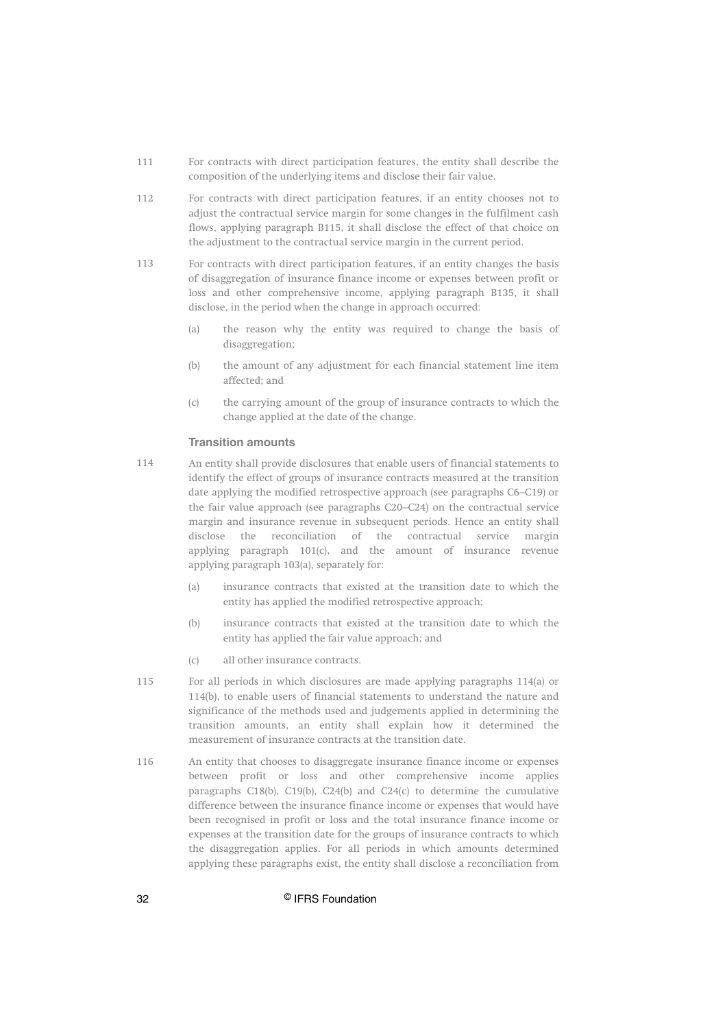111 For contracts with direct participation features, the entity shall describe the composition of the underlying items and disclose their fair value.

112 For contracts with direct participation features, if an entity chooses not to adjust the contractual service margin for some changes in the fulfilment cash flows, applying paragraph B115, it shall disclose the effect of that choice on the adjustment to the contractual service margin in the current period.

113 For contracts with direct participation features, if an entity changes the basis of disaggregation of insurance finance income or expenses between profit or loss and other comprehensive income, applying paragraph B135, it shall disclose, in the period when the change in approach occurred:

(a) the reason why the entity was required to change the basis of disaggregation;

(b) the amount of any adjustment for each financial statement line item affected; and

(c) the carrying amount of the group of insurance contracts to which the change applied at the date of the change.

### Transition amounts

114 An entity shall provide disclosures that enable users of financial statements to identify the effect of groups of insurance contracts measured at the transition date applying the modified retrospective approach (see paragraphs C6–C19) or the fair value approach (see paragraphs C20–C24) on the contractual service margin and insurance revenue in subsequent periods. Hence an entity shall disclose the reconciliation of the contractual service margin applying paragraph 101(c), and the amount of insurance revenue applying paragraph 103(a), separately for:

(a) insurance contracts that existed at the transition date to which the entity has applied the modified retrospective approach;

(b) insurance contracts that existed at the transition date to which the entity has applied the fair value approach; and

(c) all other insurance contracts.

115 For all periods in which disclosures are made applying paragraphs 114(a) or 114(b), to enable users of financial statements to understand the nature and significance of the methods used and judgements applied in determining the transition amounts, an entity shall explain how it determined the measurement of insurance contracts at the transition date.

116 An entity that chooses to disaggregate insurance finance income or expenses between profit or loss and other comprehensive income applies paragraphs C18(b), C19(b), C24(b) and C24(c) to determine the cumulative difference between the insurance finance income or expenses that would have been recognised in profit or loss and the total insurance finance income or expenses at the transition date for the groups of insurance contracts to which the disaggregation applies. For all periods in which amounts determined applying these paragraphs exist, the entity shall disclose a reconciliation from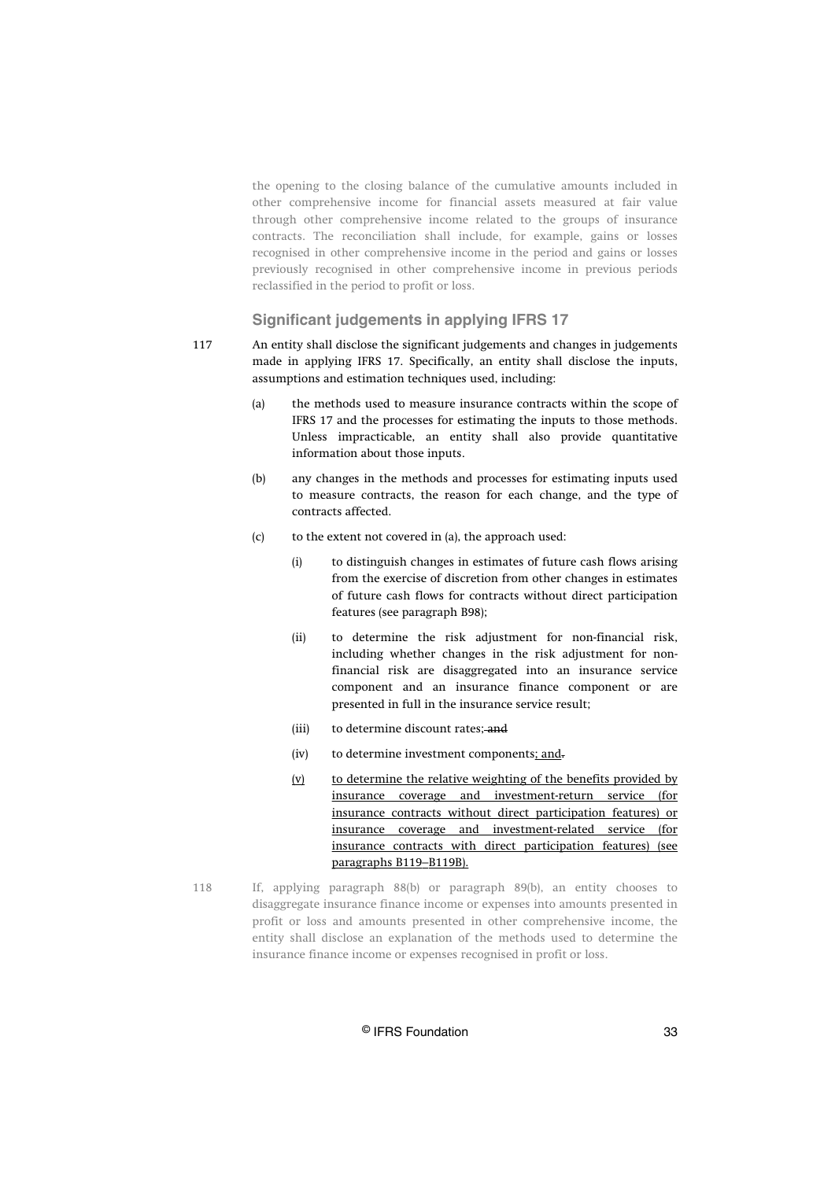the opening to the closing balance of the cumulative amounts included in other comprehensive income for financial assets measured at fair value through other comprehensive income related to the groups of insurance contracts. The reconciliation shall include, for example, gains or losses recognised in other comprehensive income in the period and gains or losses previously recognised in other comprehensive income in previous periods reclassified in the period to profit or loss.

### Significant judgements in applying IFRS 17

117 An entity shall disclose the significant judgements and changes in judgements made in applying IFRS 17. Specifically, an entity shall disclose the inputs, assumptions and estimation techniques used, including:

(a) the methods used to measure insurance contracts within the scope of IFRS 17 and the processes for estimating the inputs to those methods. Unless impracticable, an entity shall also provide quantitative information about those inputs.

(b) any changes in the methods and processes for estimating inputs used to measure contracts, the reason for each change, and the type of contracts affected.

(c) to the extent not covered in (a), the approach used:

(i) to distinguish changes in estimates of future cash flows arising from the exercise of discretion from other changes in estimates of future cash flows for contracts without direct participation features (see paragraph B98);

(ii) to determine the risk adjustment for non-financial risk, including whether changes in the risk adjustment for non-financial risk are disaggregated into an insurance service component and an insurance finance component or are presented in full in the insurance service result;

(iii) to determine discount rates; ~~and~~

(iv) to determine investment components<u>; and</u>~~.~~

<u>(v) to determine the relative weighting of the benefits provided by insurance coverage and investment-return service (for insurance contracts without direct participation features) or insurance coverage and investment-related service (for insurance contracts with direct participation features) (see paragraphs B119–B119B).</u>

118 If, applying paragraph 88(b) or paragraph 89(b), an entity chooses to disaggregate insurance finance income or expenses into amounts presented in profit or loss and amounts presented in other comprehensive income, the entity shall disclose an explanation of the methods used to determine the insurance finance income or expenses recognised in profit or loss.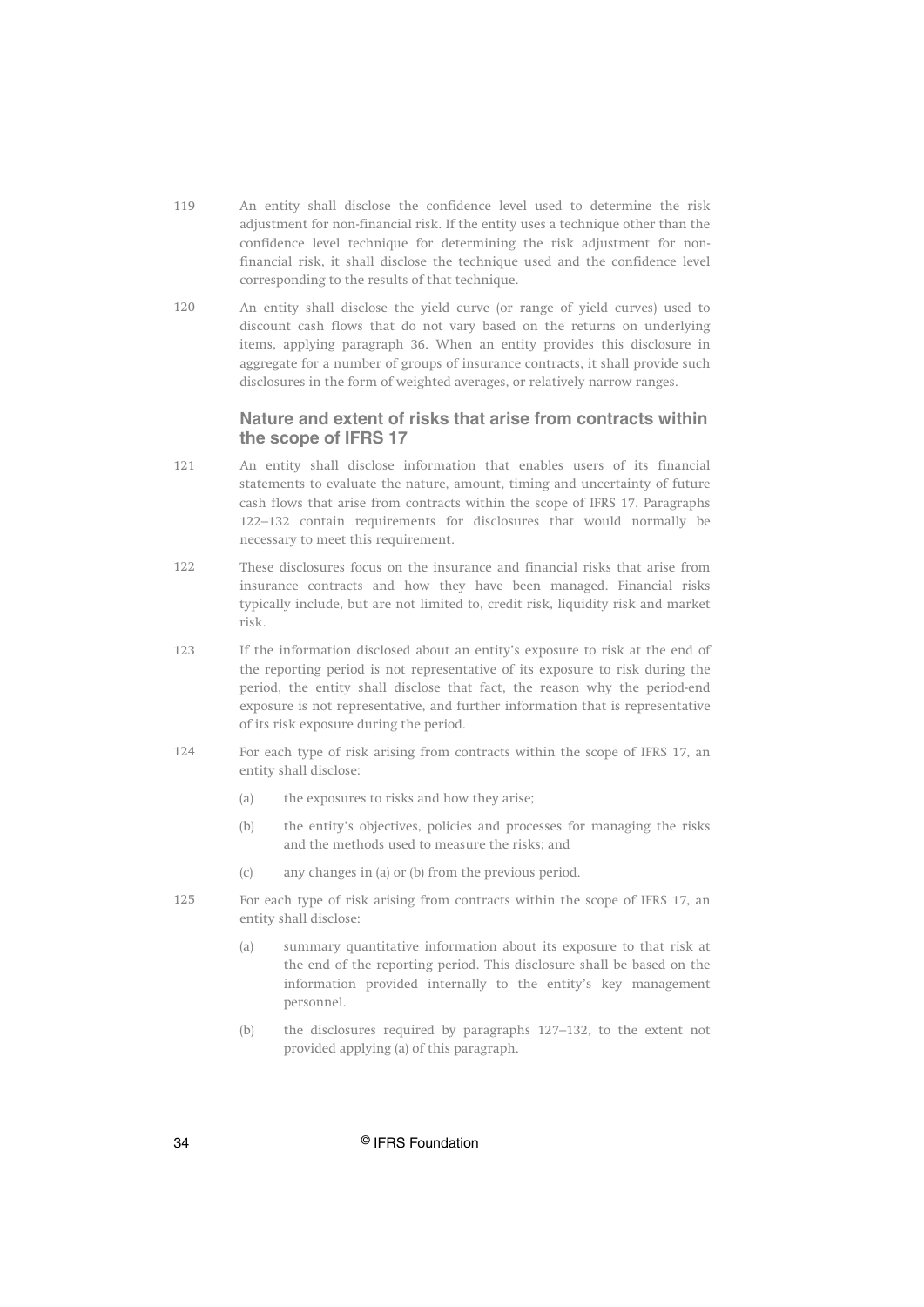119 An entity shall disclose the confidence level used to determine the risk adjustment for non-financial risk. If the entity uses a technique other than the confidence level technique for determining the risk adjustment for non-financial risk, it shall disclose the technique used and the confidence level corresponding to the results of that technique.

120 An entity shall disclose the yield curve (or range of yield curves) used to discount cash flows that do not vary based on the returns on underlying items, applying paragraph 36. When an entity provides this disclosure in aggregate for a number of groups of insurance contracts, it shall provide such disclosures in the form of weighted averages, or relatively narrow ranges.

### Nature and extent of risks that arise from contracts within the scope of IFRS 17

121 An entity shall disclose information that enables users of its financial statements to evaluate the nature, amount, timing and uncertainty of future cash flows that arise from contracts within the scope of IFRS 17. Paragraphs 122–132 contain requirements for disclosures that would normally be necessary to meet this requirement.

122 These disclosures focus on the insurance and financial risks that arise from insurance contracts and how they have been managed. Financial risks typically include, but are not limited to, credit risk, liquidity risk and market risk.

123 If the information disclosed about an entity's exposure to risk at the end of the reporting period is not representative of its exposure to risk during the period, the entity shall disclose that fact, the reason why the period-end exposure is not representative, and further information that is representative of its risk exposure during the period.

124 For each type of risk arising from contracts within the scope of IFRS 17, an entity shall disclose:

(a) the exposures to risks and how they arise;

(b) the entity's objectives, policies and processes for managing the risks and the methods used to measure the risks; and

(c) any changes in (a) or (b) from the previous period.

125 For each type of risk arising from contracts within the scope of IFRS 17, an entity shall disclose:

(a) summary quantitative information about its exposure to that risk at the end of the reporting period. This disclosure shall be based on the information provided internally to the entity's key management personnel.

(b) the disclosures required by paragraphs 127–132, to the extent not provided applying (a) of this paragraph.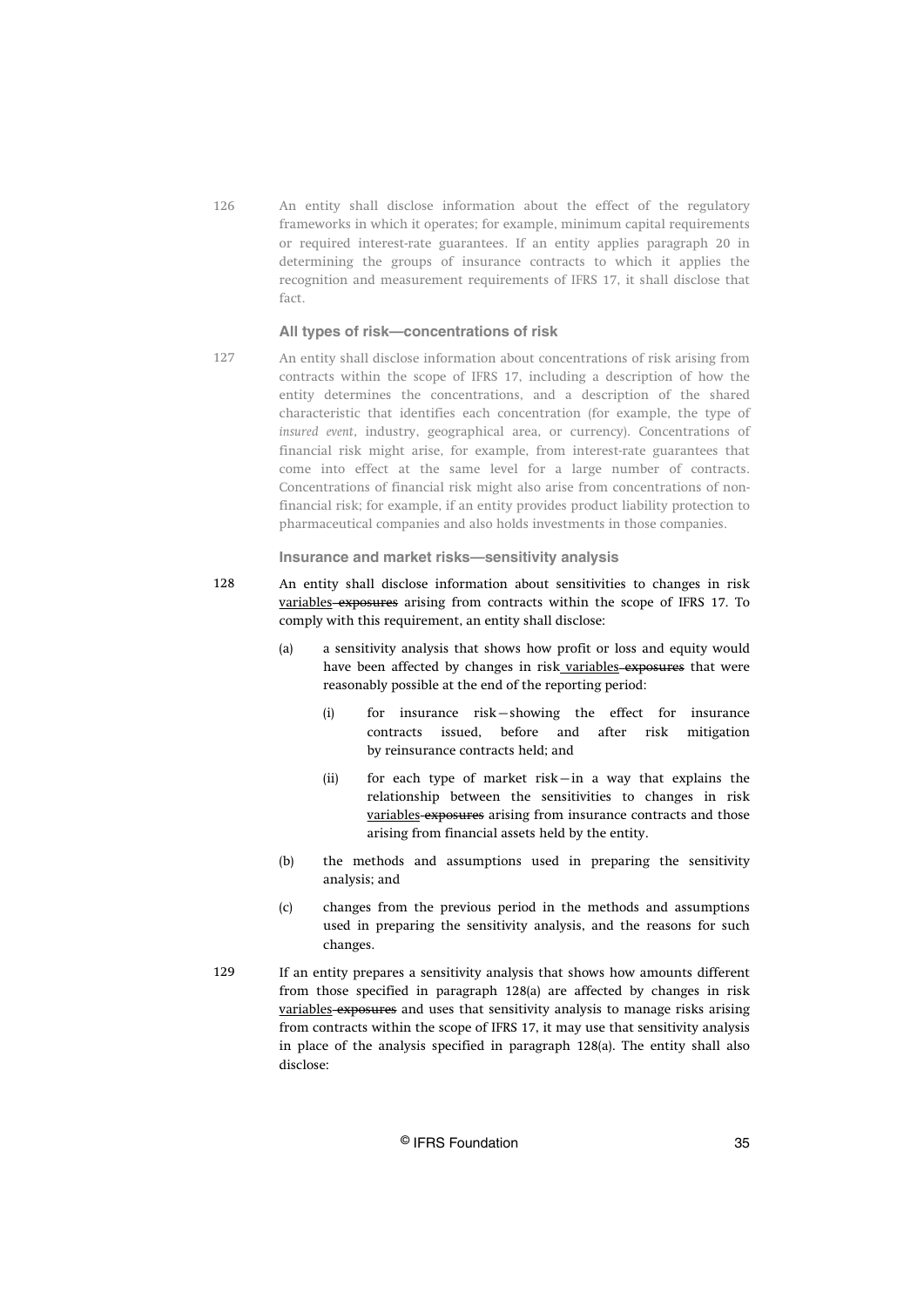126 An entity shall disclose information about the effect of the regulatory frameworks in which it operates; for example, minimum capital requirements or required interest-rate guarantees. If an entity applies paragraph 20 in determining the groups of insurance contracts to which it applies the recognition and measurement requirements of IFRS 17, it shall disclose that fact.

### All types of risk—concentrations of risk

127 An entity shall disclose information about concentrations of risk arising from contracts within the scope of IFRS 17, including a description of how the entity determines the concentrations, and a description of the shared characteristic that identifies each concentration (for example, the type of *insured event*, industry, geographical area, or currency). Concentrations of financial risk might arise, for example, from interest-rate guarantees that come into effect at the same level for a large number of contracts. Concentrations of financial risk might also arise from concentrations of non-financial risk; for example, if an entity provides product liability protection to pharmaceutical companies and also holds investments in those companies.

### Insurance and market risks—sensitivity analysis

128 An entity shall disclose information about sensitivities to changes in risk <u>variables</u> ~~exposures~~ arising from contracts within the scope of IFRS 17. To comply with this requirement, an entity shall disclose:

- (a) a sensitivity analysis that shows how profit or loss and equity would have been affected by changes in risk <u>variables</u> ~~exposures~~ that were reasonably possible at the end of the reporting period:
  - (i) for insurance risk—showing the effect for insurance contracts issued, before and after risk mitigation by reinsurance contracts held; and
  - (ii) for each type of market risk—in a way that explains the relationship between the sensitivities to changes in risk <u>variables</u> ~~exposures~~ arising from insurance contracts and those arising from financial assets held by the entity.
- (b) the methods and assumptions used in preparing the sensitivity analysis; and
- (c) changes from the previous period in the methods and assumptions used in preparing the sensitivity analysis, and the reasons for such changes.

129 If an entity prepares a sensitivity analysis that shows how amounts different from those specified in paragraph 128(a) are affected by changes in risk <u>variables</u> ~~exposures~~ and uses that sensitivity analysis to manage risks arising from contracts within the scope of IFRS 17, it may use that sensitivity analysis in place of the analysis specified in paragraph 128(a). The entity shall also disclose: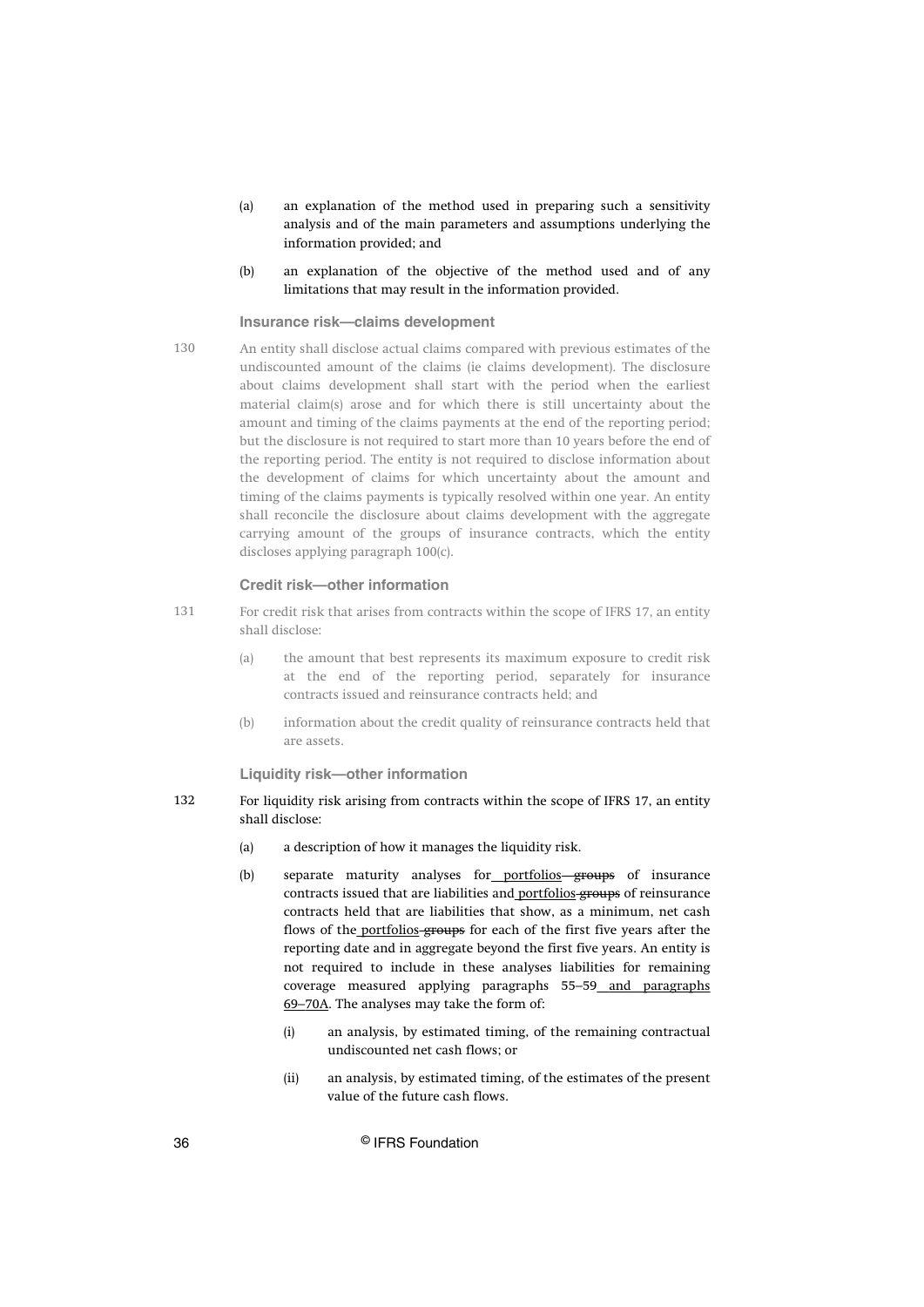(a) an explanation of the method used in preparing such a sensitivity analysis and of the main parameters and assumptions underlying the information provided; and

(b) an explanation of the objective of the method used and of any limitations that may result in the information provided.

### Insurance risk—claims development

130 An entity shall disclose actual claims compared with previous estimates of the undiscounted amount of the claims (ie claims development). The disclosure about claims development shall start with the period when the earliest material claim(s) arose and for which there is still uncertainty about the amount and timing of the claims payments at the end of the reporting period; but the disclosure is not required to start more than 10 years before the end of the reporting period. The entity is not required to disclose information about the development of claims for which uncertainty about the amount and timing of the claims payments is typically resolved within one year. An entity shall reconcile the disclosure about claims development with the aggregate carrying amount of the groups of insurance contracts, which the entity discloses applying paragraph 100(c).

### Credit risk—other information

131 For credit risk that arises from contracts within the scope of IFRS 17, an entity shall disclose:

(a) the amount that best represents its maximum exposure to credit risk at the end of the reporting period, separately for insurance contracts issued and reinsurance contracts held; and

(b) information about the credit quality of reinsurance contracts held that are assets.

### Liquidity risk—other information

132 For liquidity risk arising from contracts within the scope of IFRS 17, an entity shall disclose:

(a) a description of how it manages the liquidity risk.

(b) separate maturity analyses for ~~groups~~ portfolios of insurance contracts issued that are liabilities and ~~groups~~ portfolios of reinsurance contracts held that are liabilities that show, as a minimum, net cash flows of the ~~groups~~ portfolios for each of the first five years after the reporting date and in aggregate beyond the first five years. An entity is not required to include in these analyses liabilities for remaining coverage measured applying paragraphs 55–59 and paragraphs 69–70A. The analyses may take the form of:

(i) an analysis, by estimated timing, of the remaining contractual undiscounted net cash flows; or

(ii) an analysis, by estimated timing, of the estimates of the present value of the future cash flows.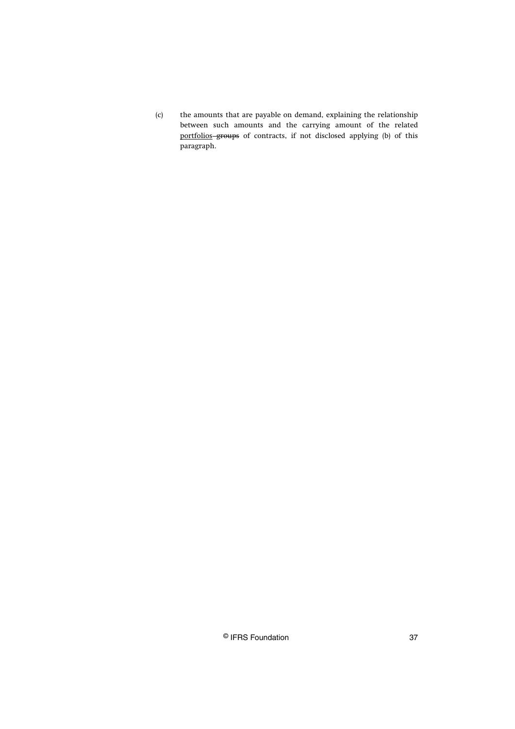(c) the amounts that are payable on demand, explaining the relationship between such amounts and the carrying amount of the related <u>portfolios</u> ~~groups~~ of contracts, if not disclosed applying (b) of this paragraph.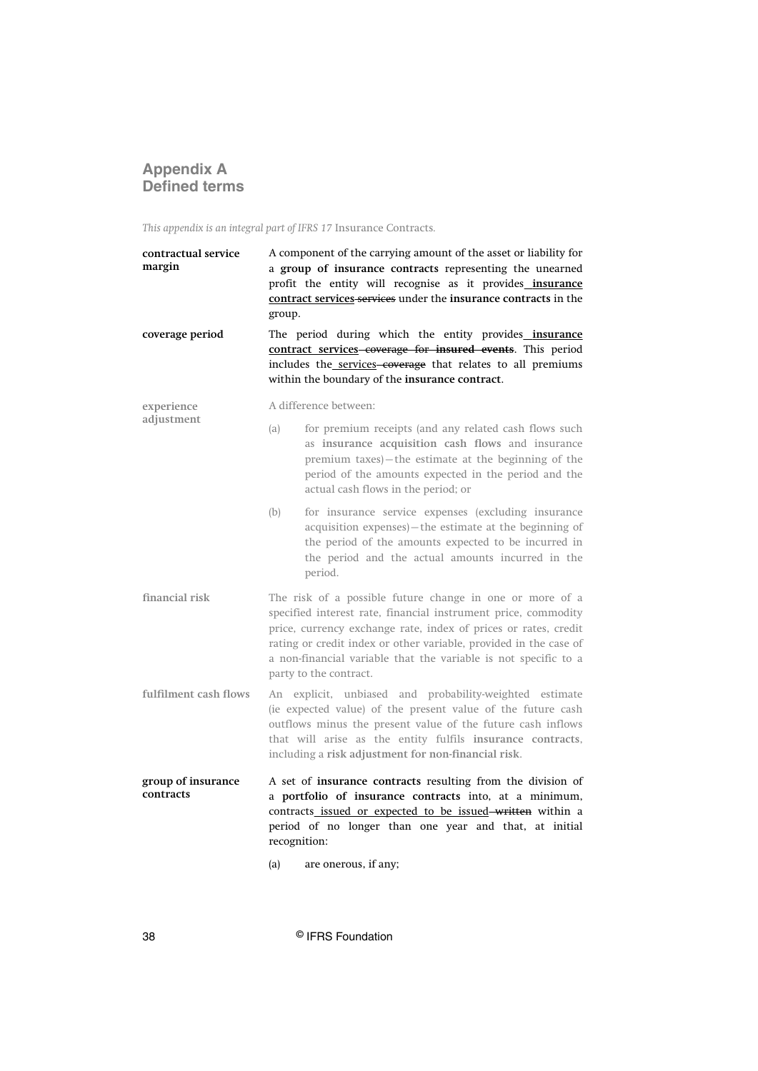## Appendix A
## Defined terms

*This appendix is an integral part of IFRS 17* Insurance Contracts.

**contractual service margin**

A component of the carrying amount of the asset or liability for a **group of insurance contracts** representing the unearned profit the entity will recognise as it provides <u>**insurance contract services**</u> ~~services~~ under the **insurance contracts** in the group.

**coverage period**

The period during which the entity provides <u>**insurance contract services**</u> ~~coverage for **insured events**~~. This period includes the <u>services</u> ~~coverage~~ that relates to all premiums within the boundary of the **insurance contract**.

**experience adjustment**

A difference between:

(a) for premium receipts (and any related cash flows such as **insurance acquisition cash flows** and insurance premium taxes)—the estimate at the beginning of the period of the amounts expected in the period and the actual cash flows in the period; or

(b) for insurance service expenses (excluding insurance acquisition expenses)—the estimate at the beginning of the period of the amounts expected to be incurred in the period and the actual amounts incurred in the period.

**financial risk**

The risk of a possible future change in one or more of a specified interest rate, financial instrument price, commodity price, currency exchange rate, index of prices or rates, credit rating or credit index or other variable, provided in the case of a non-financial variable that the variable is not specific to a party to the contract.

**fulfilment cash flows**

An explicit, unbiased and probability-weighted estimate (ie expected value) of the present value of the future cash outflows minus the present value of the future cash inflows that will arise as the entity fulfils **insurance contracts**, including a **risk adjustment for non-financial risk**.

**group of insurance contracts**

A set of **insurance contracts** resulting from the division of a **portfolio of insurance contracts** into, at a minimum, contracts <u>issued or expected to be issued</u> ~~written~~ within a period of no longer than one year and that, at initial recognition:

(a) are onerous, if any;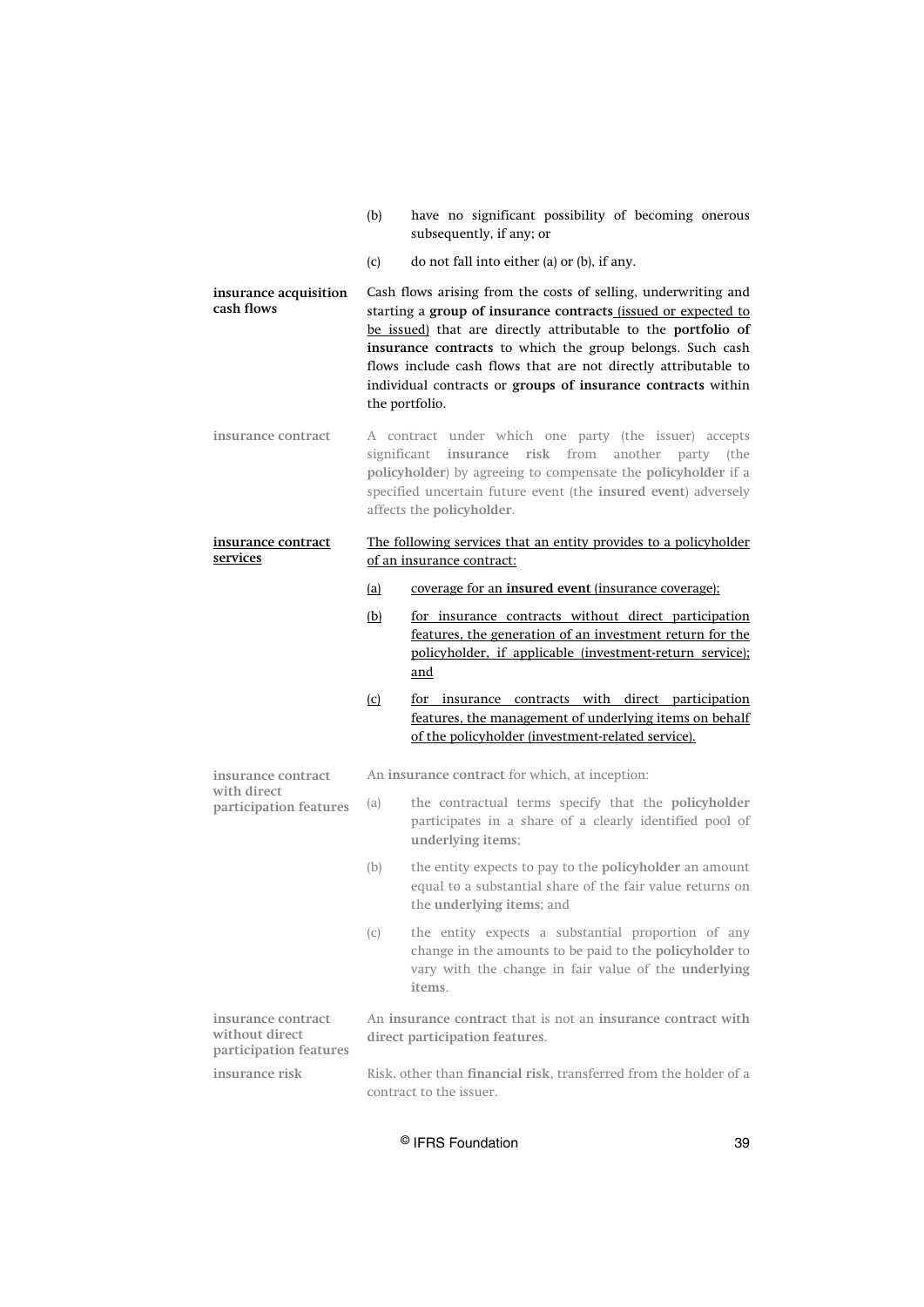(b) have no significant possibility of becoming onerous subsequently, if any; or

(c) do not fall into either (a) or (b), if any.

| | |
|---|---|
| **insurance acquisition cash flows** | Cash flows arising from the costs of selling, underwriting and starting a **group of insurance contracts** <u>(issued or expected to be issued)</u> that are directly attributable to the **portfolio of insurance contracts** to which the group belongs. Such cash flows include cash flows that are not directly attributable to individual contracts or **groups of insurance contracts** within the portfolio. |
| **insurance contract** | A contract under which one party (the issuer) accepts significant **insurance risk** from another party (the **policyholder**) by agreeing to compensate the **policyholder** if a specified uncertain future event (the **insured event**) adversely affects the **policyholder**. |
| <u>**insurance contract services**</u> | <u>The following services that an entity provides to a policyholder of an insurance contract:</u><br><u>(a) coverage for an **insured event** (insurance coverage);</u><br><u>(b) for insurance contracts without direct participation features, the generation of an investment return for the policyholder, if applicable (investment-return service); and</u><br><u>(c) for insurance contracts with direct participation features, the management of underlying items on behalf of the policyholder (investment-related service).</u> |
| **insurance contract with direct participation features** | An **insurance contract** for which, at inception:<br>(a) the contractual terms specify that the **policyholder** participates in a share of a clearly identified pool of **underlying items**;<br>(b) the entity expects to pay to the **policyholder** an amount equal to a substantial share of the fair value returns on the **underlying items**; and<br>(c) the entity expects a substantial proportion of any change in the amounts to be paid to the **policyholder** to vary with the change in fair value of the **underlying items**. |
| **insurance contract without direct participation features** | An **insurance contract** that is not an **insurance contract with direct participation features**. |
| **insurance risk** | Risk, other than **financial risk**, transferred from the holder of a contract to the issuer. |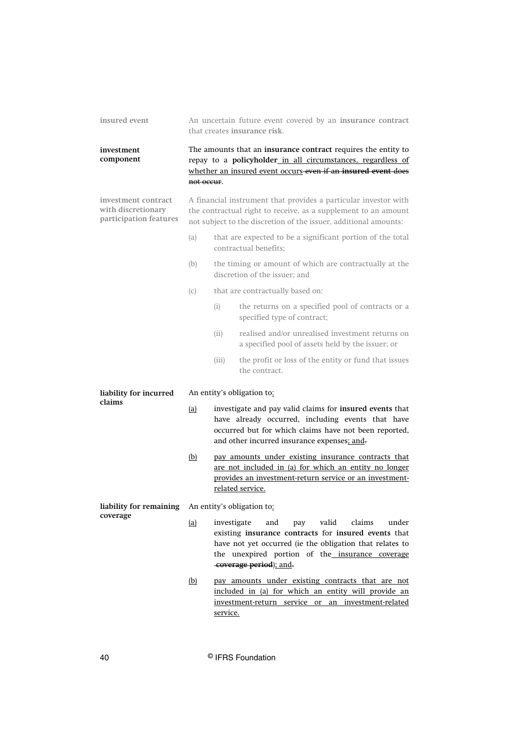**insured event** An uncertain future event covered by an **insurance contract** that creates **insurance risk**.

**investment component** The amounts that an **insurance contract** requires the entity to repay to a **policyholder** <u>in all circumstances, regardless of whether an insured event occurs</u> ~~even if an **insured event** does not occur~~.

**investment contract with discretionary participation features** A financial instrument that provides a particular investor with the contractual right to receive, as a supplement to an amount not subject to the discretion of the issuer, additional amounts:

(a) that are expected to be a significant portion of the total contractual benefits;

(b) the timing or amount of which are contractually at the discretion of the issuer; and

(c) that are contractually based on:

(i) the returns on a specified pool of contracts or a specified type of contract;

(ii) realised and/or unrealised investment returns on a specified pool of assets held by the issuer; or

(iii) the profit or loss of the entity or fund that issues the contract.

**liability for incurred claims** An entity's obligation to<u>:</u>

<u>(a)</u> investigate and pay valid claims for **insured events** that have already occurred, including events that have occurred but for which claims have not been reported, and other incurred insurance expenses<u>; and</u>~~.~~

<u>(b)</u> <u>pay amounts under existing insurance contracts that are not included in (a) for which an entity no longer provides an investment-return service or an investment-related service.</u>

**liability for remaining coverage** An entity's obligation to<u>:</u>

<u>(a)</u> investigate and pay valid claims under existing **insurance contracts** for **insured events** that have not yet occurred (ie the obligation that relates to the unexpired portion of the <u>insurance coverage</u> ~~**coverage period**~~)<u>; and</u>~~.~~

<u>(b)</u> <u>pay amounts under existing contracts that are not included in (a) for which an entity will provide an investment-return service or an investment-related service.</u>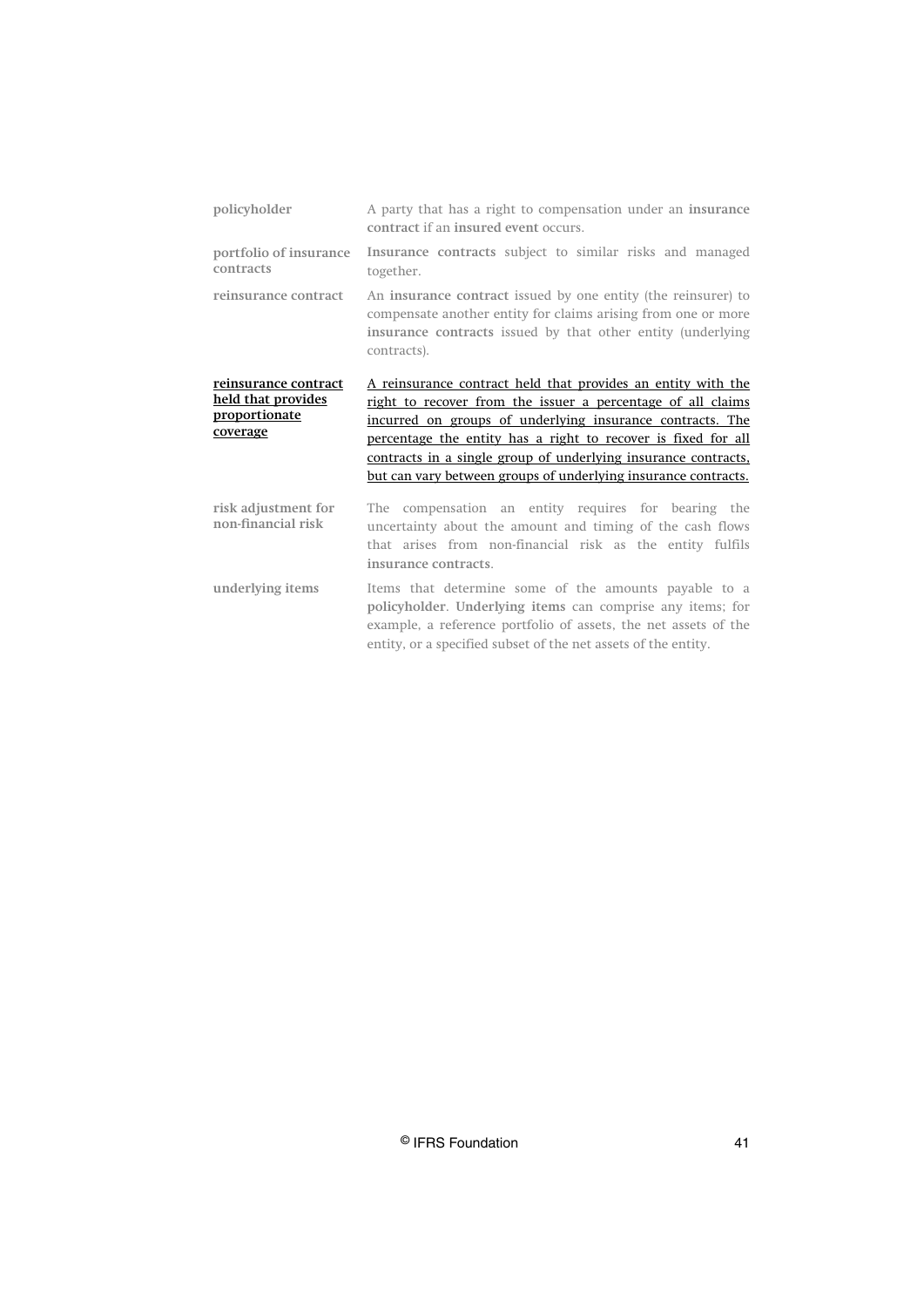| | |
|---|---|
| **policyholder** | A party that has a right to compensation under an **insurance contract** if an **insured event** occurs. |
| **portfolio of insurance contracts** | **Insurance contracts** subject to similar risks and managed together. |
| **reinsurance contract** | An **insurance contract** issued by one entity (the reinsurer) to compensate another entity for claims arising from one or more **insurance contracts** issued by that other entity (underlying contracts). |
| <u>**reinsurance contract held that provides proportionate coverage**</u> | <u>A reinsurance contract held that provides an entity with the right to recover from the issuer a percentage of all claims incurred on groups of underlying insurance contracts. The percentage the entity has a right to recover is fixed for all contracts in a single group of underlying insurance contracts, but can vary between groups of underlying insurance contracts.</u> |
| **risk adjustment for non-financial risk** | The compensation an entity requires for bearing the uncertainty about the amount and timing of the cash flows that arises from non-financial risk as the entity fulfils **insurance contracts**. |
| **underlying items** | Items that determine some of the amounts payable to a **policyholder**. **Underlying items** can comprise any items; for example, a reference portfolio of assets, the net assets of the entity, or a specified subset of the net assets of the entity. |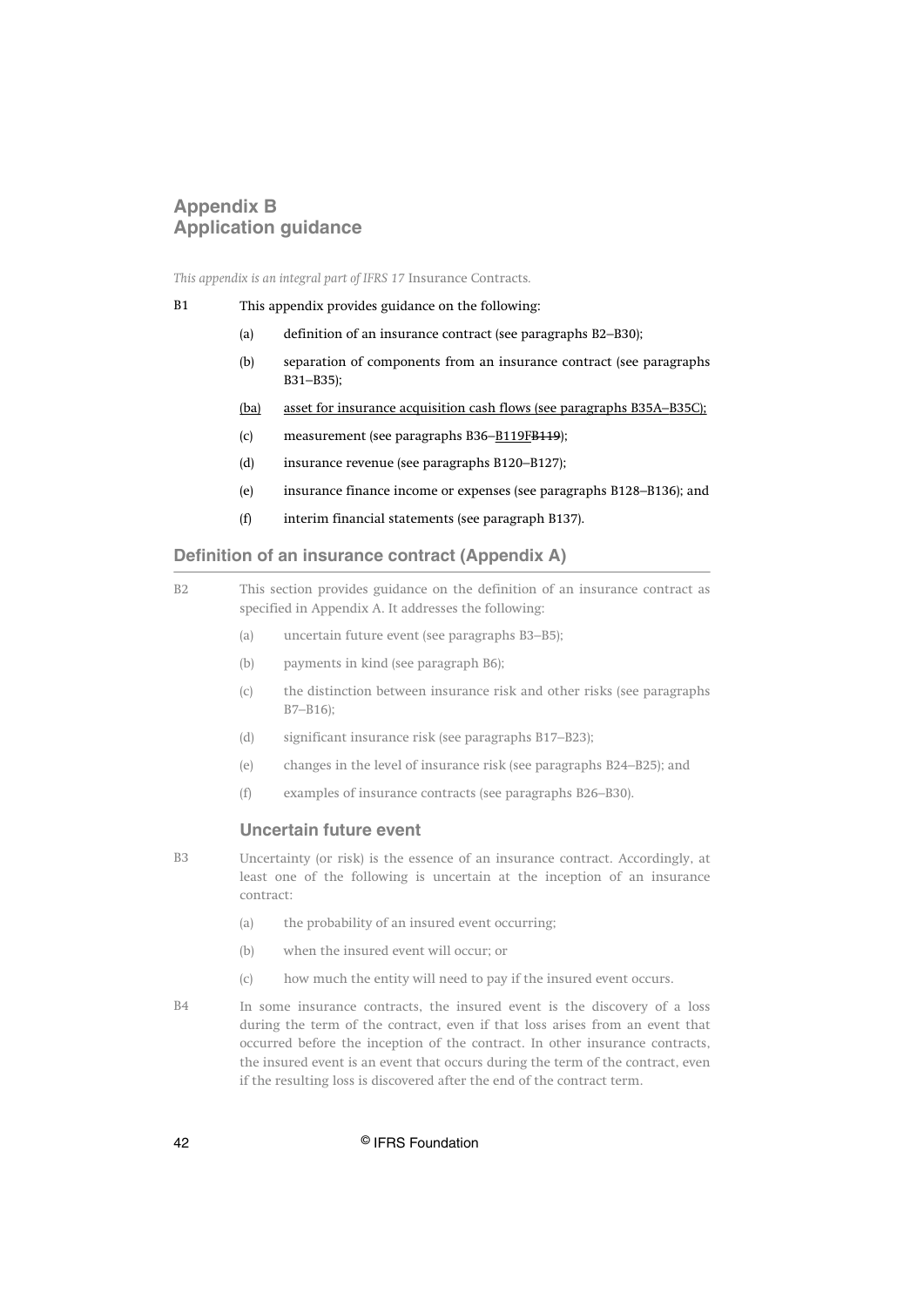# Appendix B
# Application guidance

*This appendix is an integral part of IFRS 17* Insurance Contracts.

B1 This appendix provides guidance on the following:

- (a) definition of an insurance contract (see paragraphs B2–B30);
- (b) separation of components from an insurance contract (see paragraphs B31–B35);
- (ba) asset for insurance acquisition cash flows (see paragraphs B35A–B35C);
- (c) measurement (see paragraphs B36–B119F~~B119~~);
- (d) insurance revenue (see paragraphs B120–B127);
- (e) insurance finance income or expenses (see paragraphs B128–B136); and
- (f) interim financial statements (see paragraph B137).

## Definition of an insurance contract (Appendix A)

B2 This section provides guidance on the definition of an insurance contract as specified in Appendix A. It addresses the following:

- (a) uncertain future event (see paragraphs B3–B5);
- (b) payments in kind (see paragraph B6);
- (c) the distinction between insurance risk and other risks (see paragraphs B7–B16);
- (d) significant insurance risk (see paragraphs B17–B23);
- (e) changes in the level of insurance risk (see paragraphs B24–B25); and
- (f) examples of insurance contracts (see paragraphs B26–B30).

### Uncertain future event

B3 Uncertainty (or risk) is the essence of an insurance contract. Accordingly, at least one of the following is uncertain at the inception of an insurance contract:

- (a) the probability of an insured event occurring;
- (b) when the insured event will occur; or
- (c) how much the entity will need to pay if the insured event occurs.

B4 In some insurance contracts, the insured event is the discovery of a loss during the term of the contract, even if that loss arises from an event that occurred before the inception of the contract. In other insurance contracts, the insured event is an event that occurs during the term of the contract, even if the resulting loss is discovered after the end of the contract term.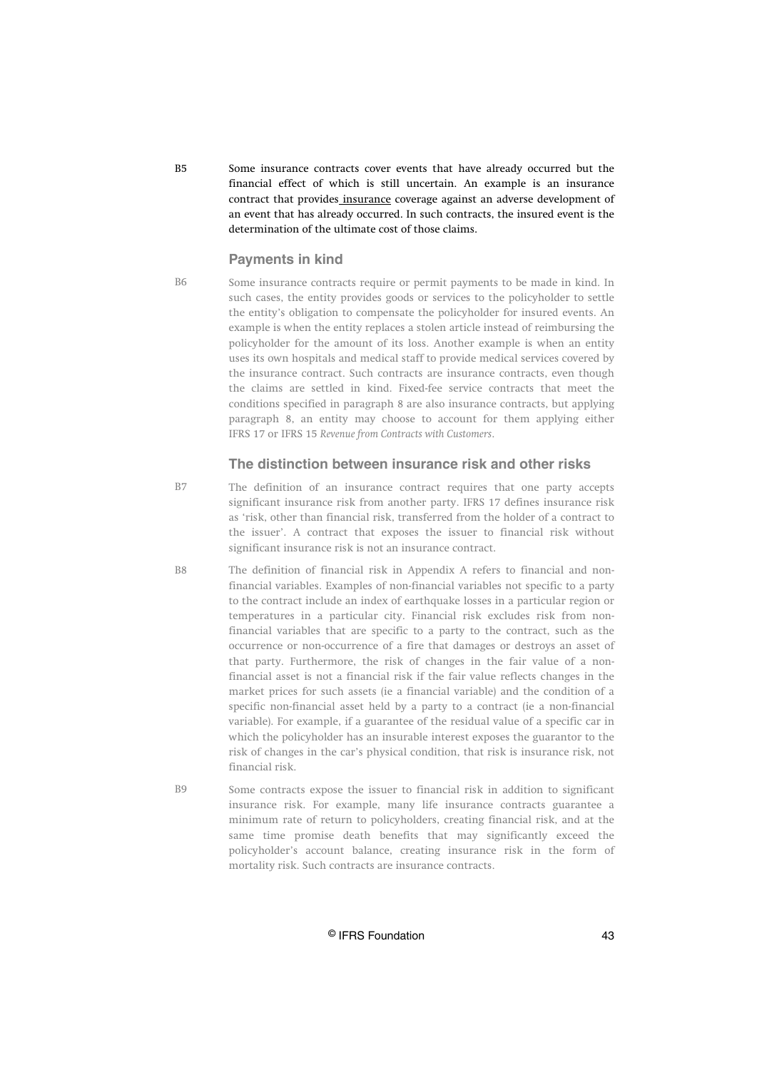B5 Some insurance contracts cover events that have already occurred but the financial effect of which is still uncertain. An example is an insurance contract that provides insurance coverage against an adverse development of an event that has already occurred. In such contracts, the insured event is the determination of the ultimate cost of those claims.

### Payments in kind

B6 Some insurance contracts require or permit payments to be made in kind. In such cases, the entity provides goods or services to the policyholder to settle the entity's obligation to compensate the policyholder for insured events. An example is when the entity replaces a stolen article instead of reimbursing the policyholder for the amount of its loss. Another example is when an entity uses its own hospitals and medical staff to provide medical services covered by the insurance contract. Such contracts are insurance contracts, even though the claims are settled in kind. Fixed-fee service contracts that meet the conditions specified in paragraph 8 are also insurance contracts, but applying paragraph 8, an entity may choose to account for them applying either IFRS 17 or IFRS 15 *Revenue from Contracts with Customers*.

### The distinction between insurance risk and other risks

B7 The definition of an insurance contract requires that one party accepts significant insurance risk from another party. IFRS 17 defines insurance risk as 'risk, other than financial risk, transferred from the holder of a contract to the issuer'. A contract that exposes the issuer to financial risk without significant insurance risk is not an insurance contract.

B8 The definition of financial risk in Appendix A refers to financial and non-financial variables. Examples of non-financial variables not specific to a party to the contract include an index of earthquake losses in a particular region or temperatures in a particular city. Financial risk excludes risk from non-financial variables that are specific to a party to the contract, such as the occurrence or non-occurrence of a fire that damages or destroys an asset of that party. Furthermore, the risk of changes in the fair value of a non-financial asset is not a financial risk if the fair value reflects changes in the market prices for such assets (ie a financial variable) and the condition of a specific non-financial asset held by a party to a contract (ie a non-financial variable). For example, if a guarantee of the residual value of a specific car in which the policyholder has an insurable interest exposes the guarantor to the risk of changes in the car's physical condition, that risk is insurance risk, not financial risk.

B9 Some contracts expose the issuer to financial risk in addition to significant insurance risk. For example, many life insurance contracts guarantee a minimum rate of return to policyholders, creating financial risk, and at the same time promise death benefits that may significantly exceed the policyholder's account balance, creating insurance risk in the form of mortality risk. Such contracts are insurance contracts.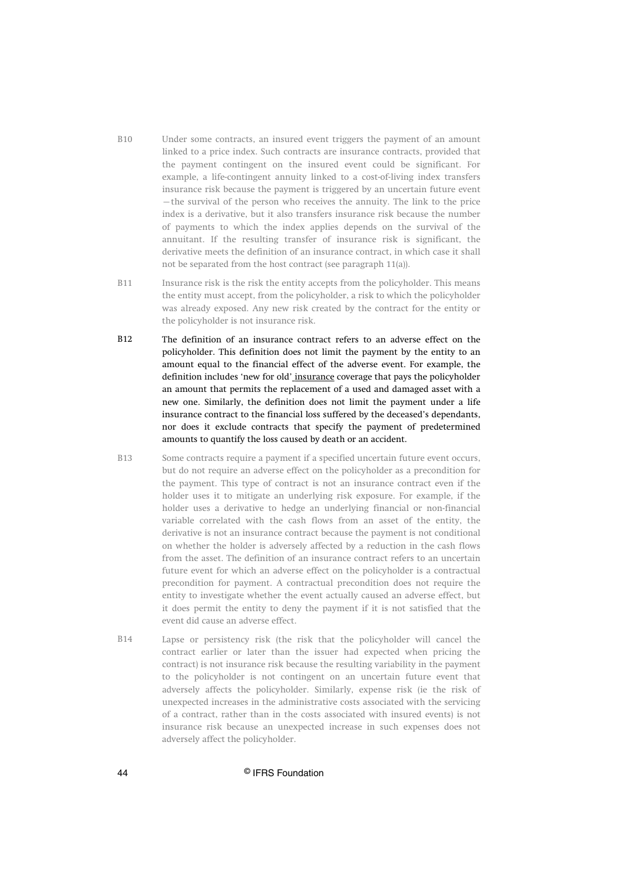B10 Under some contracts, an insured event triggers the payment of an amount linked to a price index. Such contracts are insurance contracts, provided that the payment contingent on the insured event could be significant. For example, a life-contingent annuity linked to a cost-of-living index transfers insurance risk because the payment is triggered by an uncertain future event—the survival of the person who receives the annuity. The link to the price index is a derivative, but it also transfers insurance risk because the number of payments to which the index applies depends on the survival of the annuitant. If the resulting transfer of insurance risk is significant, the derivative meets the definition of an insurance contract, in which case it shall not be separated from the host contract (see paragraph 11(a)).

B11 Insurance risk is the risk the entity accepts from the policyholder. This means the entity must accept, from the policyholder, a risk to which the policyholder was already exposed. Any new risk created by the contract for the entity or the policyholder is not insurance risk.

B12 The definition of an insurance contract refers to an adverse effect on the policyholder. This definition does not limit the payment by the entity to an amount equal to the financial effect of the adverse event. For example, the definition includes 'new for old' insurance coverage that pays the policyholder an amount that permits the replacement of a used and damaged asset with a new one. Similarly, the definition does not limit the payment under a life insurance contract to the financial loss suffered by the deceased's dependants, nor does it exclude contracts that specify the payment of predetermined amounts to quantify the loss caused by death or an accident.

B13 Some contracts require a payment if a specified uncertain future event occurs, but do not require an adverse effect on the policyholder as a precondition for the payment. This type of contract is not an insurance contract even if the holder uses it to mitigate an underlying risk exposure. For example, if the holder uses a derivative to hedge an underlying financial or non-financial variable correlated with the cash flows from an asset of the entity, the derivative is not an insurance contract because the payment is not conditional on whether the holder is adversely affected by a reduction in the cash flows from the asset. The definition of an insurance contract refers to an uncertain future event for which an adverse effect on the policyholder is a contractual precondition for payment. A contractual precondition does not require the entity to investigate whether the event actually caused an adverse effect, but it does permit the entity to deny the payment if it is not satisfied that the event did cause an adverse effect.

B14 Lapse or persistency risk (the risk that the policyholder will cancel the contract earlier or later than the issuer had expected when pricing the contract) is not insurance risk because the resulting variability in the payment to the policyholder is not contingent on an uncertain future event that adversely affects the policyholder. Similarly, expense risk (ie the risk of unexpected increases in the administrative costs associated with the servicing of a contract, rather than in the costs associated with insured events) is not insurance risk because an unexpected increase in such expenses does not adversely affect the policyholder.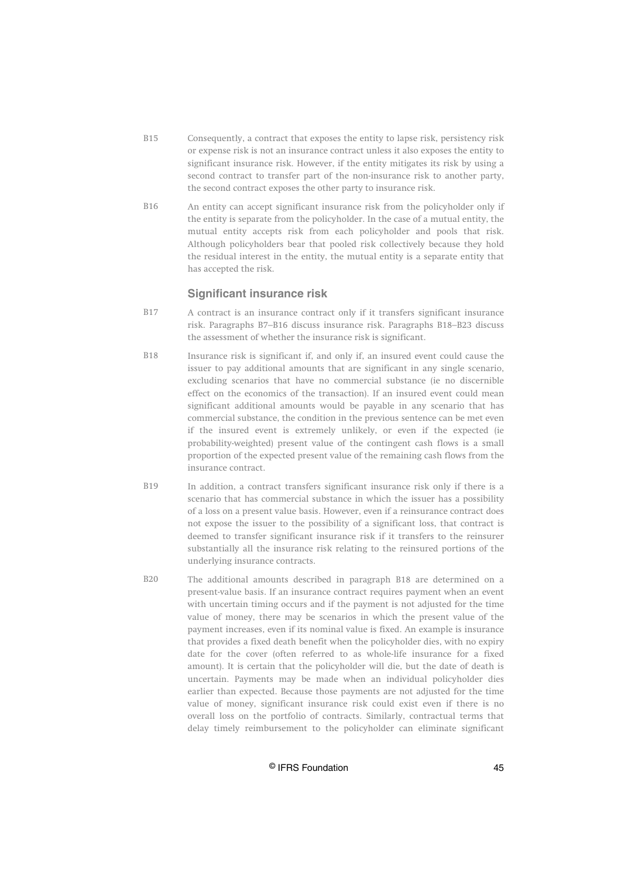B15 Consequently, a contract that exposes the entity to lapse risk, persistency risk or expense risk is not an insurance contract unless it also exposes the entity to significant insurance risk. However, if the entity mitigates its risk by using a second contract to transfer part of the non-insurance risk to another party, the second contract exposes the other party to insurance risk.

B16 An entity can accept significant insurance risk from the policyholder only if the entity is separate from the policyholder. In the case of a mutual entity, the mutual entity accepts risk from each policyholder and pools that risk. Although policyholders bear that pooled risk collectively because they hold the residual interest in the entity, the mutual entity is a separate entity that has accepted the risk.

### Significant insurance risk

B17 A contract is an insurance contract only if it transfers significant insurance risk. Paragraphs B7–B16 discuss insurance risk. Paragraphs B18–B23 discuss the assessment of whether the insurance risk is significant.

B18 Insurance risk is significant if, and only if, an insured event could cause the issuer to pay additional amounts that are significant in any single scenario, excluding scenarios that have no commercial substance (ie no discernible effect on the economics of the transaction). If an insured event could mean significant additional amounts would be payable in any scenario that has commercial substance, the condition in the previous sentence can be met even if the insured event is extremely unlikely, or even if the expected (ie probability-weighted) present value of the contingent cash flows is a small proportion of the expected present value of the remaining cash flows from the insurance contract.

B19 In addition, a contract transfers significant insurance risk only if there is a scenario that has commercial substance in which the issuer has a possibility of a loss on a present value basis. However, even if a reinsurance contract does not expose the issuer to the possibility of a significant loss, that contract is deemed to transfer significant insurance risk if it transfers to the reinsurer substantially all the insurance risk relating to the reinsured portions of the underlying insurance contracts.

B20 The additional amounts described in paragraph B18 are determined on a present-value basis. If an insurance contract requires payment when an event with uncertain timing occurs and if the payment is not adjusted for the time value of money, there may be scenarios in which the present value of the payment increases, even if its nominal value is fixed. An example is insurance that provides a fixed death benefit when the policyholder dies, with no expiry date for the cover (often referred to as whole-life insurance for a fixed amount). It is certain that the policyholder will die, but the date of death is uncertain. Payments may be made when an individual policyholder dies earlier than expected. Because those payments are not adjusted for the time value of money, significant insurance risk could exist even if there is no overall loss on the portfolio of contracts. Similarly, contractual terms that delay timely reimbursement to the policyholder can eliminate significant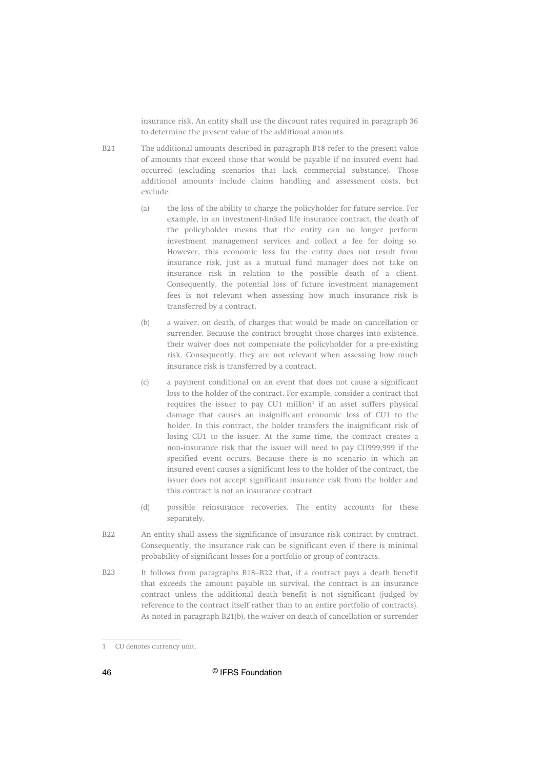insurance risk. An entity shall use the discount rates required in paragraph 36 to determine the present value of the additional amounts.

B21 The additional amounts described in paragraph B18 refer to the present value of amounts that exceed those that would be payable if no insured event had occurred (excluding scenarios that lack commercial substance). Those additional amounts include claims handling and assessment costs, but exclude:

(a) the loss of the ability to charge the policyholder for future service. For example, in an investment-linked life insurance contract, the death of the policyholder means that the entity can no longer perform investment management services and collect a fee for doing so. However, this economic loss for the entity does not result from insurance risk, just as a mutual fund manager does not take on insurance risk in relation to the possible death of a client. Consequently, the potential loss of future investment management fees is not relevant when assessing how much insurance risk is transferred by a contract.

(b) a waiver, on death, of charges that would be made on cancellation or surrender. Because the contract brought those charges into existence, their waiver does not compensate the policyholder for a pre-existing risk. Consequently, they are not relevant when assessing how much insurance risk is transferred by a contract.

(c) a payment conditional on an event that does not cause a significant loss to the holder of the contract. For example, consider a contract that requires the issuer to pay CU1 million[1] if an asset suffers physical damage that causes an insignificant economic loss of CU1 to the holder. In this contract, the holder transfers the insignificant risk of losing CU1 to the issuer. At the same time, the contract creates a non-insurance risk that the issuer will need to pay CU999,999 if the specified event occurs. Because there is no scenario in which an insured event causes a significant loss to the holder of the contract, the issuer does not accept significant insurance risk from the holder and this contract is not an insurance contract.

(d) possible reinsurance recoveries. The entity accounts for these separately.

B22 An entity shall assess the significance of insurance risk contract by contract. Consequently, the insurance risk can be significant even if there is minimal probability of significant losses for a portfolio or group of contracts.

B23 It follows from paragraphs B18–B22 that, if a contract pays a death benefit that exceeds the amount payable on survival, the contract is an insurance contract unless the additional death benefit is not significant (judged by reference to the contract itself rather than to an entire portfolio of contracts). As noted in paragraph B21(b), the waiver on death of cancellation or surrender

---

[1] CU denotes currency unit.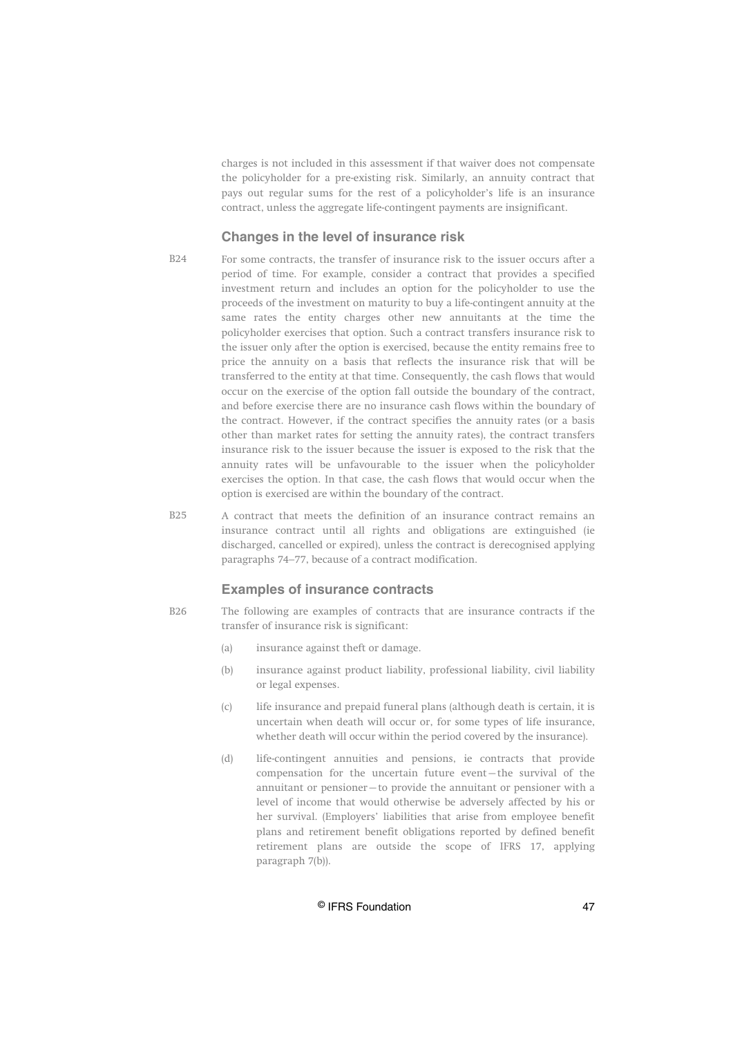charges is not included in this assessment if that waiver does not compensate the policyholder for a pre-existing risk. Similarly, an annuity contract that pays out regular sums for the rest of a policyholder's life is an insurance contract, unless the aggregate life-contingent payments are insignificant.

### Changes in the level of insurance risk

B24 For some contracts, the transfer of insurance risk to the issuer occurs after a period of time. For example, consider a contract that provides a specified investment return and includes an option for the policyholder to use the proceeds of the investment on maturity to buy a life-contingent annuity at the same rates the entity charges other new annuitants at the time the policyholder exercises that option. Such a contract transfers insurance risk to the issuer only after the option is exercised, because the entity remains free to price the annuity on a basis that reflects the insurance risk that will be transferred to the entity at that time. Consequently, the cash flows that would occur on the exercise of the option fall outside the boundary of the contract, and before exercise there are no insurance cash flows within the boundary of the contract. However, if the contract specifies the annuity rates (or a basis other than market rates for setting the annuity rates), the contract transfers insurance risk to the issuer because the issuer is exposed to the risk that the annuity rates will be unfavourable to the issuer when the policyholder exercises the option. In that case, the cash flows that would occur when the option is exercised are within the boundary of the contract.

B25 A contract that meets the definition of an insurance contract remains an insurance contract until all rights and obligations are extinguished (ie discharged, cancelled or expired), unless the contract is derecognised applying paragraphs 74–77, because of a contract modification.

### Examples of insurance contracts

B26 The following are examples of contracts that are insurance contracts if the transfer of insurance risk is significant:

(a) insurance against theft or damage.

(b) insurance against product liability, professional liability, civil liability or legal expenses.

(c) life insurance and prepaid funeral plans (although death is certain, it is uncertain when death will occur or, for some types of life insurance, whether death will occur within the period covered by the insurance).

(d) life-contingent annuities and pensions, ie contracts that provide compensation for the uncertain future event—the survival of the annuitant or pensioner—to provide the annuitant or pensioner with a level of income that would otherwise be adversely affected by his or her survival. (Employers' liabilities that arise from employee benefit plans and retirement benefit obligations reported by defined benefit retirement plans are outside the scope of IFRS 17, applying paragraph 7(b)).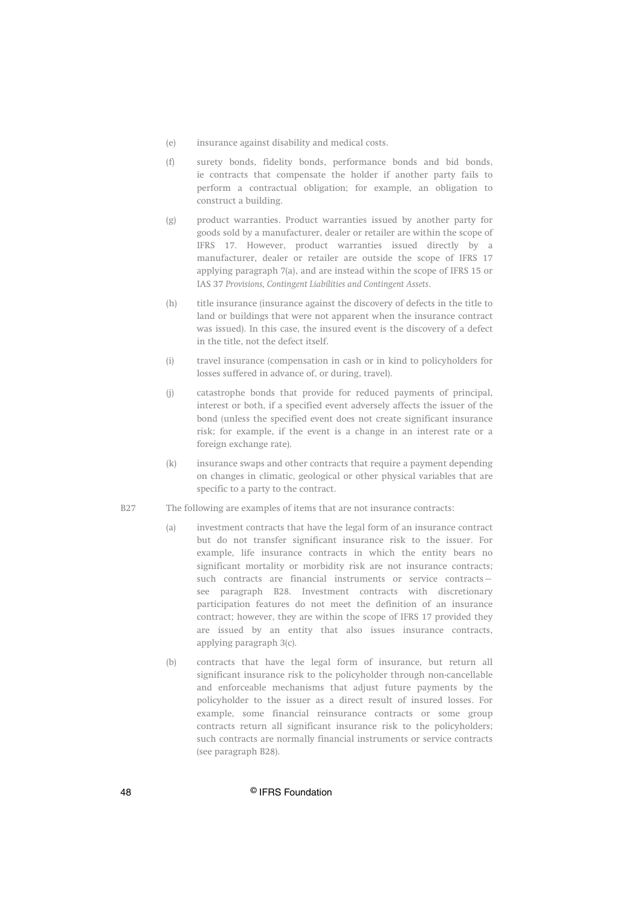(e) insurance against disability and medical costs.

(f) surety bonds, fidelity bonds, performance bonds and bid bonds, ie contracts that compensate the holder if another party fails to perform a contractual obligation; for example, an obligation to construct a building.

(g) product warranties. Product warranties issued by another party for goods sold by a manufacturer, dealer or retailer are within the scope of IFRS 17. However, product warranties issued directly by a manufacturer, dealer or retailer are outside the scope of IFRS 17 applying paragraph 7(a), and are instead within the scope of IFRS 15 or IAS 37 *Provisions, Contingent Liabilities and Contingent Assets*.

(h) title insurance (insurance against the discovery of defects in the title to land or buildings that were not apparent when the insurance contract was issued). In this case, the insured event is the discovery of a defect in the title, not the defect itself.

(i) travel insurance (compensation in cash or in kind to policyholders for losses suffered in advance of, or during, travel).

(j) catastrophe bonds that provide for reduced payments of principal, interest or both, if a specified event adversely affects the issuer of the bond (unless the specified event does not create significant insurance risk; for example, if the event is a change in an interest rate or a foreign exchange rate).

(k) insurance swaps and other contracts that require a payment depending on changes in climatic, geological or other physical variables that are specific to a party to the contract.

B27 The following are examples of items that are not insurance contracts:

(a) investment contracts that have the legal form of an insurance contract but do not transfer significant insurance risk to the issuer. For example, life insurance contracts in which the entity bears no significant mortality or morbidity risk are not insurance contracts; such contracts are financial instruments or service contracts—see paragraph B28. Investment contracts with discretionary participation features do not meet the definition of an insurance contract; however, they are within the scope of IFRS 17 provided they are issued by an entity that also issues insurance contracts, applying paragraph 3(c).

(b) contracts that have the legal form of insurance, but return all significant insurance risk to the policyholder through non-cancellable and enforceable mechanisms that adjust future payments by the policyholder to the issuer as a direct result of insured losses. For example, some financial reinsurance contracts or some group contracts return all significant insurance risk to the policyholders; such contracts are normally financial instruments or service contracts (see paragraph B28).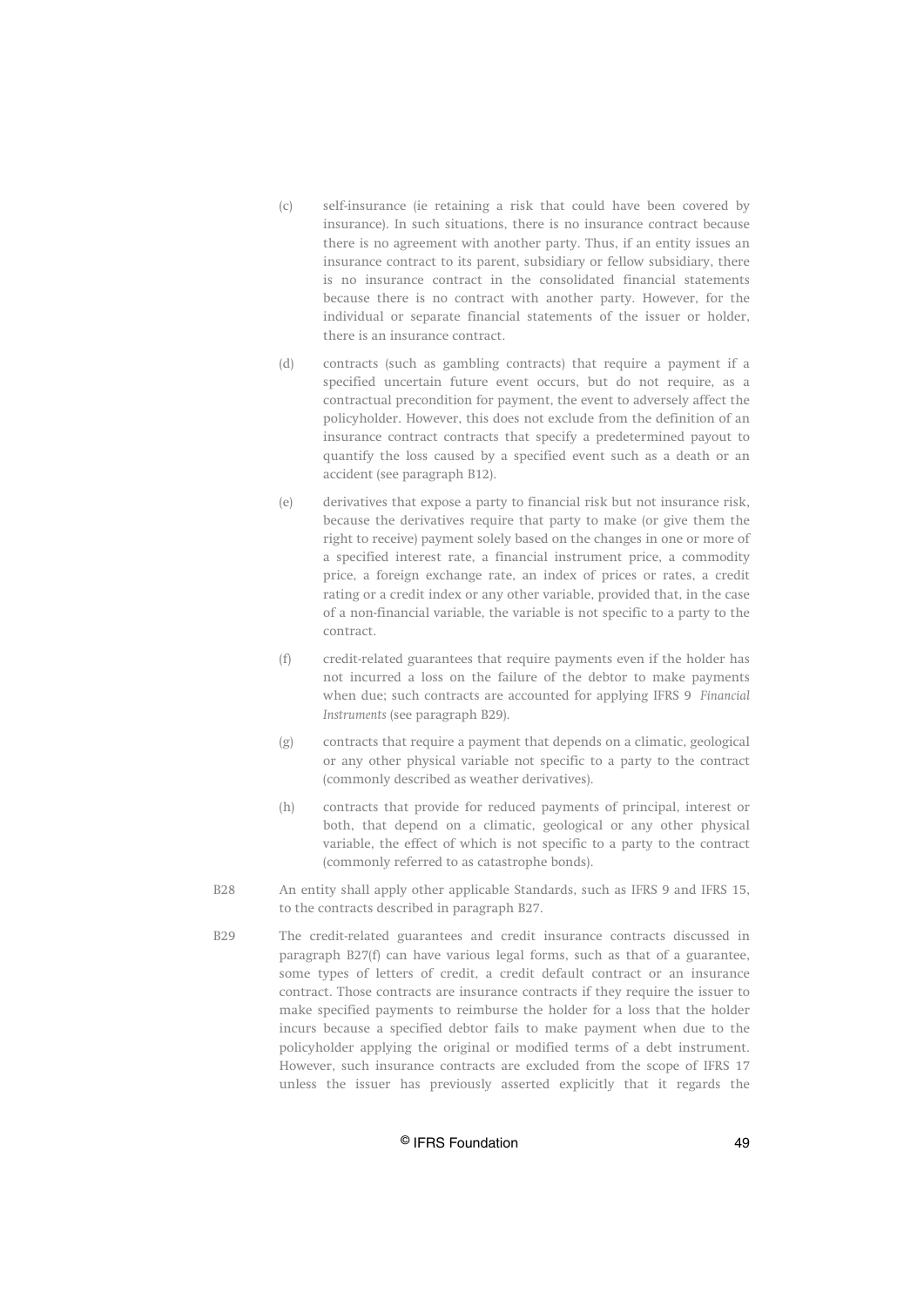(c) self-insurance (ie retaining a risk that could have been covered by insurance). In such situations, there is no insurance contract because there is no agreement with another party. Thus, if an entity issues an insurance contract to its parent, subsidiary or fellow subsidiary, there is no insurance contract in the consolidated financial statements because there is no contract with another party. However, for the individual or separate financial statements of the issuer or holder, there is an insurance contract.

(d) contracts (such as gambling contracts) that require a payment if a specified uncertain future event occurs, but do not require, as a contractual precondition for payment, the event to adversely affect the policyholder. However, this does not exclude from the definition of an insurance contract contracts that specify a predetermined payout to quantify the loss caused by a specified event such as a death or an accident (see paragraph B12).

(e) derivatives that expose a party to financial risk but not insurance risk, because the derivatives require that party to make (or give them the right to receive) payment solely based on the changes in one or more of a specified interest rate, a financial instrument price, a commodity price, a foreign exchange rate, an index of prices or rates, a credit rating or a credit index or any other variable, provided that, in the case of a non-financial variable, the variable is not specific to a party to the contract.

(f) credit-related guarantees that require payments even if the holder has not incurred a loss on the failure of the debtor to make payments when due; such contracts are accounted for applying IFRS 9 *Financial Instruments* (see paragraph B29).

(g) contracts that require a payment that depends on a climatic, geological or any other physical variable not specific to a party to the contract (commonly described as weather derivatives).

(h) contracts that provide for reduced payments of principal, interest or both, that depend on a climatic, geological or any other physical variable, the effect of which is not specific to a party to the contract (commonly referred to as catastrophe bonds).

B28 An entity shall apply other applicable Standards, such as IFRS 9 and IFRS 15, to the contracts described in paragraph B27.

B29 The credit-related guarantees and credit insurance contracts discussed in paragraph B27(f) can have various legal forms, such as that of a guarantee, some types of letters of credit, a credit default contract or an insurance contract. Those contracts are insurance contracts if they require the issuer to make specified payments to reimburse the holder for a loss that the holder incurs because a specified debtor fails to make payment when due to the policyholder applying the original or modified terms of a debt instrument. However, such insurance contracts are excluded from the scope of IFRS 17 unless the issuer has previously asserted explicitly that it regards the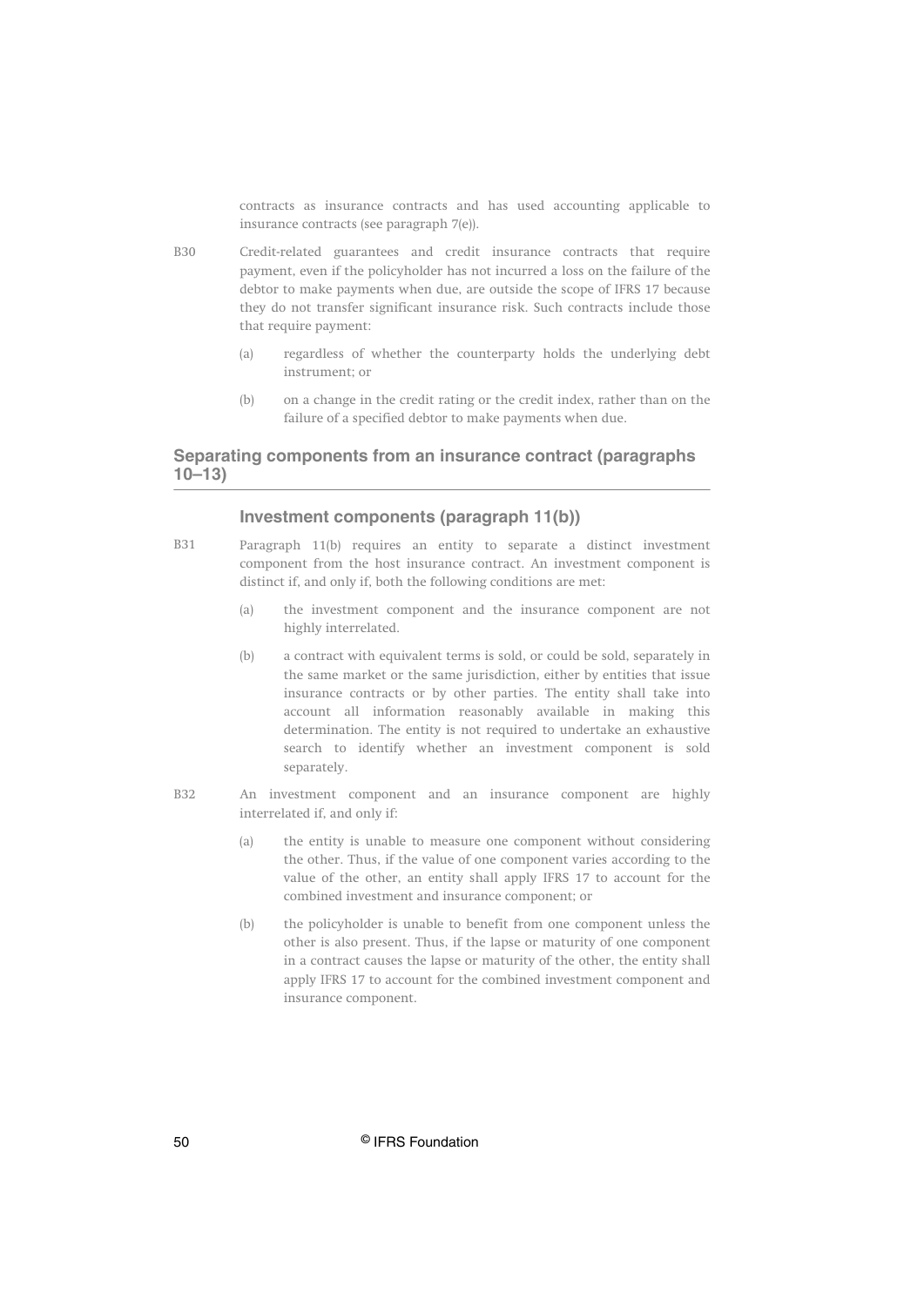contracts as insurance contracts and has used accounting applicable to insurance contracts (see paragraph 7(e)).

B30 Credit-related guarantees and credit insurance contracts that require payment, even if the policyholder has not incurred a loss on the failure of the debtor to make payments when due, are outside the scope of IFRS 17 because they do not transfer significant insurance risk. Such contracts include those that require payment:

(a) regardless of whether the counterparty holds the underlying debt instrument; or

(b) on a change in the credit rating or the credit index, rather than on the failure of a specified debtor to make payments when due.

## Separating components from an insurance contract (paragraphs 10–13)

### Investment components (paragraph 11(b))

B31 Paragraph 11(b) requires an entity to separate a distinct investment component from the host insurance contract. An investment component is distinct if, and only if, both the following conditions are met:

(a) the investment component and the insurance component are not highly interrelated.

(b) a contract with equivalent terms is sold, or could be sold, separately in the same market or the same jurisdiction, either by entities that issue insurance contracts or by other parties. The entity shall take into account all information reasonably available in making this determination. The entity is not required to undertake an exhaustive search to identify whether an investment component is sold separately.

B32 An investment component and an insurance component are highly interrelated if, and only if:

(a) the entity is unable to measure one component without considering the other. Thus, if the value of one component varies according to the value of the other, an entity shall apply IFRS 17 to account for the combined investment and insurance component; or

(b) the policyholder is unable to benefit from one component unless the other is also present. Thus, if the lapse or maturity of one component in a contract causes the lapse or maturity of the other, the entity shall apply IFRS 17 to account for the combined investment component and insurance component.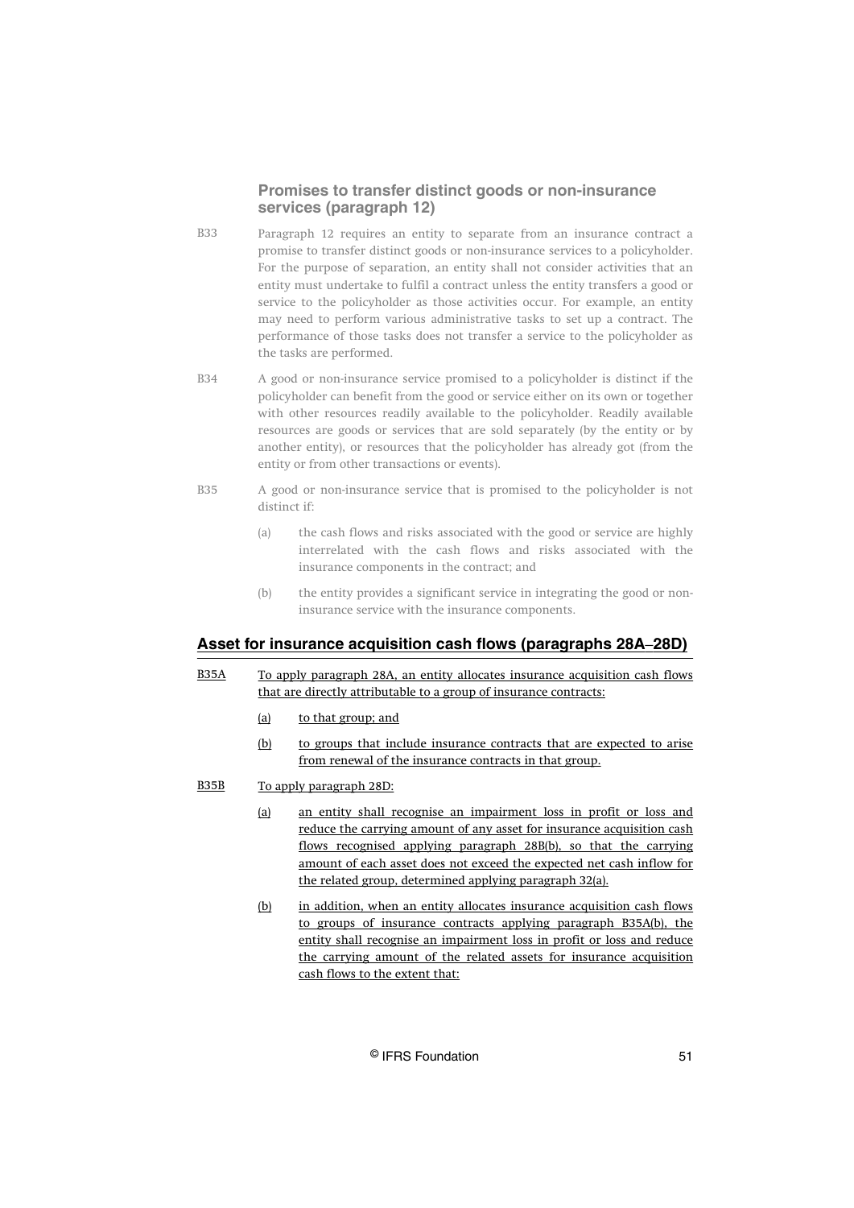### Promises to transfer distinct goods or non-insurance services (paragraph 12)

B33 Paragraph 12 requires an entity to separate from an insurance contract a promise to transfer distinct goods or non-insurance services to a policyholder. For the purpose of separation, an entity shall not consider activities that an entity must undertake to fulfil a contract unless the entity transfers a good or service to the policyholder as those activities occur. For example, an entity may need to perform various administrative tasks to set up a contract. The performance of those tasks does not transfer a service to the policyholder as the tasks are performed.

B34 A good or non-insurance service promised to a policyholder is distinct if the policyholder can benefit from the good or service either on its own or together with other resources readily available to the policyholder. Readily available resources are goods or services that are sold separately (by the entity or by another entity), or resources that the policyholder has already got (from the entity or from other transactions or events).

B35 A good or non-insurance service that is promised to the policyholder is not distinct if:

(a) the cash flows and risks associated with the good or service are highly interrelated with the cash flows and risks associated with the insurance components in the contract; and

(b) the entity provides a significant service in integrating the good or non-insurance service with the insurance components.

## Asset for insurance acquisition cash flows (paragraphs 28A–28D)

B35A To apply paragraph 28A, an entity allocates insurance acquisition cash flows that are directly attributable to a group of insurance contracts:

(a) to that group; and

(b) to groups that include insurance contracts that are expected to arise from renewal of the insurance contracts in that group.

B35B To apply paragraph 28D:

(a) an entity shall recognise an impairment loss in profit or loss and reduce the carrying amount of any asset for insurance acquisition cash flows recognised applying paragraph 28B(b), so that the carrying amount of each asset does not exceed the expected net cash inflow for the related group, determined applying paragraph 32(a).

(b) in addition, when an entity allocates insurance acquisition cash flows to groups of insurance contracts applying paragraph B35A(b), the entity shall recognise an impairment loss in profit or loss and reduce the carrying amount of the related assets for insurance acquisition cash flows to the extent that: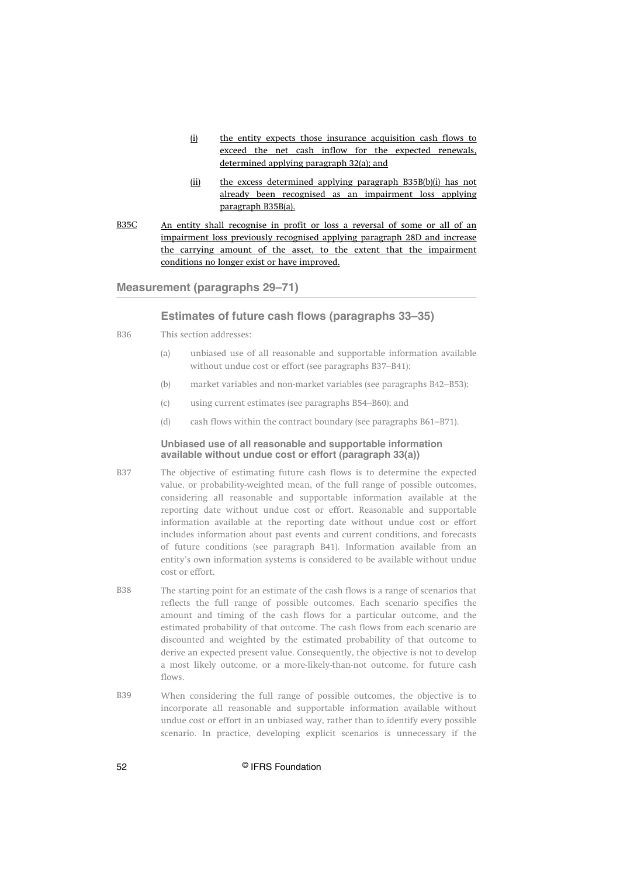(i) the entity expects those insurance acquisition cash flows to exceed the net cash inflow for the expected renewals, determined applying paragraph 32(a); and

(ii) the excess determined applying paragraph B35B(b)(i) has not already been recognised as an impairment loss applying paragraph B35B(a).

B35C An entity shall recognise in profit or loss a reversal of some or all of an impairment loss previously recognised applying paragraph 28D and increase the carrying amount of the asset, to the extent that the impairment conditions no longer exist or have improved.

## Measurement (paragraphs 29–71)

### Estimates of future cash flows (paragraphs 33–35)

B36 This section addresses:

(a) unbiased use of all reasonable and supportable information available without undue cost or effort (see paragraphs B37–B41);

(b) market variables and non-market variables (see paragraphs B42–B53);

(c) using current estimates (see paragraphs B54–B60); and

(d) cash flows within the contract boundary (see paragraphs B61–B71).

#### Unbiased use of all reasonable and supportable information available without undue cost or effort (paragraph 33(a))

B37 The objective of estimating future cash flows is to determine the expected value, or probability-weighted mean, of the full range of possible outcomes, considering all reasonable and supportable information available at the reporting date without undue cost or effort. Reasonable and supportable information available at the reporting date without undue cost or effort includes information about past events and current conditions, and forecasts of future conditions (see paragraph B41). Information available from an entity's own information systems is considered to be available without undue cost or effort.

B38 The starting point for an estimate of the cash flows is a range of scenarios that reflects the full range of possible outcomes. Each scenario specifies the amount and timing of the cash flows for a particular outcome, and the estimated probability of that outcome. The cash flows from each scenario are discounted and weighted by the estimated probability of that outcome to derive an expected present value. Consequently, the objective is not to develop a most likely outcome, or a more-likely-than-not outcome, for future cash flows.

B39 When considering the full range of possible outcomes, the objective is to incorporate all reasonable and supportable information available without undue cost or effort in an unbiased way, rather than to identify every possible scenario. In practice, developing explicit scenarios is unnecessary if the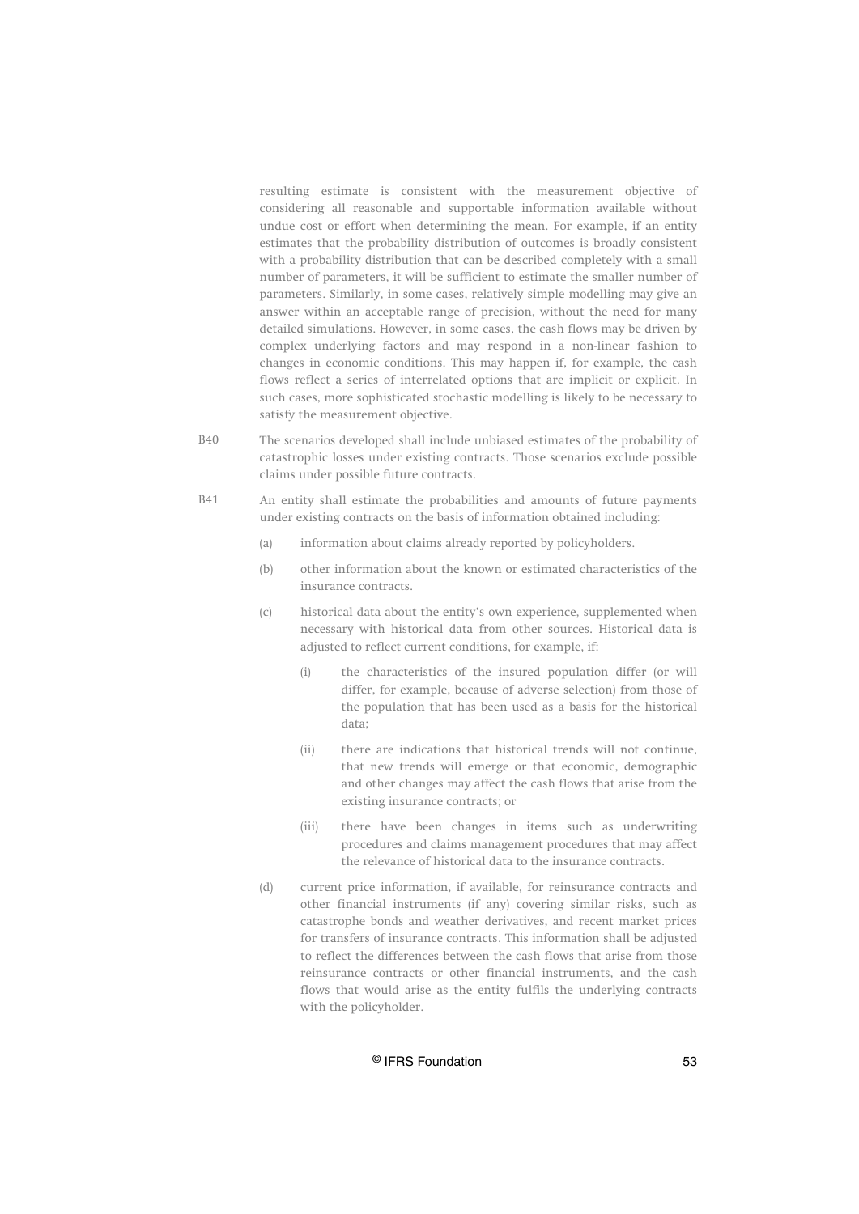resulting estimate is consistent with the measurement objective of considering all reasonable and supportable information available without undue cost or effort when determining the mean. For example, if an entity estimates that the probability distribution of outcomes is broadly consistent with a probability distribution that can be described completely with a small number of parameters, it will be sufficient to estimate the smaller number of parameters. Similarly, in some cases, relatively simple modelling may give an answer within an acceptable range of precision, without the need for many detailed simulations. However, in some cases, the cash flows may be driven by complex underlying factors and may respond in a non-linear fashion to changes in economic conditions. This may happen if, for example, the cash flows reflect a series of interrelated options that are implicit or explicit. In such cases, more sophisticated stochastic modelling is likely to be necessary to satisfy the measurement objective.

B40 The scenarios developed shall include unbiased estimates of the probability of catastrophic losses under existing contracts. Those scenarios exclude possible claims under possible future contracts.

B41 An entity shall estimate the probabilities and amounts of future payments under existing contracts on the basis of information obtained including:

(a) information about claims already reported by policyholders.

(b) other information about the known or estimated characteristics of the insurance contracts.

(c) historical data about the entity's own experience, supplemented when necessary with historical data from other sources. Historical data is adjusted to reflect current conditions, for example, if:

  (i) the characteristics of the insured population differ (or will differ, for example, because of adverse selection) from those of the population that has been used as a basis for the historical data;

  (ii) there are indications that historical trends will not continue, that new trends will emerge or that economic, demographic and other changes may affect the cash flows that arise from the existing insurance contracts; or

  (iii) there have been changes in items such as underwriting procedures and claims management procedures that may affect the relevance of historical data to the insurance contracts.

(d) current price information, if available, for reinsurance contracts and other financial instruments (if any) covering similar risks, such as catastrophe bonds and weather derivatives, and recent market prices for transfers of insurance contracts. This information shall be adjusted to reflect the differences between the cash flows that arise from those reinsurance contracts or other financial instruments, and the cash flows that would arise as the entity fulfils the underlying contracts with the policyholder.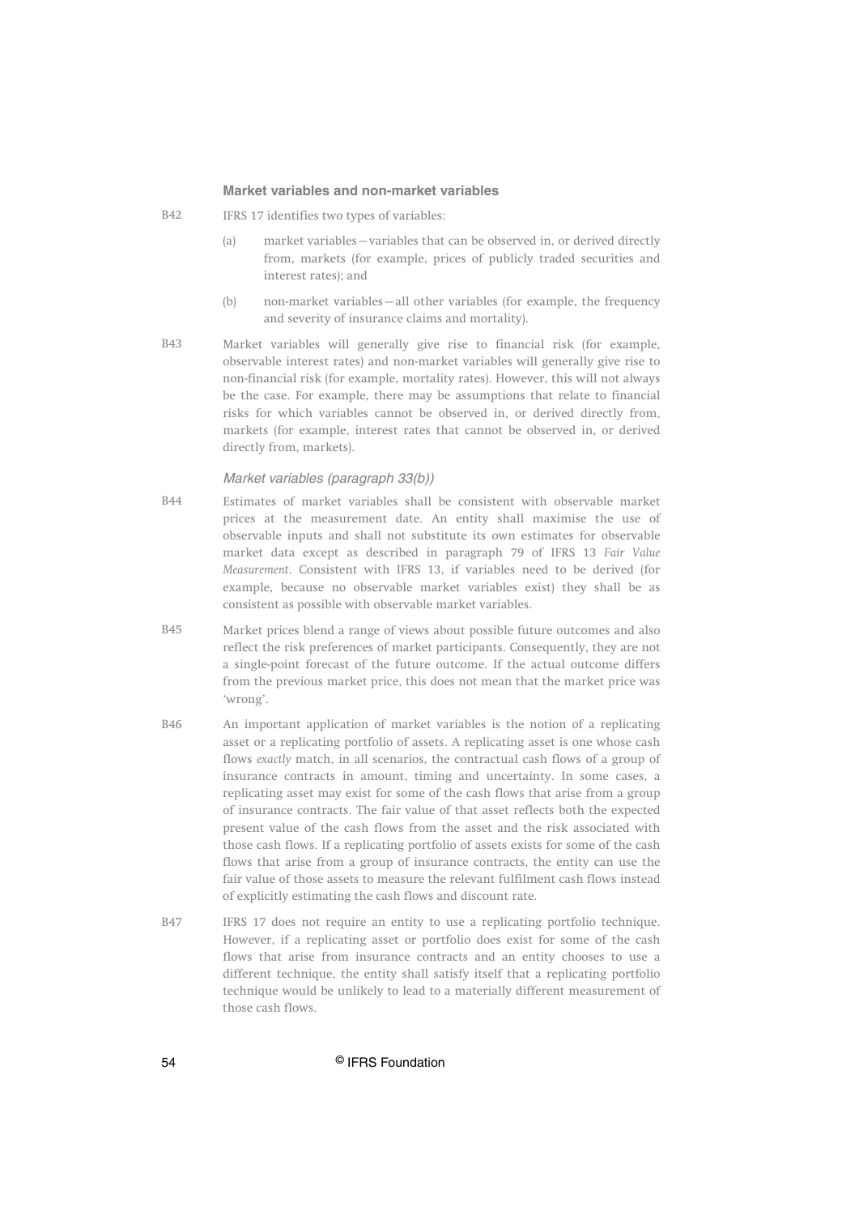### Market variables and non-market variables

B42 IFRS 17 identifies two types of variables:

(a) market variables—variables that can be observed in, or derived directly from, markets (for example, prices of publicly traded securities and interest rates); and

(b) non-market variables—all other variables (for example, the frequency and severity of insurance claims and mortality).

B43 Market variables will generally give rise to financial risk (for example, observable interest rates) and non-market variables will generally give rise to non-financial risk (for example, mortality rates). However, this will not always be the case. For example, there may be assumptions that relate to financial risks for which variables cannot be observed in, or derived directly from, markets (for example, interest rates that cannot be observed in, or derived directly from, markets).

#### *Market variables (paragraph 33(b))*

B44 Estimates of market variables shall be consistent with observable market prices at the measurement date. An entity shall maximise the use of observable inputs and shall not substitute its own estimates for observable market data except as described in paragraph 79 of IFRS 13 *Fair Value Measurement*. Consistent with IFRS 13, if variables need to be derived (for example, because no observable market variables exist) they shall be as consistent as possible with observable market variables.

B45 Market prices blend a range of views about possible future outcomes and also reflect the risk preferences of market participants. Consequently, they are not a single-point forecast of the future outcome. If the actual outcome differs from the previous market price, this does not mean that the market price was 'wrong'.

B46 An important application of market variables is the notion of a replicating asset or a replicating portfolio of assets. A replicating asset is one whose cash flows *exactly* match, in all scenarios, the contractual cash flows of a group of insurance contracts in amount, timing and uncertainty. In some cases, a replicating asset may exist for some of the cash flows that arise from a group of insurance contracts. The fair value of that asset reflects both the expected present value of the cash flows from the asset and the risk associated with those cash flows. If a replicating portfolio of assets exists for some of the cash flows that arise from a group of insurance contracts, the entity can use the fair value of those assets to measure the relevant fulfilment cash flows instead of explicitly estimating the cash flows and discount rate.

B47 IFRS 17 does not require an entity to use a replicating portfolio technique. However, if a replicating asset or portfolio does exist for some of the cash flows that arise from insurance contracts and an entity chooses to use a different technique, the entity shall satisfy itself that a replicating portfolio technique would be unlikely to lead to a materially different measurement of those cash flows.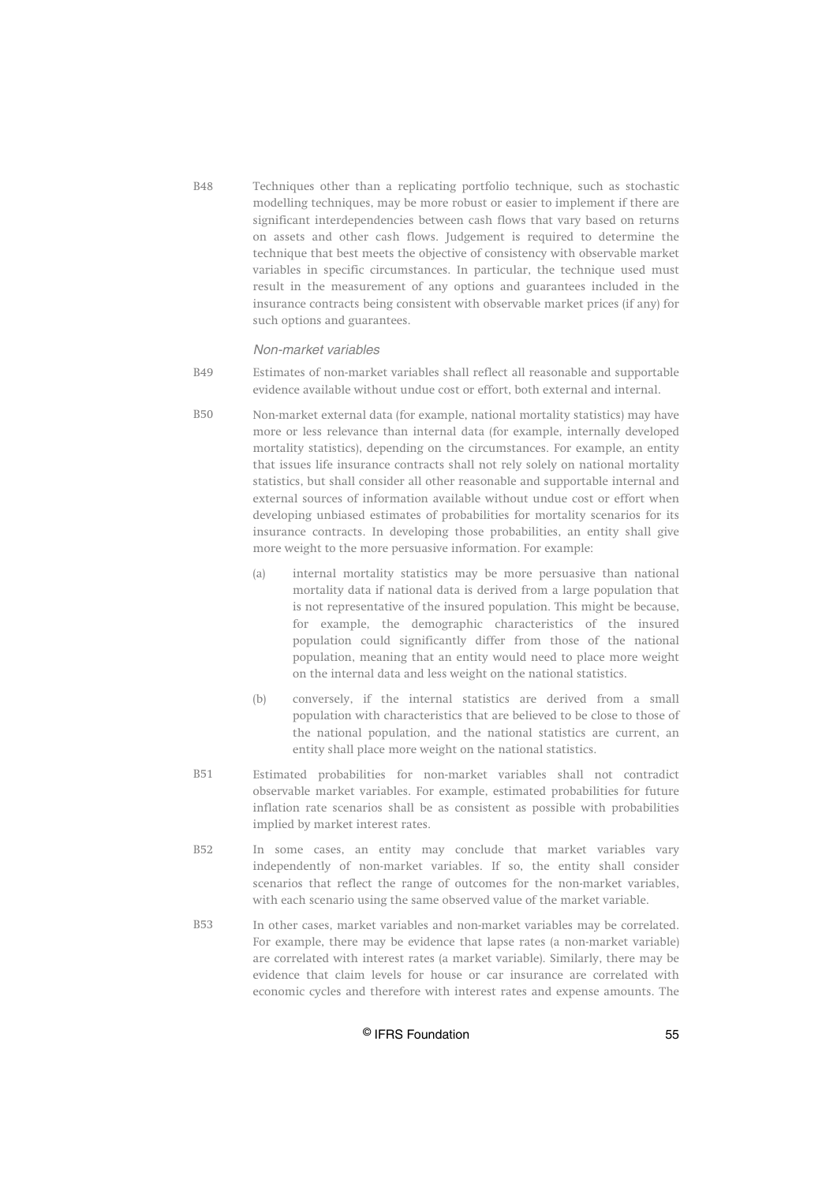B48 Techniques other than a replicating portfolio technique, such as stochastic modelling techniques, may be more robust or easier to implement if there are significant interdependencies between cash flows that vary based on returns on assets and other cash flows. Judgement is required to determine the technique that best meets the objective of consistency with observable market variables in specific circumstances. In particular, the technique used must result in the measurement of any options and guarantees included in the insurance contracts being consistent with observable market prices (if any) for such options and guarantees.

*Non-market variables*

B49 Estimates of non-market variables shall reflect all reasonable and supportable evidence available without undue cost or effort, both external and internal.

B50 Non-market external data (for example, national mortality statistics) may have more or less relevance than internal data (for example, internally developed mortality statistics), depending on the circumstances. For example, an entity that issues life insurance contracts shall not rely solely on national mortality statistics, but shall consider all other reasonable and supportable internal and external sources of information available without undue cost or effort when developing unbiased estimates of probabilities for mortality scenarios for its insurance contracts. In developing those probabilities, an entity shall give more weight to the more persuasive information. For example:

(a) internal mortality statistics may be more persuasive than national mortality data if national data is derived from a large population that is not representative of the insured population. This might be because, for example, the demographic characteristics of the insured population could significantly differ from those of the national population, meaning that an entity would need to place more weight on the internal data and less weight on the national statistics.

(b) conversely, if the internal statistics are derived from a small population with characteristics that are believed to be close to those of the national population, and the national statistics are current, an entity shall place more weight on the national statistics.

B51 Estimated probabilities for non-market variables shall not contradict observable market variables. For example, estimated probabilities for future inflation rate scenarios shall be as consistent as possible with probabilities implied by market interest rates.

B52 In some cases, an entity may conclude that market variables vary independently of non-market variables. If so, the entity shall consider scenarios that reflect the range of outcomes for the non-market variables, with each scenario using the same observed value of the market variable.

B53 In other cases, market variables and non-market variables may be correlated. For example, there may be evidence that lapse rates (a non-market variable) are correlated with interest rates (a market variable). Similarly, there may be evidence that claim levels for house or car insurance are correlated with economic cycles and therefore with interest rates and expense amounts. The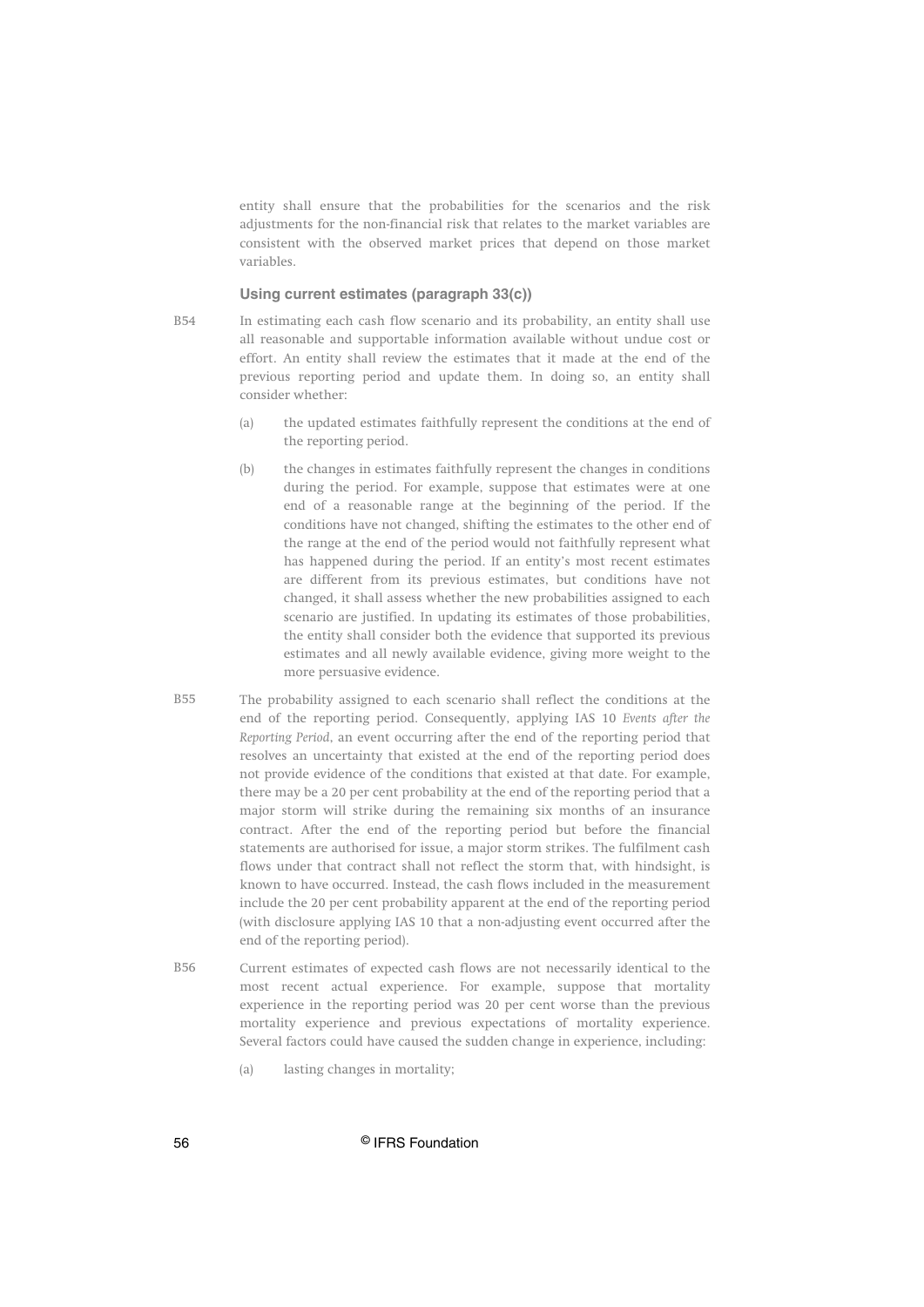entity shall ensure that the probabilities for the scenarios and the risk adjustments for the non-financial risk that relates to the market variables are consistent with the observed market prices that depend on those market variables.

### Using current estimates (paragraph 33(c))

B54 In estimating each cash flow scenario and its probability, an entity shall use all reasonable and supportable information available without undue cost or effort. An entity shall review the estimates that it made at the end of the previous reporting period and update them. In doing so, an entity shall consider whether:

(a) the updated estimates faithfully represent the conditions at the end of the reporting period.

(b) the changes in estimates faithfully represent the changes in conditions during the period. For example, suppose that estimates were at one end of a reasonable range at the beginning of the period. If the conditions have not changed, shifting the estimates to the other end of the range at the end of the period would not faithfully represent what has happened during the period. If an entity's most recent estimates are different from its previous estimates, but conditions have not changed, it shall assess whether the new probabilities assigned to each scenario are justified. In updating its estimates of those probabilities, the entity shall consider both the evidence that supported its previous estimates and all newly available evidence, giving more weight to the more persuasive evidence.

B55 The probability assigned to each scenario shall reflect the conditions at the end of the reporting period. Consequently, applying IAS 10 *Events after the Reporting Period*, an event occurring after the end of the reporting period that resolves an uncertainty that existed at the end of the reporting period does not provide evidence of the conditions that existed at that date. For example, there may be a 20 per cent probability at the end of the reporting period that a major storm will strike during the remaining six months of an insurance contract. After the end of the reporting period but before the financial statements are authorised for issue, a major storm strikes. The fulfilment cash flows under that contract shall not reflect the storm that, with hindsight, is known to have occurred. Instead, the cash flows included in the measurement include the 20 per cent probability apparent at the end of the reporting period (with disclosure applying IAS 10 that a non-adjusting event occurred after the end of the reporting period).

B56 Current estimates of expected cash flows are not necessarily identical to the most recent actual experience. For example, suppose that mortality experience in the reporting period was 20 per cent worse than the previous mortality experience and previous expectations of mortality experience. Several factors could have caused the sudden change in experience, including:

(a) lasting changes in mortality;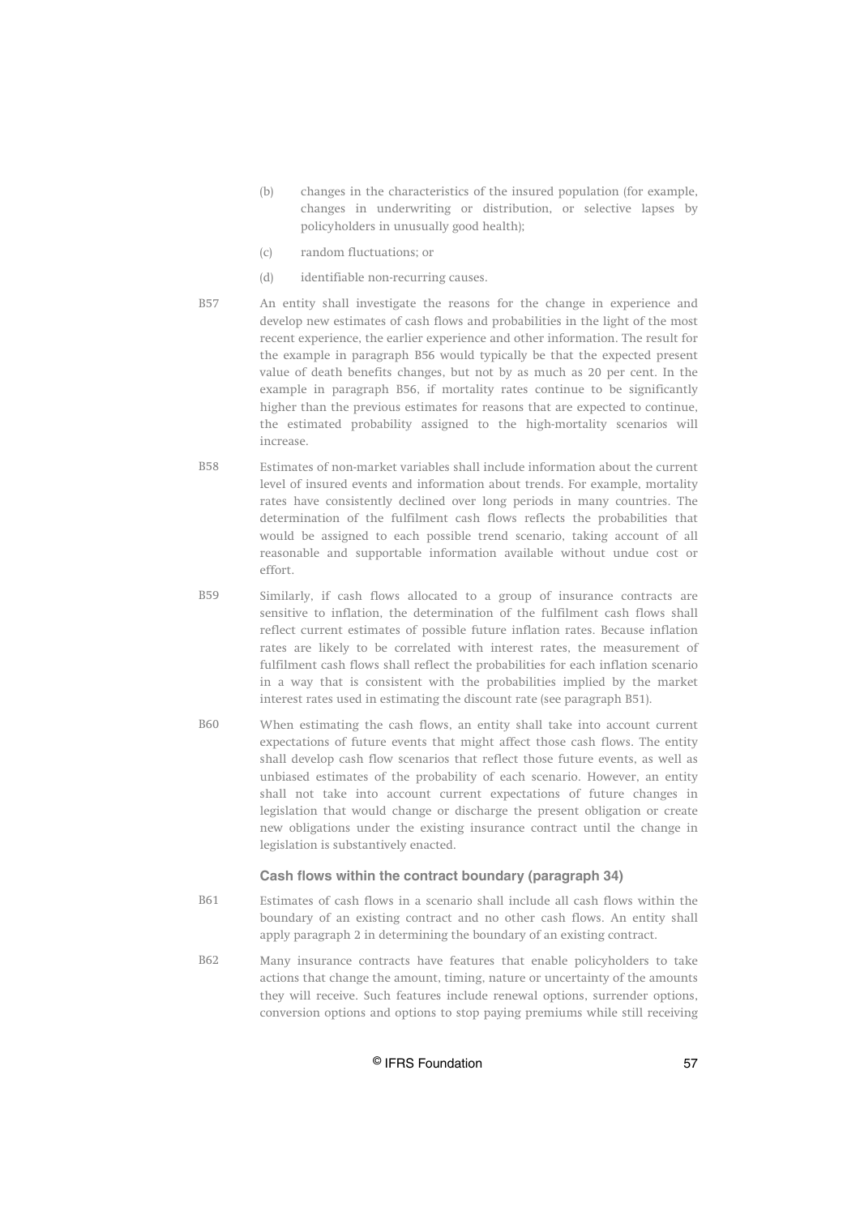(b) changes in the characteristics of the insured population (for example, changes in underwriting or distribution, or selective lapses by policyholders in unusually good health);

(c) random fluctuations; or

(d) identifiable non-recurring causes.

B57 An entity shall investigate the reasons for the change in experience and develop new estimates of cash flows and probabilities in the light of the most recent experience, the earlier experience and other information. The result for the example in paragraph B56 would typically be that the expected present value of death benefits changes, but not by as much as 20 per cent. In the example in paragraph B56, if mortality rates continue to be significantly higher than the previous estimates for reasons that are expected to continue, the estimated probability assigned to the high-mortality scenarios will increase.

B58 Estimates of non-market variables shall include information about the current level of insured events and information about trends. For example, mortality rates have consistently declined over long periods in many countries. The determination of the fulfilment cash flows reflects the probabilities that would be assigned to each possible trend scenario, taking account of all reasonable and supportable information available without undue cost or effort.

B59 Similarly, if cash flows allocated to a group of insurance contracts are sensitive to inflation, the determination of the fulfilment cash flows shall reflect current estimates of possible future inflation rates. Because inflation rates are likely to be correlated with interest rates, the measurement of fulfilment cash flows shall reflect the probabilities for each inflation scenario in a way that is consistent with the probabilities implied by the market interest rates used in estimating the discount rate (see paragraph B51).

B60 When estimating the cash flows, an entity shall take into account current expectations of future events that might affect those cash flows. The entity shall develop cash flow scenarios that reflect those future events, as well as unbiased estimates of the probability of each scenario. However, an entity shall not take into account current expectations of future changes in legislation that would change or discharge the present obligation or create new obligations under the existing insurance contract until the change in legislation is substantively enacted.

### Cash flows within the contract boundary (paragraph 34)

B61 Estimates of cash flows in a scenario shall include all cash flows within the boundary of an existing contract and no other cash flows. An entity shall apply paragraph 2 in determining the boundary of an existing contract.

B62 Many insurance contracts have features that enable policyholders to take actions that change the amount, timing, nature or uncertainty of the amounts they will receive. Such features include renewal options, surrender options, conversion options and options to stop paying premiums while still receiving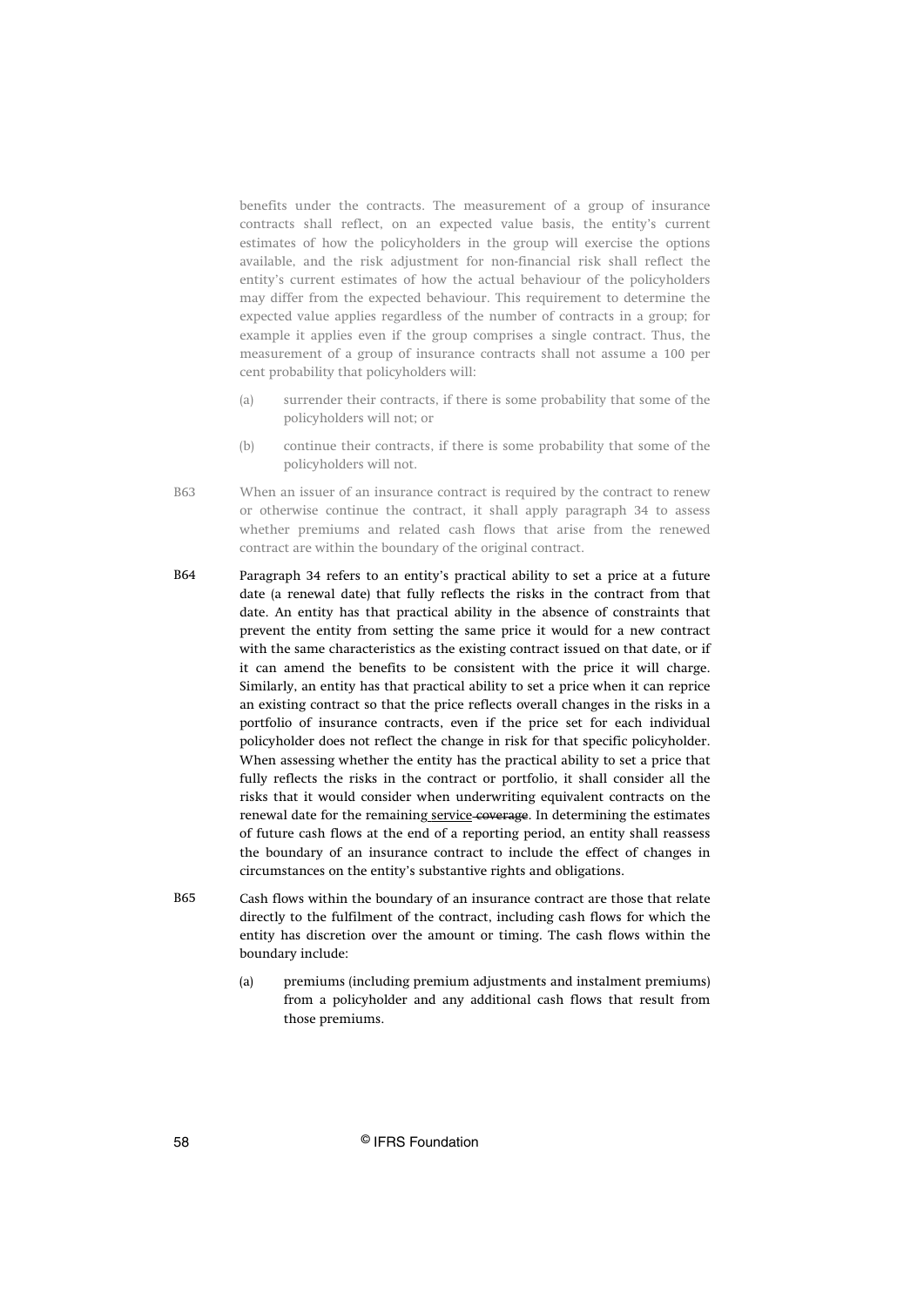benefits under the contracts. The measurement of a group of insurance contracts shall reflect, on an expected value basis, the entity's current estimates of how the policyholders in the group will exercise the options available, and the risk adjustment for non-financial risk shall reflect the entity's current estimates of how the actual behaviour of the policyholders may differ from the expected behaviour. This requirement to determine the expected value applies regardless of the number of contracts in a group; for example it applies even if the group comprises a single contract. Thus, the measurement of a group of insurance contracts shall not assume a 100 per cent probability that policyholders will:

(a) surrender their contracts, if there is some probability that some of the policyholders will not; or

(b) continue their contracts, if there is some probability that some of the policyholders will not.

B63 When an issuer of an insurance contract is required by the contract to renew or otherwise continue the contract, it shall apply paragraph 34 to assess whether premiums and related cash flows that arise from the renewed contract are within the boundary of the original contract.

B64 Paragraph 34 refers to an entity's practical ability to set a price at a future date (a renewal date) that fully reflects the risks in the contract from that date. An entity has that practical ability in the absence of constraints that prevent the entity from setting the same price it would for a new contract with the same characteristics as the existing contract issued on that date, or if it can amend the benefits to be consistent with the price it will charge. Similarly, an entity has that practical ability to set a price when it can reprice an existing contract so that the price reflects overall changes in the risks in a portfolio of insurance contracts, even if the price set for each individual policyholder does not reflect the change in risk for that specific policyholder. When assessing whether the entity has the practical ability to set a price that fully reflects the risks in the contract or portfolio, it shall consider all the risks that it would consider when underwriting equivalent contracts on the renewal date for the remaining service ~~coverage~~. In determining the estimates of future cash flows at the end of a reporting period, an entity shall reassess the boundary of an insurance contract to include the effect of changes in circumstances on the entity's substantive rights and obligations.

B65 Cash flows within the boundary of an insurance contract are those that relate directly to the fulfilment of the contract, including cash flows for which the entity has discretion over the amount or timing. The cash flows within the boundary include:

(a) premiums (including premium adjustments and instalment premiums) from a policyholder and any additional cash flows that result from those premiums.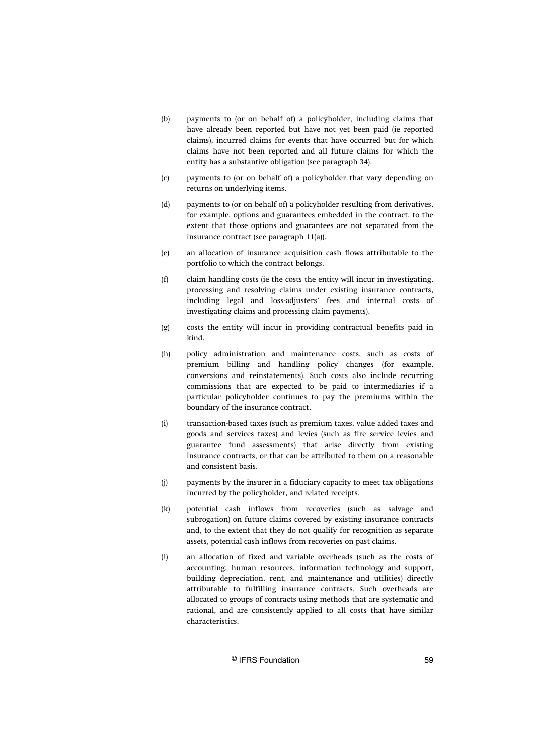(b) payments to (or on behalf of) a policyholder, including claims that have already been reported but have not yet been paid (ie reported claims), incurred claims for events that have occurred but for which claims have not been reported and all future claims for which the entity has a substantive obligation (see paragraph 34).

(c) payments to (or on behalf of) a policyholder that vary depending on returns on underlying items.

(d) payments to (or on behalf of) a policyholder resulting from derivatives, for example, options and guarantees embedded in the contract, to the extent that those options and guarantees are not separated from the insurance contract (see paragraph 11(a)).

(e) an allocation of insurance acquisition cash flows attributable to the portfolio to which the contract belongs.

(f) claim handling costs (ie the costs the entity will incur in investigating, processing and resolving claims under existing insurance contracts, including legal and loss-adjusters' fees and internal costs of investigating claims and processing claim payments).

(g) costs the entity will incur in providing contractual benefits paid in kind.

(h) policy administration and maintenance costs, such as costs of premium billing and handling policy changes (for example, conversions and reinstatements). Such costs also include recurring commissions that are expected to be paid to intermediaries if a particular policyholder continues to pay the premiums within the boundary of the insurance contract.

(i) transaction-based taxes (such as premium taxes, value added taxes and goods and services taxes) and levies (such as fire service levies and guarantee fund assessments) that arise directly from existing insurance contracts, or that can be attributed to them on a reasonable and consistent basis.

(j) payments by the insurer in a fiduciary capacity to meet tax obligations incurred by the policyholder, and related receipts.

(k) potential cash inflows from recoveries (such as salvage and subrogation) on future claims covered by existing insurance contracts and, to the extent that they do not qualify for recognition as separate assets, potential cash inflows from recoveries on past claims.

(l) an allocation of fixed and variable overheads (such as the costs of accounting, human resources, information technology and support, building depreciation, rent, and maintenance and utilities) directly attributable to fulfilling insurance contracts. Such overheads are allocated to groups of contracts using methods that are systematic and rational, and are consistently applied to all costs that have similar characteristics.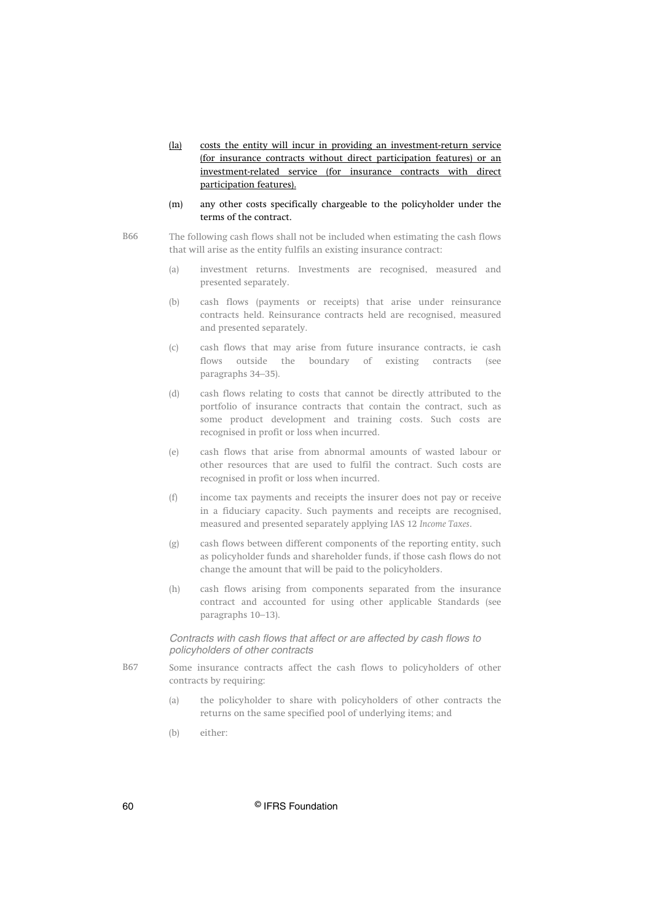(la) costs the entity will incur in providing an investment-return service (for insurance contracts without direct participation features) or an investment-related service (for insurance contracts with direct participation features).

(m) any other costs specifically chargeable to the policyholder under the terms of the contract.

B66 The following cash flows shall not be included when estimating the cash flows that will arise as the entity fulfils an existing insurance contract:

(a) investment returns. Investments are recognised, measured and presented separately.

(b) cash flows (payments or receipts) that arise under reinsurance contracts held. Reinsurance contracts held are recognised, measured and presented separately.

(c) cash flows that may arise from future insurance contracts, ie cash flows outside the boundary of existing contracts (see paragraphs 34–35).

(d) cash flows relating to costs that cannot be directly attributed to the portfolio of insurance contracts that contain the contract, such as some product development and training costs. Such costs are recognised in profit or loss when incurred.

(e) cash flows that arise from abnormal amounts of wasted labour or other resources that are used to fulfil the contract. Such costs are recognised in profit or loss when incurred.

(f) income tax payments and receipts the insurer does not pay or receive in a fiduciary capacity. Such payments and receipts are recognised, measured and presented separately applying IAS 12 *Income Taxes*.

(g) cash flows between different components of the reporting entity, such as policyholder funds and shareholder funds, if those cash flows do not change the amount that will be paid to the policyholders.

(h) cash flows arising from components separated from the insurance contract and accounted for using other applicable Standards (see paragraphs 10–13).

*Contracts with cash flows that affect or are affected by cash flows to policyholders of other contracts*

B67 Some insurance contracts affect the cash flows to policyholders of other contracts by requiring:

(a) the policyholder to share with policyholders of other contracts the returns on the same specified pool of underlying items; and

(b) either: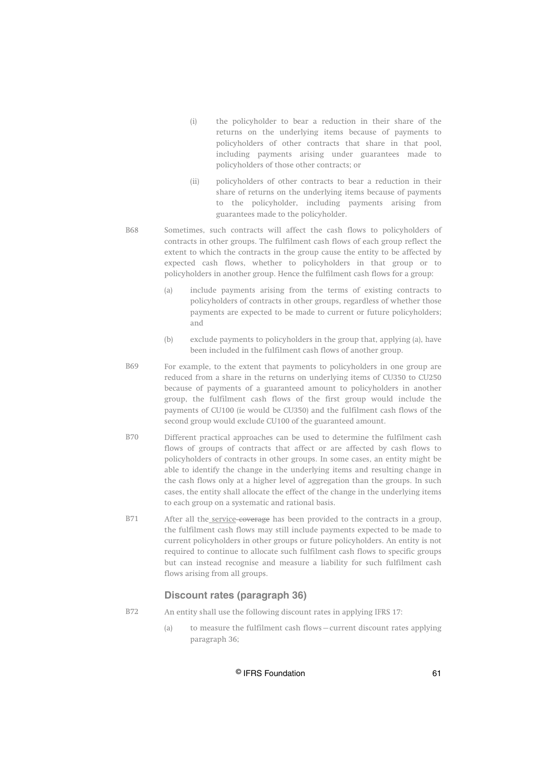(i) the policyholder to bear a reduction in their share of the returns on the underlying items because of payments to policyholders of other contracts that share in that pool, including payments arising under guarantees made to policyholders of those other contracts; or

(ii) policyholders of other contracts to bear a reduction in their share of returns on the underlying items because of payments to the policyholder, including payments arising from guarantees made to the policyholder.

B68 Sometimes, such contracts will affect the cash flows to policyholders of contracts in other groups. The fulfilment cash flows of each group reflect the extent to which the contracts in the group cause the entity to be affected by expected cash flows, whether to policyholders in that group or to policyholders in another group. Hence the fulfilment cash flows for a group:

(a) include payments arising from the terms of existing contracts to policyholders of contracts in other groups, regardless of whether those payments are expected to be made to current or future policyholders; and

(b) exclude payments to policyholders in the group that, applying (a), have been included in the fulfilment cash flows of another group.

B69 For example, to the extent that payments to policyholders in one group are reduced from a share in the returns on underlying items of CU350 to CU250 because of payments of a guaranteed amount to policyholders in another group, the fulfilment cash flows of the first group would include the payments of CU100 (ie would be CU350) and the fulfilment cash flows of the second group would exclude CU100 of the guaranteed amount.

B70 Different practical approaches can be used to determine the fulfilment cash flows of groups of contracts that affect or are affected by cash flows to policyholders of contracts in other groups. In some cases, an entity might be able to identify the change in the underlying items and resulting change in the cash flows only at a higher level of aggregation than the groups. In such cases, the entity shall allocate the effect of the change in the underlying items to each group on a systematic and rational basis.

B71 After all the service ~~coverage~~ has been provided to the contracts in a group, the fulfilment cash flows may still include payments expected to be made to current policyholders in other groups or future policyholders. An entity is not required to continue to allocate such fulfilment cash flows to specific groups but can instead recognise and measure a liability for such fulfilment cash flows arising from all groups.

### Discount rates (paragraph 36)

B72 An entity shall use the following discount rates in applying IFRS 17:

(a) to measure the fulfilment cash flows—current discount rates applying paragraph 36;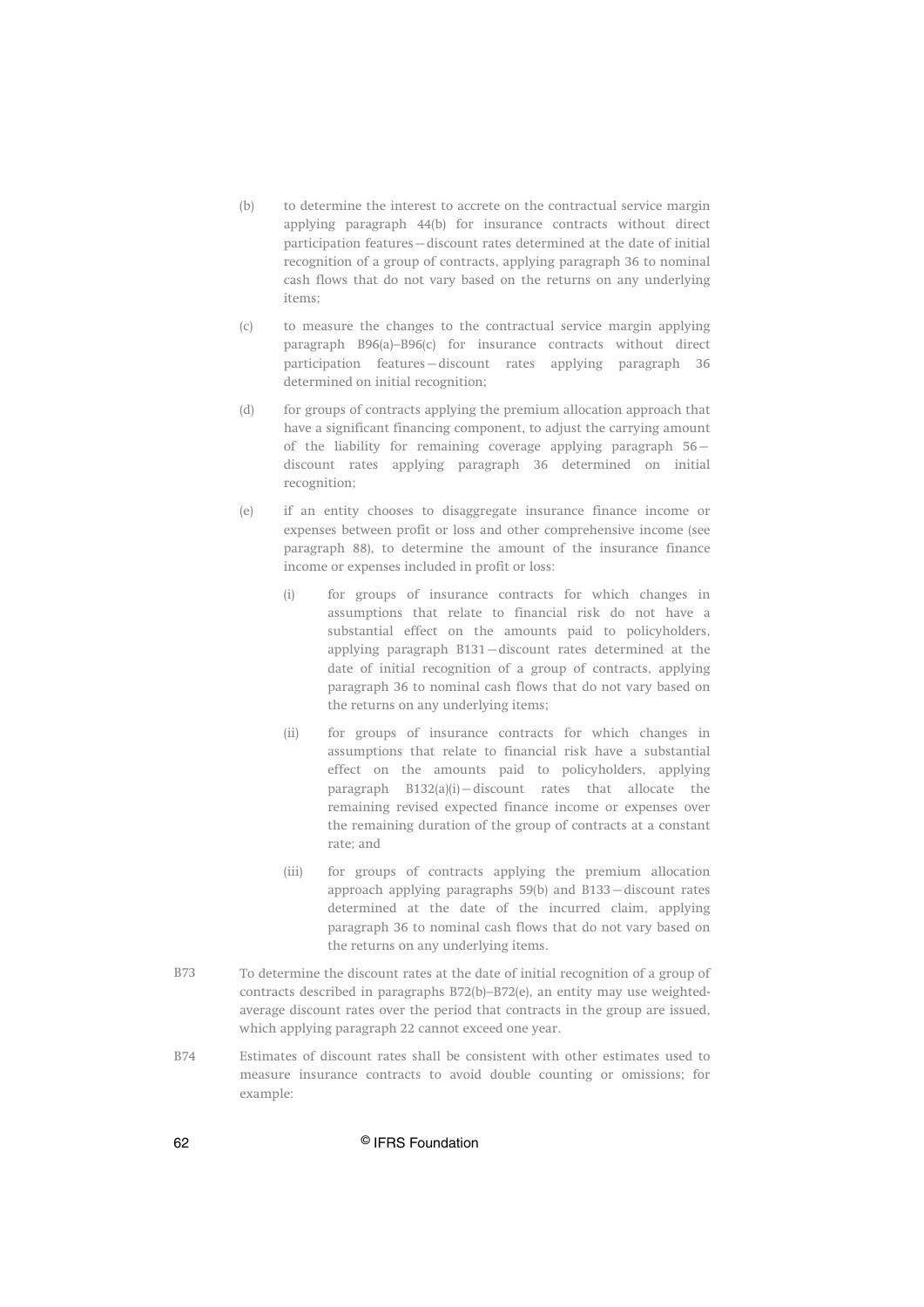(b) to determine the interest to accrete on the contractual service margin applying paragraph 44(b) for insurance contracts without direct participation features—discount rates determined at the date of initial recognition of a group of contracts, applying paragraph 36 to nominal cash flows that do not vary based on the returns on any underlying items;

(c) to measure the changes to the contractual service margin applying paragraph B96(a)–B96(c) for insurance contracts without direct participation features—discount rates applying paragraph 36 determined on initial recognition;

(d) for groups of contracts applying the premium allocation approach that have a significant financing component, to adjust the carrying amount of the liability for remaining coverage applying paragraph 56—discount rates applying paragraph 36 determined on initial recognition;

(e) if an entity chooses to disaggregate insurance finance income or expenses between profit or loss and other comprehensive income (see paragraph 88), to determine the amount of the insurance finance income or expenses included in profit or loss:

   (i) for groups of insurance contracts for which changes in assumptions that relate to financial risk do not have a substantial effect on the amounts paid to policyholders, applying paragraph B131—discount rates determined at the date of initial recognition of a group of contracts, applying paragraph 36 to nominal cash flows that do not vary based on the returns on any underlying items;

   (ii) for groups of insurance contracts for which changes in assumptions that relate to financial risk have a substantial effect on the amounts paid to policyholders, applying paragraph B132(a)(i)—discount rates that allocate the remaining revised expected finance income or expenses over the remaining duration of the group of contracts at a constant rate; and

   (iii) for groups of contracts applying the premium allocation approach applying paragraphs 59(b) and B133—discount rates determined at the date of the incurred claim, applying paragraph 36 to nominal cash flows that do not vary based on the returns on any underlying items.

B73 To determine the discount rates at the date of initial recognition of a group of contracts described in paragraphs B72(b)–B72(e), an entity may use weighted-average discount rates over the period that contracts in the group are issued, which applying paragraph 22 cannot exceed one year.

B74 Estimates of discount rates shall be consistent with other estimates used to measure insurance contracts to avoid double counting or omissions; for example: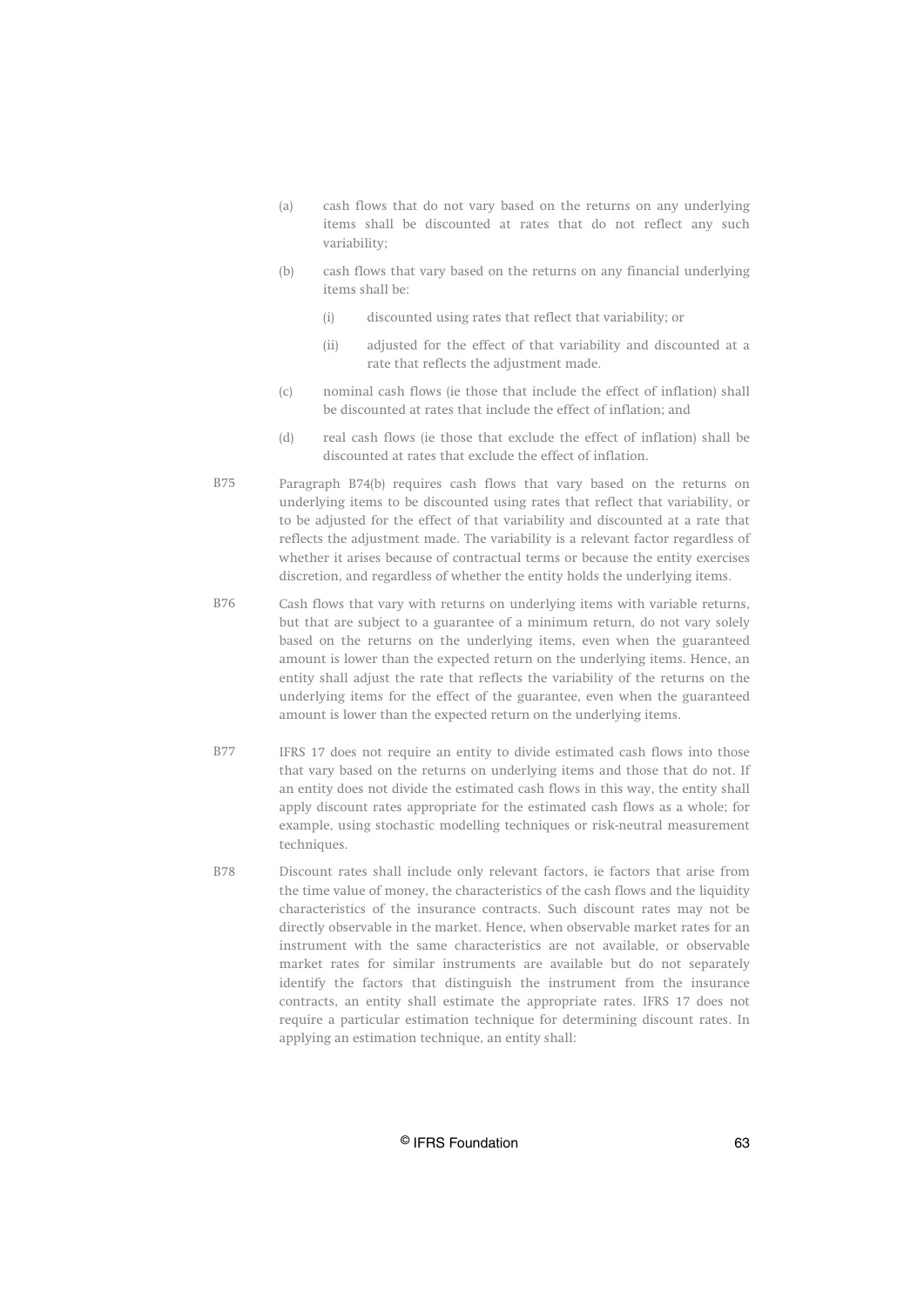- (a) cash flows that do not vary based on the returns on any underlying items shall be discounted at rates that do not reflect any such variability;
- (b) cash flows that vary based on the returns on any financial underlying items shall be:
  - (i) discounted using rates that reflect that variability; or
  - (ii) adjusted for the effect of that variability and discounted at a rate that reflects the adjustment made.
- (c) nominal cash flows (ie those that include the effect of inflation) shall be discounted at rates that include the effect of inflation; and
- (d) real cash flows (ie those that exclude the effect of inflation) shall be discounted at rates that exclude the effect of inflation.

B75 Paragraph B74(b) requires cash flows that vary based on the returns on underlying items to be discounted using rates that reflect that variability, or to be adjusted for the effect of that variability and discounted at a rate that reflects the adjustment made. The variability is a relevant factor regardless of whether it arises because of contractual terms or because the entity exercises discretion, and regardless of whether the entity holds the underlying items.

B76 Cash flows that vary with returns on underlying items with variable returns, but that are subject to a guarantee of a minimum return, do not vary solely based on the returns on the underlying items, even when the guaranteed amount is lower than the expected return on the underlying items. Hence, an entity shall adjust the rate that reflects the variability of the returns on the underlying items for the effect of the guarantee, even when the guaranteed amount is lower than the expected return on the underlying items.

B77 IFRS 17 does not require an entity to divide estimated cash flows into those that vary based on the returns on underlying items and those that do not. If an entity does not divide the estimated cash flows in this way, the entity shall apply discount rates appropriate for the estimated cash flows as a whole; for example, using stochastic modelling techniques or risk-neutral measurement techniques.

B78 Discount rates shall include only relevant factors, ie factors that arise from the time value of money, the characteristics of the cash flows and the liquidity characteristics of the insurance contracts. Such discount rates may not be directly observable in the market. Hence, when observable market rates for an instrument with the same characteristics are not available, or observable market rates for similar instruments are available but do not separately identify the factors that distinguish the instrument from the insurance contracts, an entity shall estimate the appropriate rates. IFRS 17 does not require a particular estimation technique for determining discount rates. In applying an estimation technique, an entity shall: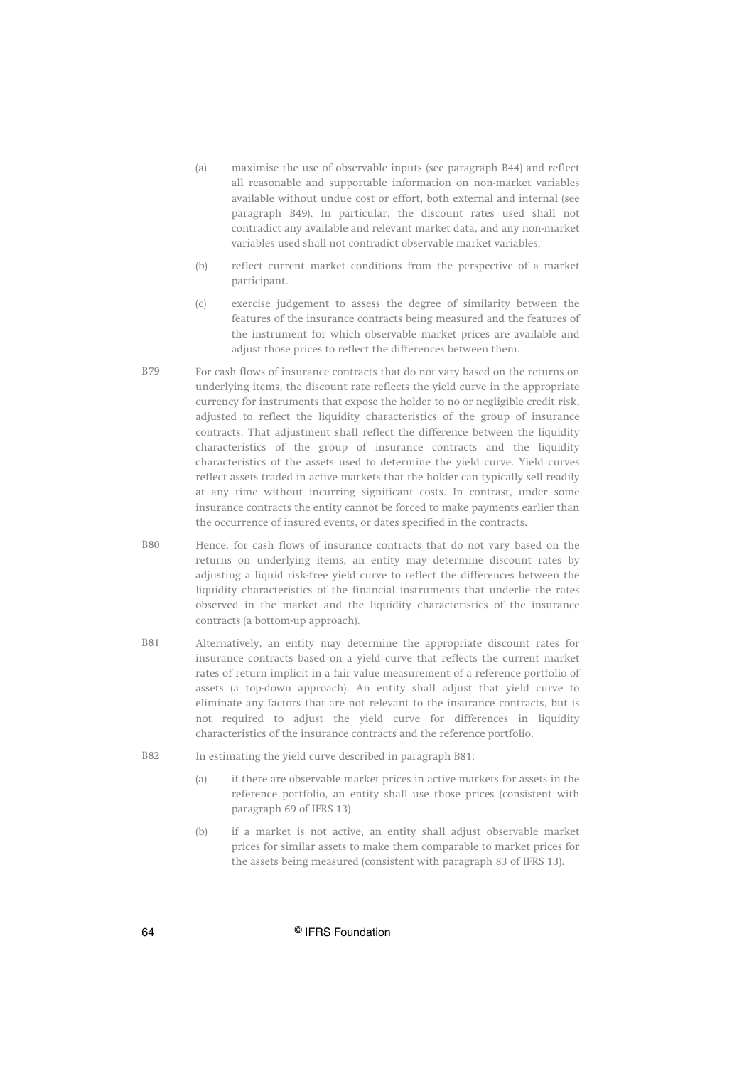(a) maximise the use of observable inputs (see paragraph B44) and reflect all reasonable and supportable information on non-market variables available without undue cost or effort, both external and internal (see paragraph B49). In particular, the discount rates used shall not contradict any available and relevant market data, and any non-market variables used shall not contradict observable market variables.

(b) reflect current market conditions from the perspective of a market participant.

(c) exercise judgement to assess the degree of similarity between the features of the insurance contracts being measured and the features of the instrument for which observable market prices are available and adjust those prices to reflect the differences between them.

B79 For cash flows of insurance contracts that do not vary based on the returns on underlying items, the discount rate reflects the yield curve in the appropriate currency for instruments that expose the holder to no or negligible credit risk, adjusted to reflect the liquidity characteristics of the group of insurance contracts. That adjustment shall reflect the difference between the liquidity characteristics of the group of insurance contracts and the liquidity characteristics of the assets used to determine the yield curve. Yield curves reflect assets traded in active markets that the holder can typically sell readily at any time without incurring significant costs. In contrast, under some insurance contracts the entity cannot be forced to make payments earlier than the occurrence of insured events, or dates specified in the contracts.

B80 Hence, for cash flows of insurance contracts that do not vary based on the returns on underlying items, an entity may determine discount rates by adjusting a liquid risk-free yield curve to reflect the differences between the liquidity characteristics of the financial instruments that underlie the rates observed in the market and the liquidity characteristics of the insurance contracts (a bottom-up approach).

B81 Alternatively, an entity may determine the appropriate discount rates for insurance contracts based on a yield curve that reflects the current market rates of return implicit in a fair value measurement of a reference portfolio of assets (a top-down approach). An entity shall adjust that yield curve to eliminate any factors that are not relevant to the insurance contracts, but is not required to adjust the yield curve for differences in liquidity characteristics of the insurance contracts and the reference portfolio.

B82 In estimating the yield curve described in paragraph B81:

(a) if there are observable market prices in active markets for assets in the reference portfolio, an entity shall use those prices (consistent with paragraph 69 of IFRS 13).

(b) if a market is not active, an entity shall adjust observable market prices for similar assets to make them comparable to market prices for the assets being measured (consistent with paragraph 83 of IFRS 13).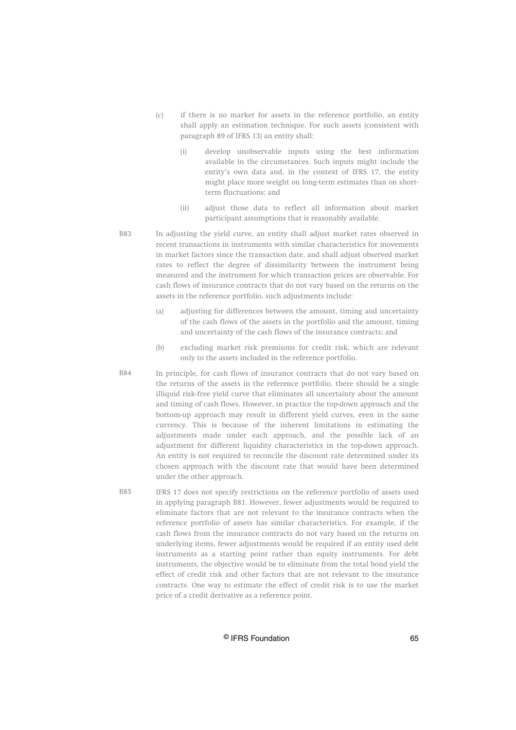(c) if there is no market for assets in the reference portfolio, an entity shall apply an estimation technique. For such assets (consistent with paragraph 89 of IFRS 13) an entity shall:

  (i) develop unobservable inputs using the best information available in the circumstances. Such inputs might include the entity's own data and, in the context of IFRS 17, the entity might place more weight on long-term estimates than on short-term fluctuations; and

  (ii) adjust those data to reflect all information about market participant assumptions that is reasonably available.

B83 In adjusting the yield curve, an entity shall adjust market rates observed in recent transactions in instruments with similar characteristics for movements in market factors since the transaction date, and shall adjust observed market rates to reflect the degree of dissimilarity between the instrument being measured and the instrument for which transaction prices are observable. For cash flows of insurance contracts that do not vary based on the returns on the assets in the reference portfolio, such adjustments include:

(a) adjusting for differences between the amount, timing and uncertainty of the cash flows of the assets in the portfolio and the amount, timing and uncertainty of the cash flows of the insurance contracts; and

(b) excluding market risk premiums for credit risk, which are relevant only to the assets included in the reference portfolio.

B84 In principle, for cash flows of insurance contracts that do not vary based on the returns of the assets in the reference portfolio, there should be a single illiquid risk-free yield curve that eliminates all uncertainty about the amount and timing of cash flows. However, in practice the top-down approach and the bottom-up approach may result in different yield curves, even in the same currency. This is because of the inherent limitations in estimating the adjustments made under each approach, and the possible lack of an adjustment for different liquidity characteristics in the top-down approach. An entity is not required to reconcile the discount rate determined under its chosen approach with the discount rate that would have been determined under the other approach.

B85 IFRS 17 does not specify restrictions on the reference portfolio of assets used in applying paragraph B81. However, fewer adjustments would be required to eliminate factors that are not relevant to the insurance contracts when the reference portfolio of assets has similar characteristics. For example, if the cash flows from the insurance contracts do not vary based on the returns on underlying items, fewer adjustments would be required if an entity used debt instruments as a starting point rather than equity instruments. For debt instruments, the objective would be to eliminate from the total bond yield the effect of credit risk and other factors that are not relevant to the insurance contracts. One way to estimate the effect of credit risk is to use the market price of a credit derivative as a reference point.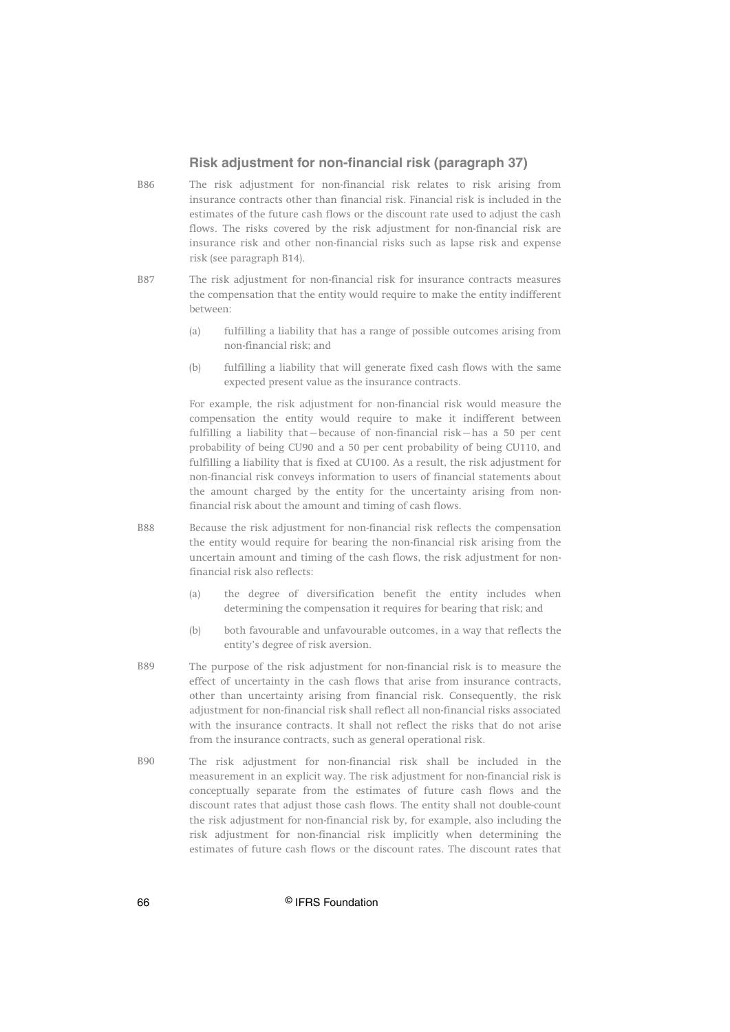### Risk adjustment for non-financial risk (paragraph 37)

B86 The risk adjustment for non-financial risk relates to risk arising from insurance contracts other than financial risk. Financial risk is included in the estimates of the future cash flows or the discount rate used to adjust the cash flows. The risks covered by the risk adjustment for non-financial risk are insurance risk and other non-financial risks such as lapse risk and expense risk (see paragraph B14).

B87 The risk adjustment for non-financial risk for insurance contracts measures the compensation that the entity would require to make the entity indifferent between:

(a) fulfilling a liability that has a range of possible outcomes arising from non-financial risk; and

(b) fulfilling a liability that will generate fixed cash flows with the same expected present value as the insurance contracts.

For example, the risk adjustment for non-financial risk would measure the compensation the entity would require to make it indifferent between fulfilling a liability that—because of non-financial risk—has a 50 per cent probability of being CU90 and a 50 per cent probability of being CU110, and fulfilling a liability that is fixed at CU100. As a result, the risk adjustment for non-financial risk conveys information to users of financial statements about the amount charged by the entity for the uncertainty arising from non-financial risk about the amount and timing of cash flows.

B88 Because the risk adjustment for non-financial risk reflects the compensation the entity would require for bearing the non-financial risk arising from the uncertain amount and timing of the cash flows, the risk adjustment for non-financial risk also reflects:

(a) the degree of diversification benefit the entity includes when determining the compensation it requires for bearing that risk; and

(b) both favourable and unfavourable outcomes, in a way that reflects the entity's degree of risk aversion.

B89 The purpose of the risk adjustment for non-financial risk is to measure the effect of uncertainty in the cash flows that arise from insurance contracts, other than uncertainty arising from financial risk. Consequently, the risk adjustment for non-financial risk shall reflect all non-financial risks associated with the insurance contracts. It shall not reflect the risks that do not arise from the insurance contracts, such as general operational risk.

B90 The risk adjustment for non-financial risk shall be included in the measurement in an explicit way. The risk adjustment for non-financial risk is conceptually separate from the estimates of future cash flows and the discount rates that adjust those cash flows. The entity shall not double-count the risk adjustment for non-financial risk by, for example, also including the risk adjustment for non-financial risk implicitly when determining the estimates of future cash flows or the discount rates. The discount rates that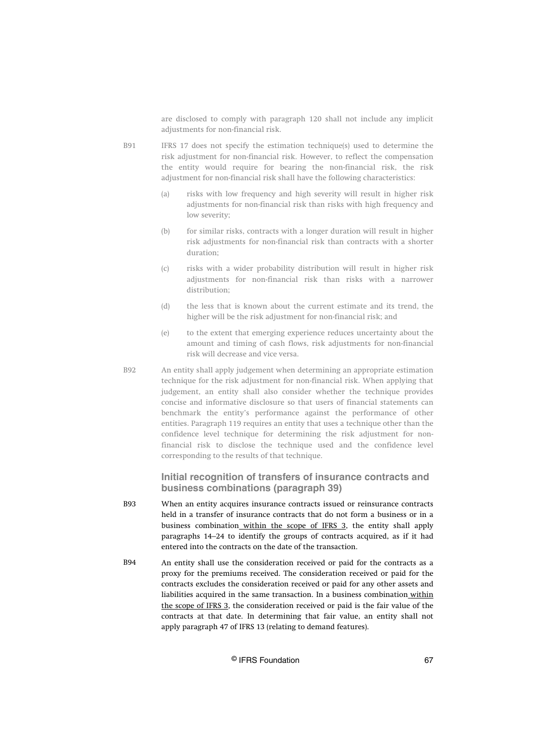are disclosed to comply with paragraph 120 shall not include any implicit adjustments for non-financial risk.

B91 IFRS 17 does not specify the estimation technique(s) used to determine the risk adjustment for non-financial risk. However, to reflect the compensation the entity would require for bearing the non-financial risk, the risk adjustment for non-financial risk shall have the following characteristics:

(a) risks with low frequency and high severity will result in higher risk adjustments for non-financial risk than risks with high frequency and low severity;

(b) for similar risks, contracts with a longer duration will result in higher risk adjustments for non-financial risk than contracts with a shorter duration;

(c) risks with a wider probability distribution will result in higher risk adjustments for non-financial risk than risks with a narrower distribution;

(d) the less that is known about the current estimate and its trend, the higher will be the risk adjustment for non-financial risk; and

(e) to the extent that emerging experience reduces uncertainty about the amount and timing of cash flows, risk adjustments for non-financial risk will decrease and vice versa.

B92 An entity shall apply judgement when determining an appropriate estimation technique for the risk adjustment for non-financial risk. When applying that judgement, an entity shall also consider whether the technique provides concise and informative disclosure so that users of financial statements can benchmark the entity's performance against the performance of other entities. Paragraph 119 requires an entity that uses a technique other than the confidence level technique for determining the risk adjustment for non-financial risk to disclose the technique used and the confidence level corresponding to the results of that technique.

## Initial recognition of transfers of insurance contracts and business combinations (paragraph 39)

B93 When an entity acquires insurance contracts issued or reinsurance contracts held in a transfer of insurance contracts that do not form a business or in a business combination within the scope of IFRS 3, the entity shall apply paragraphs 14–24 to identify the groups of contracts acquired, as if it had entered into the contracts on the date of the transaction.

B94 An entity shall use the consideration received or paid for the contracts as a proxy for the premiums received. The consideration received or paid for the contracts excludes the consideration received or paid for any other assets and liabilities acquired in the same transaction. In a business combination within the scope of IFRS 3, the consideration received or paid is the fair value of the contracts at that date. In determining that fair value, an entity shall not apply paragraph 47 of IFRS 13 (relating to demand features).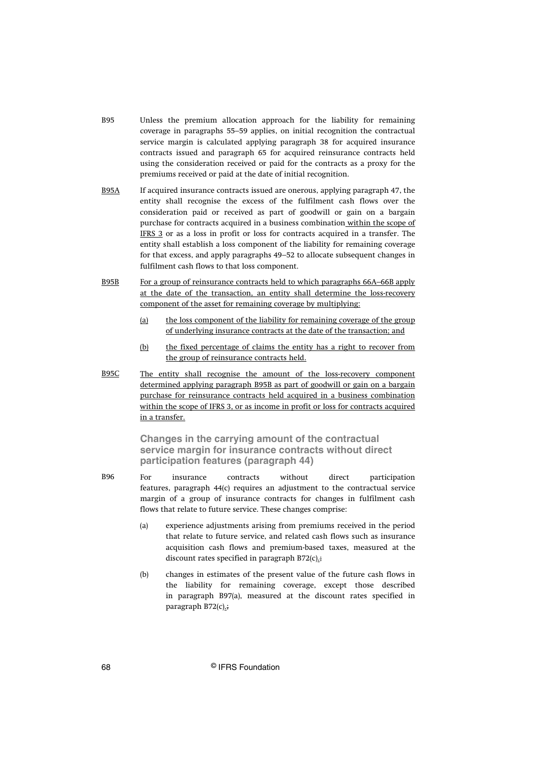B95 Unless the premium allocation approach for the liability for remaining coverage in paragraphs 55–59 applies, on initial recognition the contractual service margin is calculated applying paragraph 38 for acquired insurance contracts issued and paragraph 65 for acquired reinsurance contracts held using the consideration received or paid for the contracts as a proxy for the premiums received or paid at the date of initial recognition.

B95A If acquired insurance contracts issued are onerous, applying paragraph 47, the entity shall recognise the excess of the fulfilment cash flows over the consideration paid or received as part of goodwill or gain on a bargain purchase for contracts acquired in a business combination within the scope of IFRS 3 or as a loss in profit or loss for contracts acquired in a transfer. The entity shall establish a loss component of the liability for remaining coverage for that excess, and apply paragraphs 49–52 to allocate subsequent changes in fulfilment cash flows to that loss component.

B95B For a group of reinsurance contracts held to which paragraphs 66A–66B apply at the date of the transaction, an entity shall determine the loss-recovery component of the asset for remaining coverage by multiplying:

(a) the loss component of the liability for remaining coverage of the group of underlying insurance contracts at the date of the transaction; and

(b) the fixed percentage of claims the entity has a right to recover from the group of reinsurance contracts held.

B95C The entity shall recognise the amount of the loss-recovery component determined applying paragraph B95B as part of goodwill or gain on a bargain purchase for reinsurance contracts held acquired in a business combination within the scope of IFRS 3, or as income in profit or loss for contracts acquired in a transfer.

### Changes in the carrying amount of the contractual service margin for insurance contracts without direct participation features (paragraph 44)

B96 For insurance contracts without direct participation features, paragraph 44(c) requires an adjustment to the contractual service margin of a group of insurance contracts for changes in fulfilment cash flows that relate to future service. These changes comprise:

(a) experience adjustments arising from premiums received in the period that relate to future service, and related cash flows such as insurance acquisition cash flows and premium-based taxes, measured at the discount rates specified in paragraph B72(c).;

(b) changes in estimates of the present value of the future cash flows in the liability for remaining coverage, except those described in paragraph B97(a), measured at the discount rates specified in paragraph B72(c).;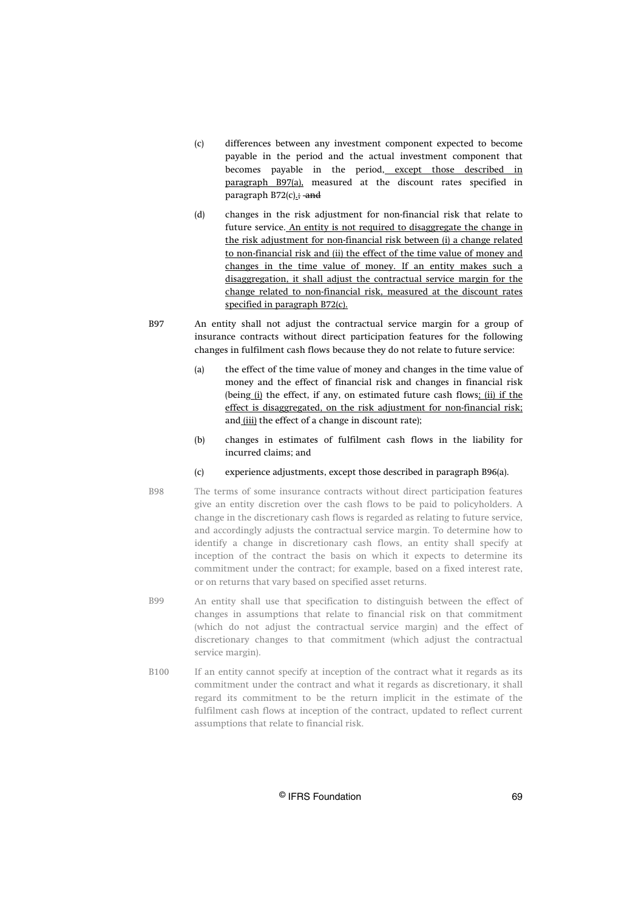(c) differences between any investment component expected to become payable in the period and the actual investment component that becomes payable in the period, except those described in paragraph B97(a), measured at the discount rates specified in paragraph B72(c).; and

(d) changes in the risk adjustment for non-financial risk that relate to future service. An entity is not required to disaggregate the change in the risk adjustment for non-financial risk between (i) a change related to non-financial risk and (ii) the effect of the time value of money and changes in the time value of money. If an entity makes such a disaggregation, it shall adjust the contractual service margin for the change related to non-financial risk, measured at the discount rates specified in paragraph B72(c).

B97 An entity shall not adjust the contractual service margin for a group of insurance contracts without direct participation features for the following changes in fulfilment cash flows because they do not relate to future service:

(a) the effect of the time value of money and changes in the time value of money and the effect of financial risk and changes in financial risk (being (i) the effect, if any, on estimated future cash flows; (ii) if the effect is disaggregated, on the risk adjustment for non-financial risk; and (iii) the effect of a change in discount rate);

(b) changes in estimates of fulfilment cash flows in the liability for incurred claims; and

(c) experience adjustments, except those described in paragraph B96(a).

B98 The terms of some insurance contracts without direct participation features give an entity discretion over the cash flows to be paid to policyholders. A change in the discretionary cash flows is regarded as relating to future service, and accordingly adjusts the contractual service margin. To determine how to identify a change in discretionary cash flows, an entity shall specify at inception of the contract the basis on which it expects to determine its commitment under the contract; for example, based on a fixed interest rate, or on returns that vary based on specified asset returns.

B99 An entity shall use that specification to distinguish between the effect of changes in assumptions that relate to financial risk on that commitment (which do not adjust the contractual service margin) and the effect of discretionary changes to that commitment (which adjust the contractual service margin).

B100 If an entity cannot specify at inception of the contract what it regards as its commitment under the contract and what it regards as discretionary, it shall regard its commitment to be the return implicit in the estimate of the fulfilment cash flows at inception of the contract, updated to reflect current assumptions that relate to financial risk.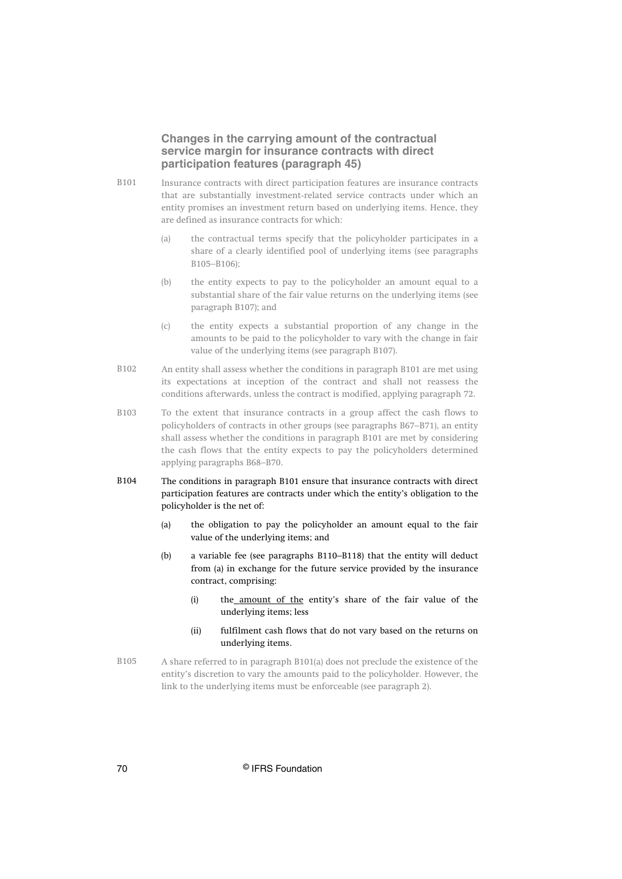### Changes in the carrying amount of the contractual service margin for insurance contracts with direct participation features (paragraph 45)

B101 Insurance contracts with direct participation features are insurance contracts that are substantially investment-related service contracts under which an entity promises an investment return based on underlying items. Hence, they are defined as insurance contracts for which:

(a) the contractual terms specify that the policyholder participates in a share of a clearly identified pool of underlying items (see paragraphs B105–B106);

(b) the entity expects to pay to the policyholder an amount equal to a substantial share of the fair value returns on the underlying items (see paragraph B107); and

(c) the entity expects a substantial proportion of any change in the amounts to be paid to the policyholder to vary with the change in fair value of the underlying items (see paragraph B107).

B102 An entity shall assess whether the conditions in paragraph B101 are met using its expectations at inception of the contract and shall not reassess the conditions afterwards, unless the contract is modified, applying paragraph 72.

B103 To the extent that insurance contracts in a group affect the cash flows to policyholders of contracts in other groups (see paragraphs B67–B71), an entity shall assess whether the conditions in paragraph B101 are met by considering the cash flows that the entity expects to pay the policyholders determined applying paragraphs B68–B70.

B104 The conditions in paragraph B101 ensure that insurance contracts with direct participation features are contracts under which the entity's obligation to the policyholder is the net of:

(a) the obligation to pay the policyholder an amount equal to the fair value of the underlying items; and

(b) a variable fee (see paragraphs B110–B118) that the entity will deduct from (a) in exchange for the future service provided by the insurance contract, comprising:

  (i) the amount of the entity's share of the fair value of the underlying items; less

  (ii) fulfilment cash flows that do not vary based on the returns on underlying items.

B105 A share referred to in paragraph B101(a) does not preclude the existence of the entity's discretion to vary the amounts paid to the policyholder. However, the link to the underlying items must be enforceable (see paragraph 2).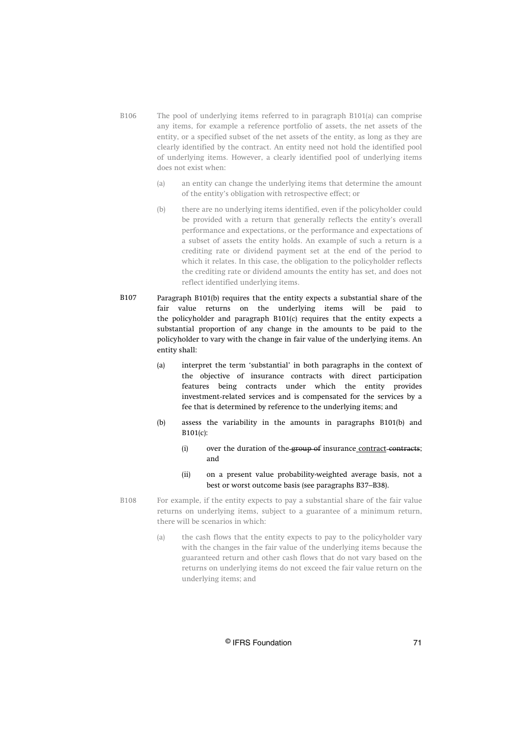B106 The pool of underlying items referred to in paragraph B101(a) can comprise any items, for example a reference portfolio of assets, the net assets of the entity, or a specified subset of the net assets of the entity, as long as they are clearly identified by the contract. An entity need not hold the identified pool of underlying items. However, a clearly identified pool of underlying items does not exist when:

(a) an entity can change the underlying items that determine the amount of the entity's obligation with retrospective effect; or

(b) there are no underlying items identified, even if the policyholder could be provided with a return that generally reflects the entity's overall performance and expectations, or the performance and expectations of a subset of assets the entity holds. An example of such a return is a crediting rate or dividend payment set at the end of the period to which it relates. In this case, the obligation to the policyholder reflects the crediting rate or dividend amounts the entity has set, and does not reflect identified underlying items.

B107 Paragraph B101(b) requires that the entity expects a substantial share of the fair value returns on the underlying items will be paid to the policyholder and paragraph B101(c) requires that the entity expects a substantial proportion of any change in the amounts to be paid to the policyholder to vary with the change in fair value of the underlying items. An entity shall:

(a) interpret the term 'substantial' in both paragraphs in the context of the objective of insurance contracts with direct participation features being contracts under which the entity provides investment-related services and is compensated for the services by a fee that is determined by reference to the underlying items; and

(b) assess the variability in the amounts in paragraphs B101(b) and B101(c):

   (i) over the duration of the ~~group of~~ insurance <u>contract</u> ~~contracts~~; and

   (ii) on a present value probability-weighted average basis, not a best or worst outcome basis (see paragraphs B37–B38).

B108 For example, if the entity expects to pay a substantial share of the fair value returns on underlying items, subject to a guarantee of a minimum return, there will be scenarios in which:

(a) the cash flows that the entity expects to pay to the policyholder vary with the changes in the fair value of the underlying items because the guaranteed return and other cash flows that do not vary based on the returns on underlying items do not exceed the fair value return on the underlying items; and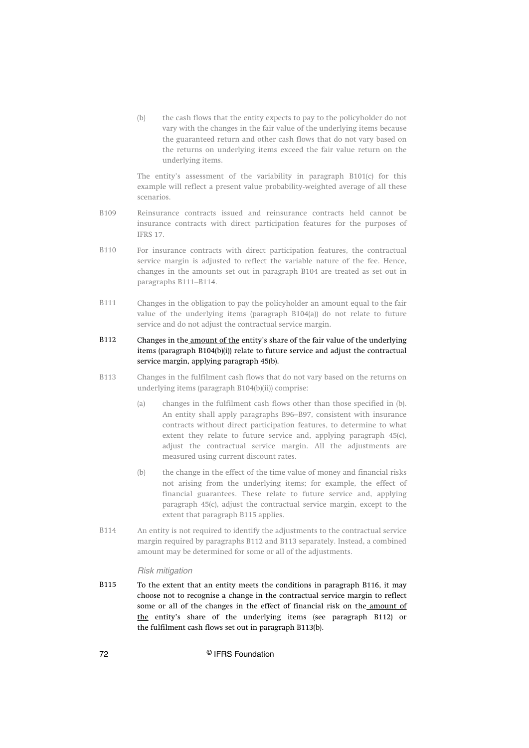(b) the cash flows that the entity expects to pay to the policyholder do not vary with the changes in the fair value of the underlying items because the guaranteed return and other cash flows that do not vary based on the returns on underlying items exceed the fair value return on the underlying items.

The entity's assessment of the variability in paragraph B101(c) for this example will reflect a present value probability-weighted average of all these scenarios.

B109 Reinsurance contracts issued and reinsurance contracts held cannot be insurance contracts with direct participation features for the purposes of IFRS 17.

B110 For insurance contracts with direct participation features, the contractual service margin is adjusted to reflect the variable nature of the fee. Hence, changes in the amounts set out in paragraph B104 are treated as set out in paragraphs B111–B114.

B111 Changes in the obligation to pay the policyholder an amount equal to the fair value of the underlying items (paragraph B104(a)) do not relate to future service and do not adjust the contractual service margin.

**B112 Changes in the <u>amount of the</u> entity's share of the fair value of the underlying items (paragraph B104(b)(i)) relate to future service and adjust the contractual service margin, applying paragraph 45(b).**

B113 Changes in the fulfilment cash flows that do not vary based on the returns on underlying items (paragraph B104(b)(ii)) comprise:

(a) changes in the fulfilment cash flows other than those specified in (b). An entity shall apply paragraphs B96–B97, consistent with insurance contracts without direct participation features, to determine to what extent they relate to future service and, applying paragraph 45(c), adjust the contractual service margin. All the adjustments are measured using current discount rates.

(b) the change in the effect of the time value of money and financial risks not arising from the underlying items; for example, the effect of financial guarantees. These relate to future service and, applying paragraph 45(c), adjust the contractual service margin, except to the extent that paragraph B115 applies.

B114 An entity is not required to identify the adjustments to the contractual service margin required by paragraphs B112 and B113 separately. Instead, a combined amount may be determined for some or all of the adjustments.

*Risk mitigation*

**B115 To the extent that an entity meets the conditions in paragraph B116, it may choose not to recognise a change in the contractual service margin to reflect some or all of the changes in the effect of financial risk on the <u>amount of the</u> entity's share of the underlying items (see paragraph B112) or the fulfilment cash flows set out in paragraph B113(b).**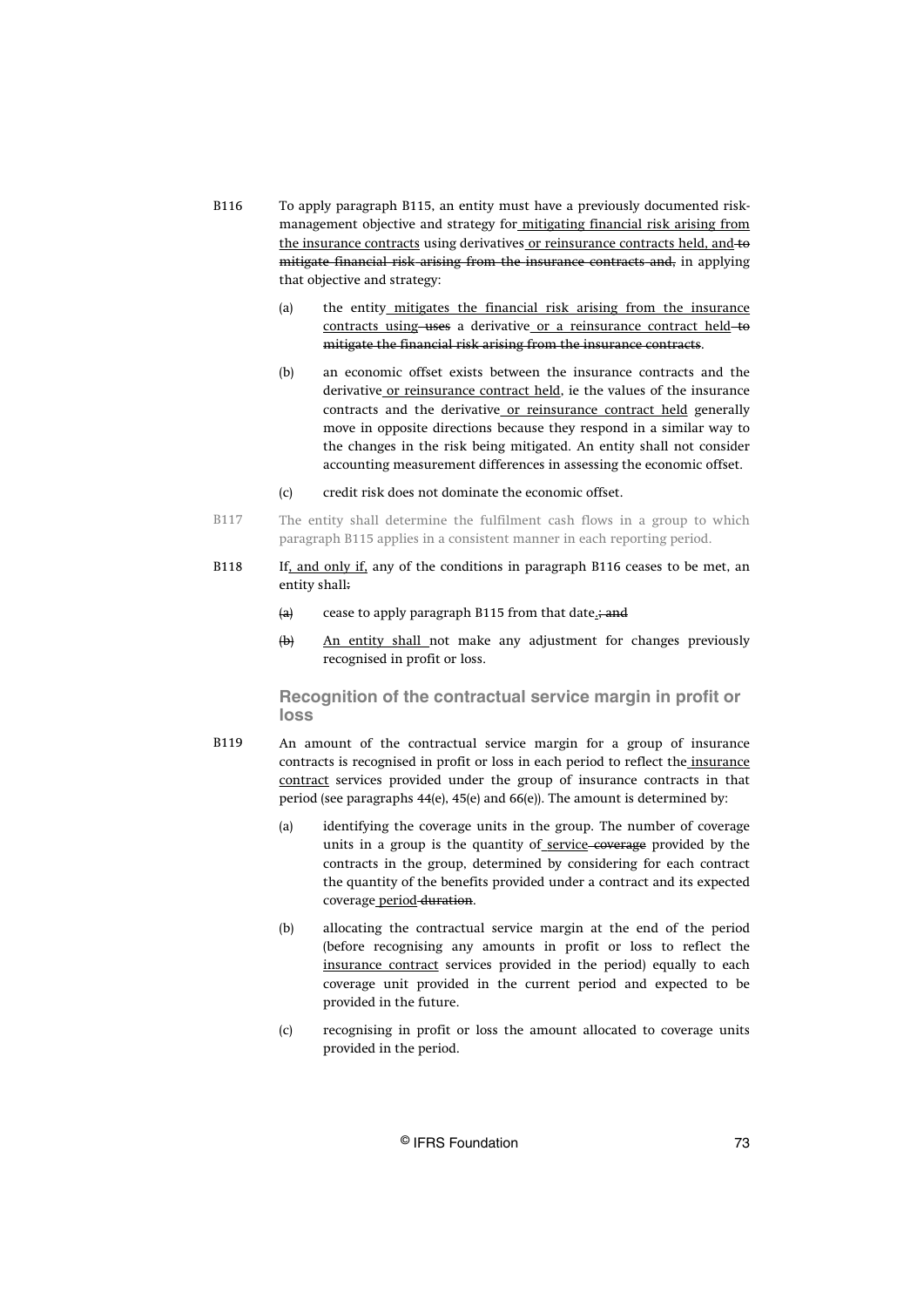B116 To apply paragraph B115, an entity must have a previously documented risk-management objective and strategy for mitigating financial risk arising from the insurance contracts using derivatives or reinsurance contracts held, and to mitigate financial risk arising from the insurance contracts and, in applying that objective and strategy:

(a) the entity mitigates the financial risk arising from the insurance contracts using uses a derivative or a reinsurance contract held to mitigate the financial risk arising from the insurance contracts.

(b) an economic offset exists between the insurance contracts and the derivative or reinsurance contract held, ie the values of the insurance contracts and the derivative or reinsurance contract held generally move in opposite directions because they respond in a similar way to the changes in the risk being mitigated. An entity shall not consider accounting measurement differences in assessing the economic offset.

(c) credit risk does not dominate the economic offset.

B117 The entity shall determine the fulfilment cash flows in a group to which paragraph B115 applies in a consistent manner in each reporting period.

B118 If, and only if, any of the conditions in paragraph B116 ceases to be met, an entity shall:

(a) cease to apply paragraph B115 from that date.; and

(b) An entity shall not make any adjustment for changes previously recognised in profit or loss.

## Recognition of the contractual service margin in profit or loss

B119 An amount of the contractual service margin for a group of insurance contracts is recognised in profit or loss in each period to reflect the insurance contract services provided under the group of insurance contracts in that period (see paragraphs 44(e), 45(e) and 66(e)). The amount is determined by:

(a) identifying the coverage units in the group. The number of coverage units in a group is the quantity of service coverage provided by the contracts in the group, determined by considering for each contract the quantity of the benefits provided under a contract and its expected coverage period duration.

(b) allocating the contractual service margin at the end of the period (before recognising any amounts in profit or loss to reflect the insurance contract services provided in the period) equally to each coverage unit provided in the current period and expected to be provided in the future.

(c) recognising in profit or loss the amount allocated to coverage units provided in the period.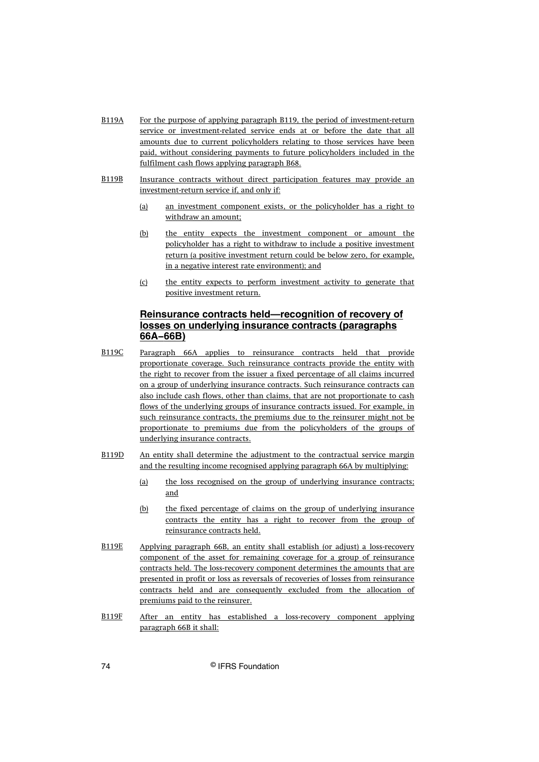B119A For the purpose of applying paragraph B119, the period of investment-return service or investment-related service ends at or before the date that all amounts due to current policyholders relating to those services have been paid, without considering payments to future policyholders included in the fulfilment cash flows applying paragraph B68.

B119B Insurance contracts without direct participation features may provide an investment-return service if, and only if:

(a) an investment component exists, or the policyholder has a right to withdraw an amount;

(b) the entity expects the investment component or amount the policyholder has a right to withdraw to include a positive investment return (a positive investment return could be below zero, for example, in a negative interest rate environment); and

(c) the entity expects to perform investment activity to generate that positive investment return.

### Reinsurance contracts held—recognition of recovery of losses on underlying insurance contracts (paragraphs 66A–66B)

B119C Paragraph 66A applies to reinsurance contracts held that provide proportionate coverage. Such reinsurance contracts provide the entity with the right to recover from the issuer a fixed percentage of all claims incurred on a group of underlying insurance contracts. Such reinsurance contracts can also include cash flows, other than claims, that are not proportionate to cash flows of the underlying groups of insurance contracts issued. For example, in such reinsurance contracts, the premiums due to the reinsurer might not be proportionate to premiums due from the policyholders of the groups of underlying insurance contracts.

B119D An entity shall determine the adjustment to the contractual service margin and the resulting income recognised applying paragraph 66A by multiplying:

(a) the loss recognised on the group of underlying insurance contracts; and

(b) the fixed percentage of claims on the group of underlying insurance contracts the entity has a right to recover from the group of reinsurance contracts held.

B119E Applying paragraph 66B, an entity shall establish (or adjust) a loss-recovery component of the asset for remaining coverage for a group of reinsurance contracts held. The loss-recovery component determines the amounts that are presented in profit or loss as reversals of recoveries of losses from reinsurance contracts held and are consequently excluded from the allocation of premiums paid to the reinsurer.

B119F After an entity has established a loss-recovery component applying paragraph 66B it shall: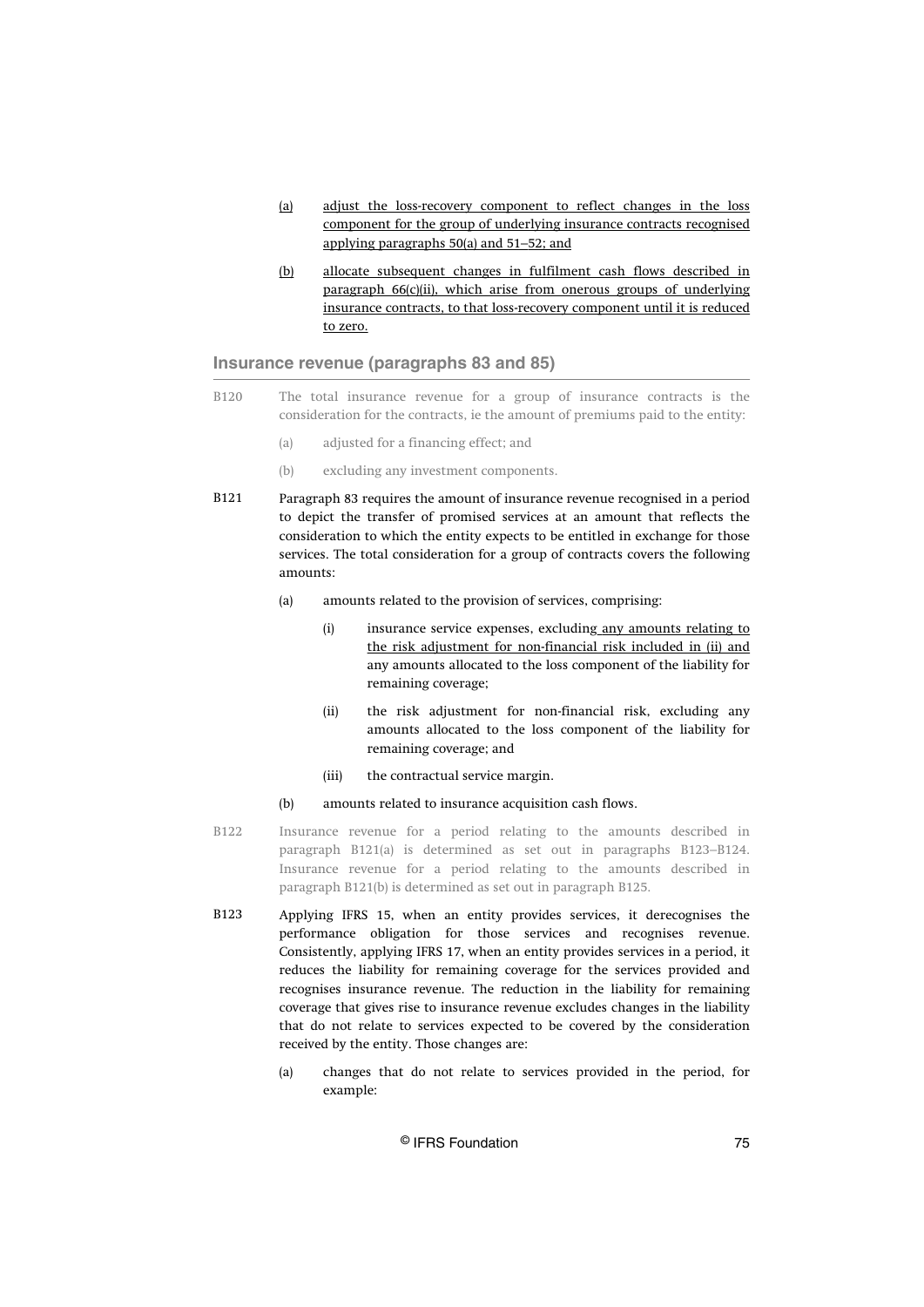(a) adjust the loss-recovery component to reflect changes in the loss component for the group of underlying insurance contracts recognised applying paragraphs 50(a) and 51–52; and

(b) allocate subsequent changes in fulfilment cash flows described in paragraph 66(c)(ii), which arise from onerous groups of underlying insurance contracts, to that loss-recovery component until it is reduced to zero.

## Insurance revenue (paragraphs 83 and 85)

B120 The total insurance revenue for a group of insurance contracts is the consideration for the contracts, ie the amount of premiums paid to the entity:

(a) adjusted for a financing effect; and

(b) excluding any investment components.

B121 Paragraph 83 requires the amount of insurance revenue recognised in a period to depict the transfer of promised services at an amount that reflects the consideration to which the entity expects to be entitled in exchange for those services. The total consideration for a group of contracts covers the following amounts:

(a) amounts related to the provision of services, comprising:

(i) insurance service expenses, excluding any amounts relating to the risk adjustment for non-financial risk included in (ii) and any amounts allocated to the loss component of the liability for remaining coverage;

(ii) the risk adjustment for non-financial risk, excluding any amounts allocated to the loss component of the liability for remaining coverage; and

(iii) the contractual service margin.

(b) amounts related to insurance acquisition cash flows.

B122 Insurance revenue for a period relating to the amounts described in paragraph B121(a) is determined as set out in paragraphs B123–B124. Insurance revenue for a period relating to the amounts described in paragraph B121(b) is determined as set out in paragraph B125.

B123 Applying IFRS 15, when an entity provides services, it derecognises the performance obligation for those services and recognises revenue. Consistently, applying IFRS 17, when an entity provides services in a period, it reduces the liability for remaining coverage for the services provided and recognises insurance revenue. The reduction in the liability for remaining coverage that gives rise to insurance revenue excludes changes in the liability that do not relate to services expected to be covered by the consideration received by the entity. Those changes are:

(a) changes that do not relate to services provided in the period, for example: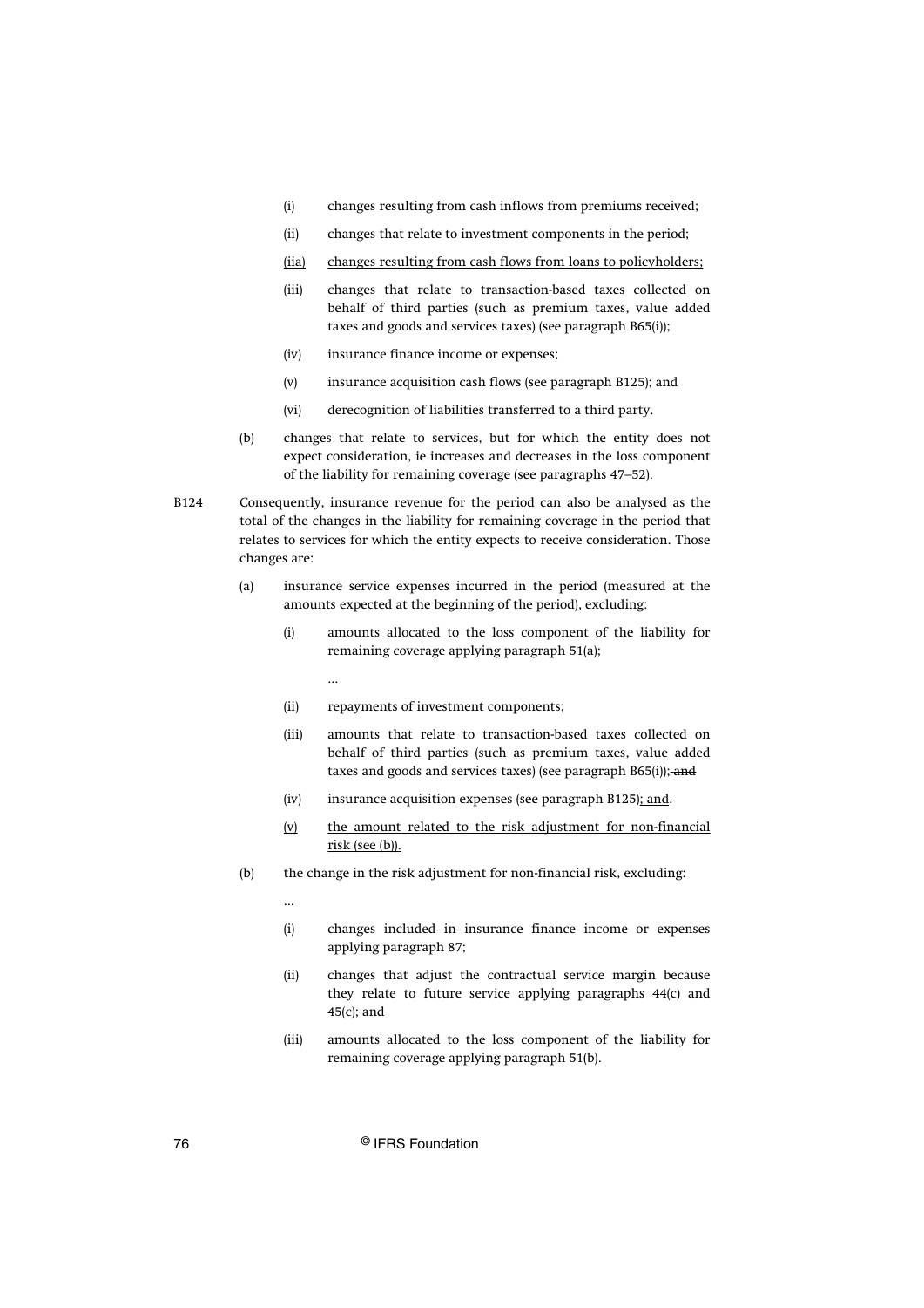- (i) changes resulting from cash inflows from premiums received;
- (ii) changes that relate to investment components in the period;
- <u>(iia)</u> <u>changes resulting from cash flows from loans to policyholders;</u>
- (iii) changes that relate to transaction-based taxes collected on behalf of third parties (such as premium taxes, value added taxes and goods and services taxes) (see paragraph B65(i));
- (iv) insurance finance income or expenses;
- (v) insurance acquisition cash flows (see paragraph B125); and
- (vi) derecognition of liabilities transferred to a third party.

(b) changes that relate to services, but for which the entity does not expect consideration, ie increases and decreases in the loss component of the liability for remaining coverage (see paragraphs 47–52).

B124 Consequently, insurance revenue for the period can also be analysed as the total of the changes in the liability for remaining coverage in the period that relates to services for which the entity expects to receive consideration. Those changes are:

(a) insurance service expenses incurred in the period (measured at the amounts expected at the beginning of the period), excluding:

- (i) amounts allocated to the loss component of the liability for remaining coverage applying paragraph 51(a);

  ...

- (ii) repayments of investment components;
- (iii) amounts that relate to transaction-based taxes collected on behalf of third parties (such as premium taxes, value added taxes and goods and services taxes) (see paragraph B65(i));~~ and~~
- (iv) insurance acquisition expenses (see paragraph B125)<u>; and</u>~~.~~
- <u>(v)</u> <u>the amount related to the risk adjustment for non-financial risk (see (b)).</u>

(b) the change in the risk adjustment for non-financial risk, excluding:

...

- (i) changes included in insurance finance income or expenses applying paragraph 87;
- (ii) changes that adjust the contractual service margin because they relate to future service applying paragraphs 44(c) and 45(c); and
- (iii) amounts allocated to the loss component of the liability for remaining coverage applying paragraph 51(b).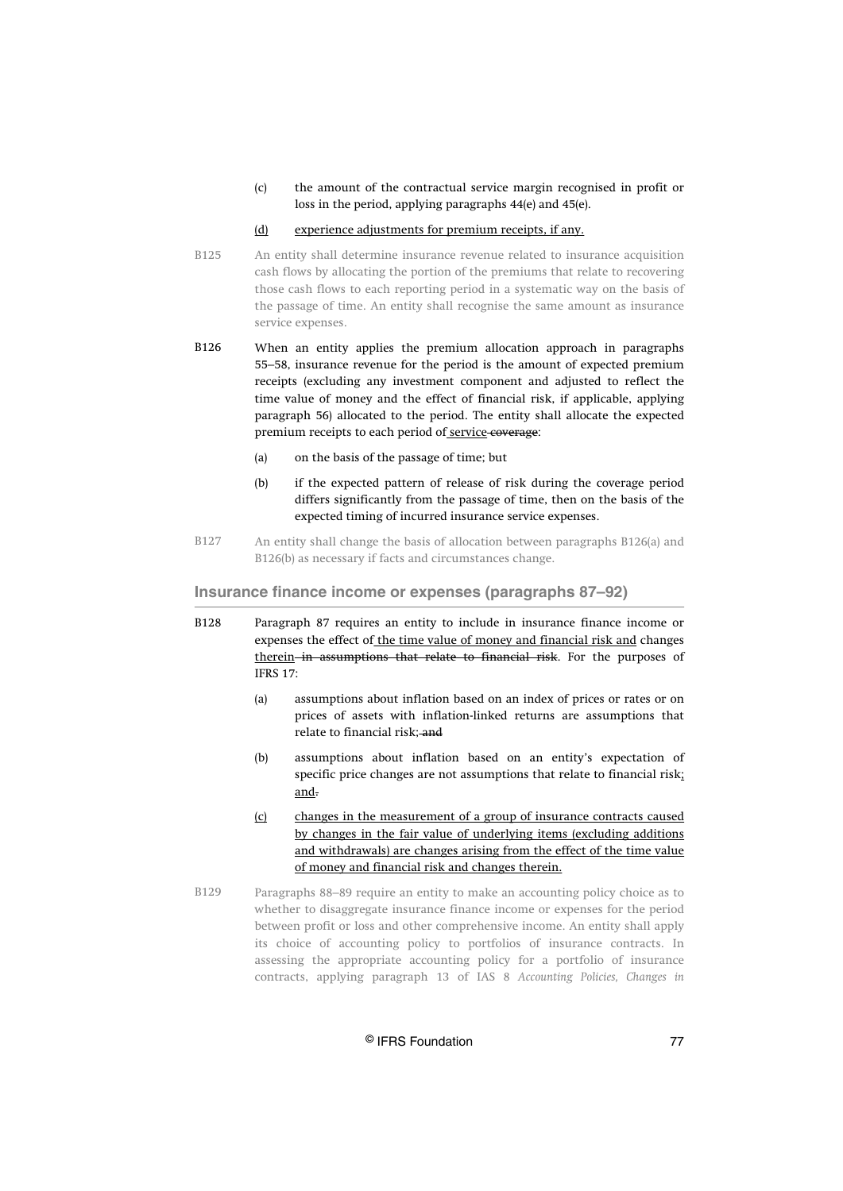(c) the amount of the contractual service margin recognised in profit or loss in the period, applying paragraphs 44(e) and 45(e).

(d) experience adjustments for premium receipts, if any.

B125 An entity shall determine insurance revenue related to insurance acquisition cash flows by allocating the portion of the premiums that relate to recovering those cash flows to each reporting period in a systematic way on the basis of the passage of time. An entity shall recognise the same amount as insurance service expenses.

B126 When an entity applies the premium allocation approach in paragraphs 55–58, insurance revenue for the period is the amount of expected premium receipts (excluding any investment component and adjusted to reflect the time value of money and the effect of financial risk, if applicable, applying paragraph 56) allocated to the period. The entity shall allocate the expected premium receipts to each period of service ~~coverage~~:

(a) on the basis of the passage of time; but

(b) if the expected pattern of release of risk during the coverage period differs significantly from the passage of time, then on the basis of the expected timing of incurred insurance service expenses.

B127 An entity shall change the basis of allocation between paragraphs B126(a) and B126(b) as necessary if facts and circumstances change.

## Insurance finance income or expenses (paragraphs 87–92)

B128 Paragraph 87 requires an entity to include in insurance finance income or expenses the effect of the time value of money and financial risk and changes therein ~~in assumptions that relate to financial risk~~. For the purposes of IFRS 17:

(a) assumptions about inflation based on an index of prices or rates or on prices of assets with inflation-linked returns are assumptions that relate to financial risk; ~~and~~

(b) assumptions about inflation based on an entity's expectation of specific price changes are not assumptions that relate to financial risk; and~~.~~

(c) changes in the measurement of a group of insurance contracts caused by changes in the fair value of underlying items (excluding additions and withdrawals) are changes arising from the effect of the time value of money and financial risk and changes therein.

B129 Paragraphs 88–89 require an entity to make an accounting policy choice as to whether to disaggregate insurance finance income or expenses for the period between profit or loss and other comprehensive income. An entity shall apply its choice of accounting policy to portfolios of insurance contracts. In assessing the appropriate accounting policy for a portfolio of insurance contracts, applying paragraph 13 of IAS 8 *Accounting Policies, Changes in*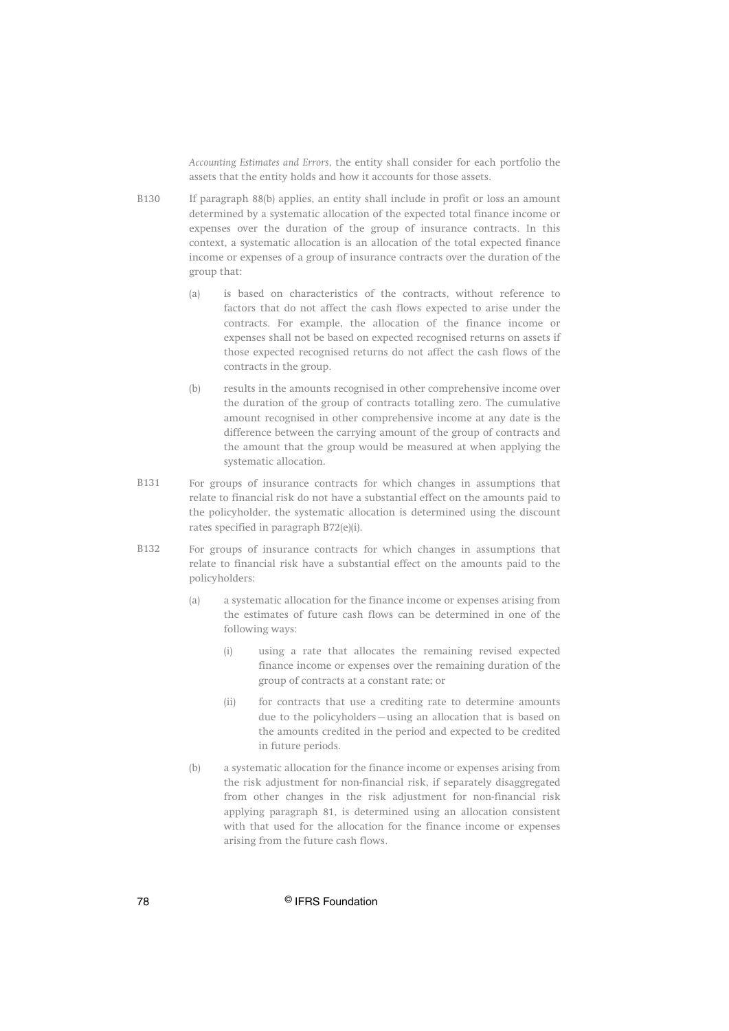*Accounting Estimates and Errors*, the entity shall consider for each portfolio the assets that the entity holds and how it accounts for those assets.

B130 If paragraph 88(b) applies, an entity shall include in profit or loss an amount determined by a systematic allocation of the expected total finance income or expenses over the duration of the group of insurance contracts. In this context, a systematic allocation is an allocation of the total expected finance income or expenses of a group of insurance contracts over the duration of the group that:

(a) is based on characteristics of the contracts, without reference to factors that do not affect the cash flows expected to arise under the contracts. For example, the allocation of the finance income or expenses shall not be based on expected recognised returns on assets if those expected recognised returns do not affect the cash flows of the contracts in the group.

(b) results in the amounts recognised in other comprehensive income over the duration of the group of contracts totalling zero. The cumulative amount recognised in other comprehensive income at any date is the difference between the carrying amount of the group of contracts and the amount that the group would be measured at when applying the systematic allocation.

B131 For groups of insurance contracts for which changes in assumptions that relate to financial risk do not have a substantial effect on the amounts paid to the policyholder, the systematic allocation is determined using the discount rates specified in paragraph B72(e)(i).

B132 For groups of insurance contracts for which changes in assumptions that relate to financial risk have a substantial effect on the amounts paid to the policyholders:

(a) a systematic allocation for the finance income or expenses arising from the estimates of future cash flows can be determined in one of the following ways:

(i) using a rate that allocates the remaining revised expected finance income or expenses over the remaining duration of the group of contracts at a constant rate; or

(ii) for contracts that use a crediting rate to determine amounts due to the policyholders—using an allocation that is based on the amounts credited in the period and expected to be credited in future periods.

(b) a systematic allocation for the finance income or expenses arising from the risk adjustment for non-financial risk, if separately disaggregated from other changes in the risk adjustment for non-financial risk applying paragraph 81, is determined using an allocation consistent with that used for the allocation for the finance income or expenses arising from the future cash flows.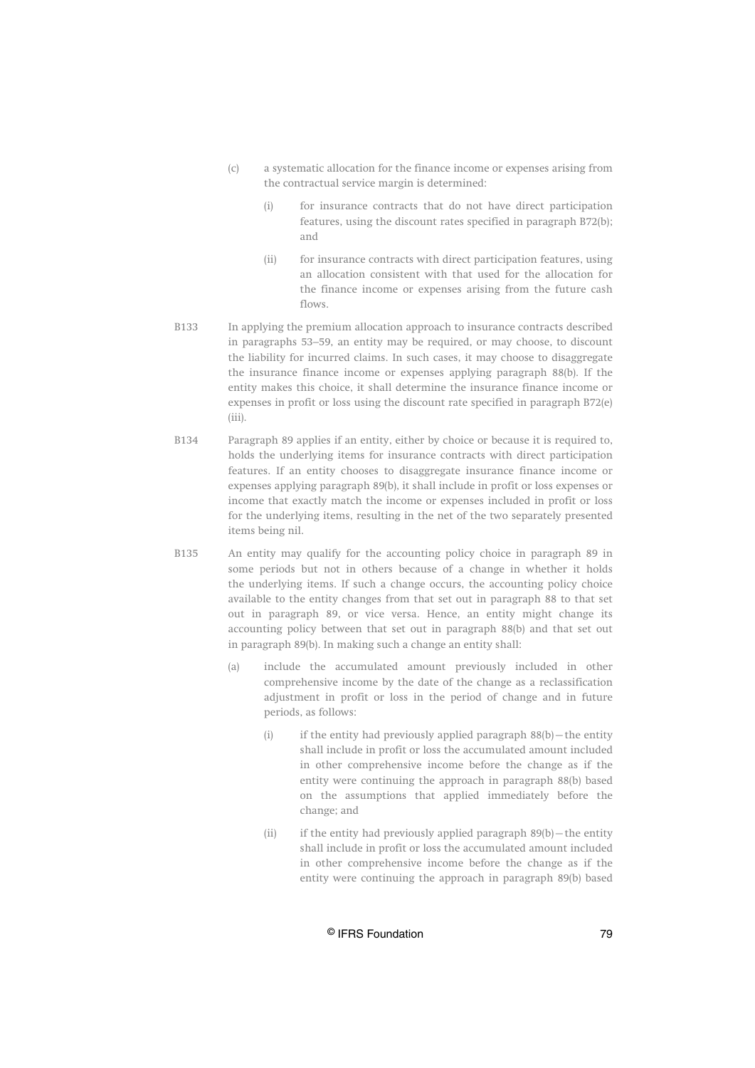(c) a systematic allocation for the finance income or expenses arising from the contractual service margin is determined:

   (i) for insurance contracts that do not have direct participation features, using the discount rates specified in paragraph B72(b); and

   (ii) for insurance contracts with direct participation features, using an allocation consistent with that used for the allocation for the finance income or expenses arising from the future cash flows.

B133 In applying the premium allocation approach to insurance contracts described in paragraphs 53–59, an entity may be required, or may choose, to discount the liability for incurred claims. In such cases, it may choose to disaggregate the insurance finance income or expenses applying paragraph 88(b). If the entity makes this choice, it shall determine the insurance finance income or expenses in profit or loss using the discount rate specified in paragraph B72(e)(iii).

B134 Paragraph 89 applies if an entity, either by choice or because it is required to, holds the underlying items for insurance contracts with direct participation features. If an entity chooses to disaggregate insurance finance income or expenses applying paragraph 89(b), it shall include in profit or loss expenses or income that exactly match the income or expenses included in profit or loss for the underlying items, resulting in the net of the two separately presented items being nil.

B135 An entity may qualify for the accounting policy choice in paragraph 89 in some periods but not in others because of a change in whether it holds the underlying items. If such a change occurs, the accounting policy choice available to the entity changes from that set out in paragraph 88 to that set out in paragraph 89, or vice versa. Hence, an entity might change its accounting policy between that set out in paragraph 88(b) and that set out in paragraph 89(b). In making such a change an entity shall:

(a) include the accumulated amount previously included in other comprehensive income by the date of the change as a reclassification adjustment in profit or loss in the period of change and in future periods, as follows:

   (i) if the entity had previously applied paragraph 88(b)—the entity shall include in profit or loss the accumulated amount included in other comprehensive income before the change as if the entity were continuing the approach in paragraph 88(b) based on the assumptions that applied immediately before the change; and

   (ii) if the entity had previously applied paragraph 89(b)—the entity shall include in profit or loss the accumulated amount included in other comprehensive income before the change as if the entity were continuing the approach in paragraph 89(b) based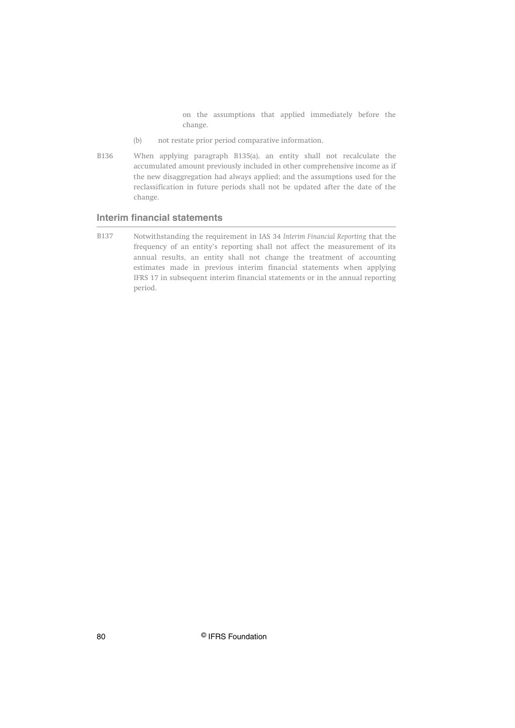on the assumptions that applied immediately before the change.

(b) not restate prior period comparative information.

B136 When applying paragraph B135(a), an entity shall not recalculate the accumulated amount previously included in other comprehensive income as if the new disaggregation had always applied; and the assumptions used for the reclassification in future periods shall not be updated after the date of the change.

## Interim financial statements

B137 Notwithstanding the requirement in IAS 34 *Interim Financial Reporting* that the frequency of an entity's reporting shall not affect the measurement of its annual results, an entity shall not change the treatment of accounting estimates made in previous interim financial statements when applying IFRS 17 in subsequent interim financial statements or in the annual reporting period.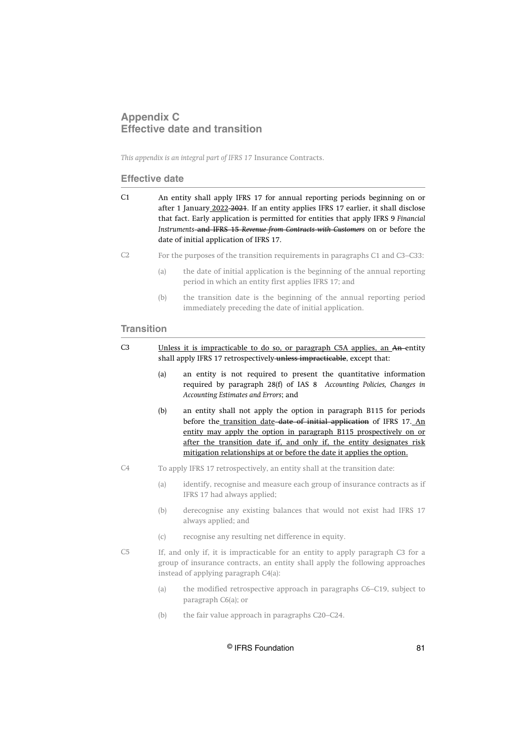# Appendix C
# Effective date and transition

*This appendix is an integral part of IFRS 17* Insurance Contracts.

## Effective date

C1 An entity shall apply IFRS 17 for annual reporting periods beginning on or after 1 January <u>2022</u> ~~2021~~. If an entity applies IFRS 17 earlier, it shall disclose that fact. Early application is permitted for entities that apply IFRS 9 *Financial Instruments* ~~and IFRS 15 *Revenue from Contracts with Customers*~~ on or before the date of initial application of IFRS 17.

C2 For the purposes of the transition requirements in paragraphs C1 and C3–C33:

(a) the date of initial application is the beginning of the annual reporting period in which an entity first applies IFRS 17; and

(b) the transition date is the beginning of the annual reporting period immediately preceding the date of initial application.

## Transition

C3 <u>Unless it is impracticable to do so, or paragraph C5A applies, an</u> ~~An~~ entity shall apply IFRS 17 retrospectively ~~unless impracticable~~, except that:

(a) an entity is not required to present the quantitative information required by paragraph 28(f) of IAS 8 *Accounting Policies, Changes in Accounting Estimates and Errors*; and

(b) an entity shall not apply the option in paragraph B115 for periods before the <u>transition date</u> ~~date of initial application~~ of IFRS 17. <u>An entity may apply the option in paragraph B115 prospectively on or after the transition date if, and only if, the entity designates risk mitigation relationships at or before the date it applies the option.</u>

C4 To apply IFRS 17 retrospectively, an entity shall at the transition date:

(a) identify, recognise and measure each group of insurance contracts as if IFRS 17 had always applied;

(b) derecognise any existing balances that would not exist had IFRS 17 always applied; and

(c) recognise any resulting net difference in equity.

C5 If, and only if, it is impracticable for an entity to apply paragraph C3 for a group of insurance contracts, an entity shall apply the following approaches instead of applying paragraph C4(a):

(a) the modified retrospective approach in paragraphs C6–C19, subject to paragraph C6(a); or

(b) the fair value approach in paragraphs C20–C24.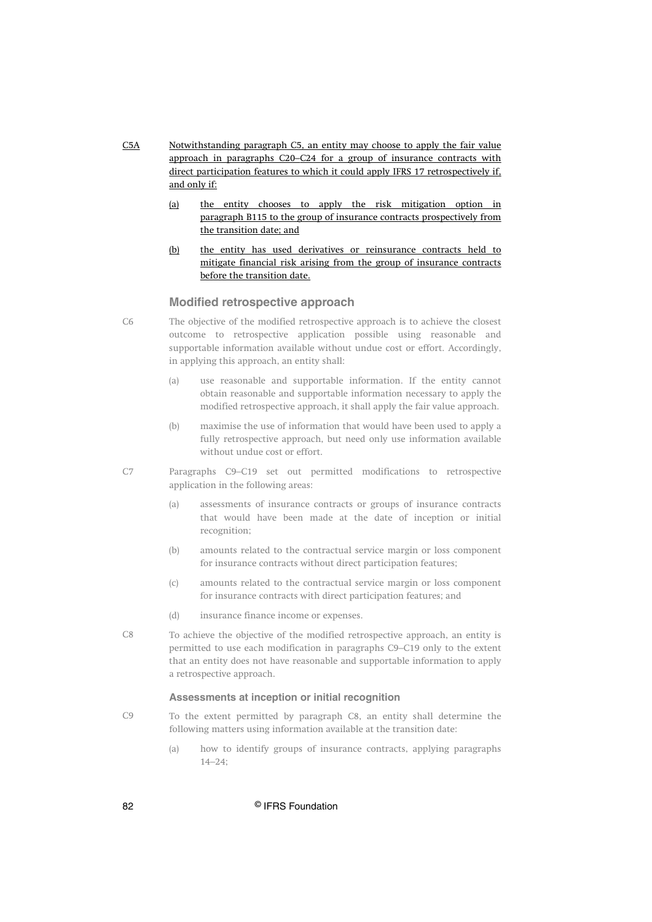C5A Notwithstanding paragraph C5, an entity may choose to apply the fair value approach in paragraphs C20–C24 for a group of insurance contracts with direct participation features to which it could apply IFRS 17 retrospectively if, and only if:

(a) the entity chooses to apply the risk mitigation option in paragraph B115 to the group of insurance contracts prospectively from the transition date; and

(b) the entity has used derivatives or reinsurance contracts held to mitigate financial risk arising from the group of insurance contracts before the transition date.

## Modified retrospective approach

C6 The objective of the modified retrospective approach is to achieve the closest outcome to retrospective application possible using reasonable and supportable information available without undue cost or effort. Accordingly, in applying this approach, an entity shall:

(a) use reasonable and supportable information. If the entity cannot obtain reasonable and supportable information necessary to apply the modified retrospective approach, it shall apply the fair value approach.

(b) maximise the use of information that would have been used to apply a fully retrospective approach, but need only use information available without undue cost or effort.

C7 Paragraphs C9–C19 set out permitted modifications to retrospective application in the following areas:

(a) assessments of insurance contracts or groups of insurance contracts that would have been made at the date of inception or initial recognition;

(b) amounts related to the contractual service margin or loss component for insurance contracts without direct participation features;

(c) amounts related to the contractual service margin or loss component for insurance contracts with direct participation features; and

(d) insurance finance income or expenses.

C8 To achieve the objective of the modified retrospective approach, an entity is permitted to use each modification in paragraphs C9–C19 only to the extent that an entity does not have reasonable and supportable information to apply a retrospective approach.

### Assessments at inception or initial recognition

C9 To the extent permitted by paragraph C8, an entity shall determine the following matters using information available at the transition date:

(a) how to identify groups of insurance contracts, applying paragraphs 14–24;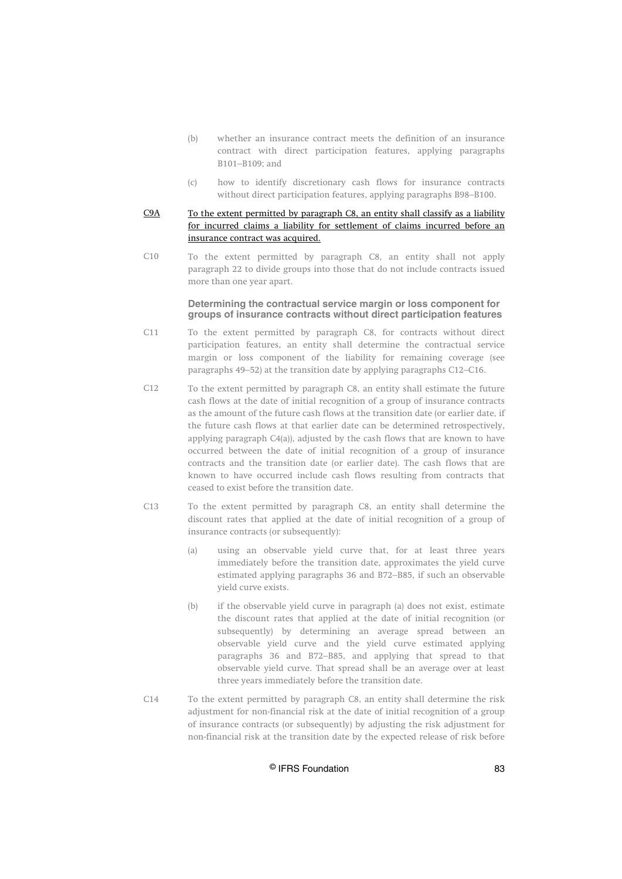(b) whether an insurance contract meets the definition of an insurance contract with direct participation features, applying paragraphs B101–B109; and

(c) how to identify discretionary cash flows for insurance contracts without direct participation features, applying paragraphs B98–B100.

<u>C9A</u> <u>To the extent permitted by paragraph C8, an entity shall classify as a liability for incurred claims a liability for settlement of claims incurred before an insurance contract was acquired.</u>

C10 To the extent permitted by paragraph C8, an entity shall not apply paragraph 22 to divide groups into those that do not include contracts issued more than one year apart.

### Determining the contractual service margin or loss component for groups of insurance contracts without direct participation features

C11 To the extent permitted by paragraph C8, for contracts without direct participation features, an entity shall determine the contractual service margin or loss component of the liability for remaining coverage (see paragraphs 49–52) at the transition date by applying paragraphs C12–C16.

C12 To the extent permitted by paragraph C8, an entity shall estimate the future cash flows at the date of initial recognition of a group of insurance contracts as the amount of the future cash flows at the transition date (or earlier date, if the future cash flows at that earlier date can be determined retrospectively, applying paragraph C4(a)), adjusted by the cash flows that are known to have occurred between the date of initial recognition of a group of insurance contracts and the transition date (or earlier date). The cash flows that are known to have occurred include cash flows resulting from contracts that ceased to exist before the transition date.

C13 To the extent permitted by paragraph C8, an entity shall determine the discount rates that applied at the date of initial recognition of a group of insurance contracts (or subsequently):

(a) using an observable yield curve that, for at least three years immediately before the transition date, approximates the yield curve estimated applying paragraphs 36 and B72–B85, if such an observable yield curve exists.

(b) if the observable yield curve in paragraph (a) does not exist, estimate the discount rates that applied at the date of initial recognition (or subsequently) by determining an average spread between an observable yield curve and the yield curve estimated applying paragraphs 36 and B72–B85, and applying that spread to that observable yield curve. That spread shall be an average over at least three years immediately before the transition date.

C14 To the extent permitted by paragraph C8, an entity shall determine the risk adjustment for non-financial risk at the date of initial recognition of a group of insurance contracts (or subsequently) by adjusting the risk adjustment for non-financial risk at the transition date by the expected release of risk before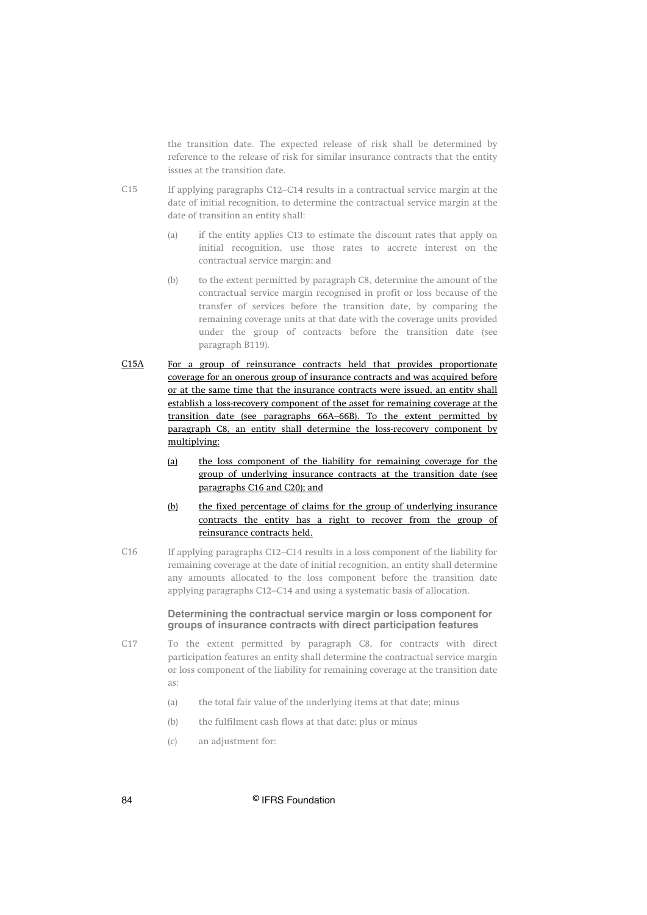the transition date. The expected release of risk shall be determined by reference to the release of risk for similar insurance contracts that the entity issues at the transition date.

C15 If applying paragraphs C12–C14 results in a contractual service margin at the date of initial recognition, to determine the contractual service margin at the date of transition an entity shall:

(a) if the entity applies C13 to estimate the discount rates that apply on initial recognition, use those rates to accrete interest on the contractual service margin; and

(b) to the extent permitted by paragraph C8, determine the amount of the contractual service margin recognised in profit or loss because of the transfer of services before the transition date, by comparing the remaining coverage units at that date with the coverage units provided under the group of contracts before the transition date (see paragraph B119).

C15A For a group of reinsurance contracts held that provides proportionate coverage for an onerous group of insurance contracts and was acquired before or at the same time that the insurance contracts were issued, an entity shall establish a loss-recovery component of the asset for remaining coverage at the transition date (see paragraphs 66A–66B). To the extent permitted by paragraph C8, an entity shall determine the loss-recovery component by multiplying:

(a) the loss component of the liability for remaining coverage for the group of underlying insurance contracts at the transition date (see paragraphs C16 and C20); and

(b) the fixed percentage of claims for the group of underlying insurance contracts the entity has a right to recover from the group of reinsurance contracts held.

C16 If applying paragraphs C12–C14 results in a loss component of the liability for remaining coverage at the date of initial recognition, an entity shall determine any amounts allocated to the loss component before the transition date applying paragraphs C12–C14 and using a systematic basis of allocation.

### Determining the contractual service margin or loss component for groups of insurance contracts with direct participation features

C17 To the extent permitted by paragraph C8, for contracts with direct participation features an entity shall determine the contractual service margin or loss component of the liability for remaining coverage at the transition date as:

(a) the total fair value of the underlying items at that date; minus

(b) the fulfilment cash flows at that date; plus or minus

(c) an adjustment for: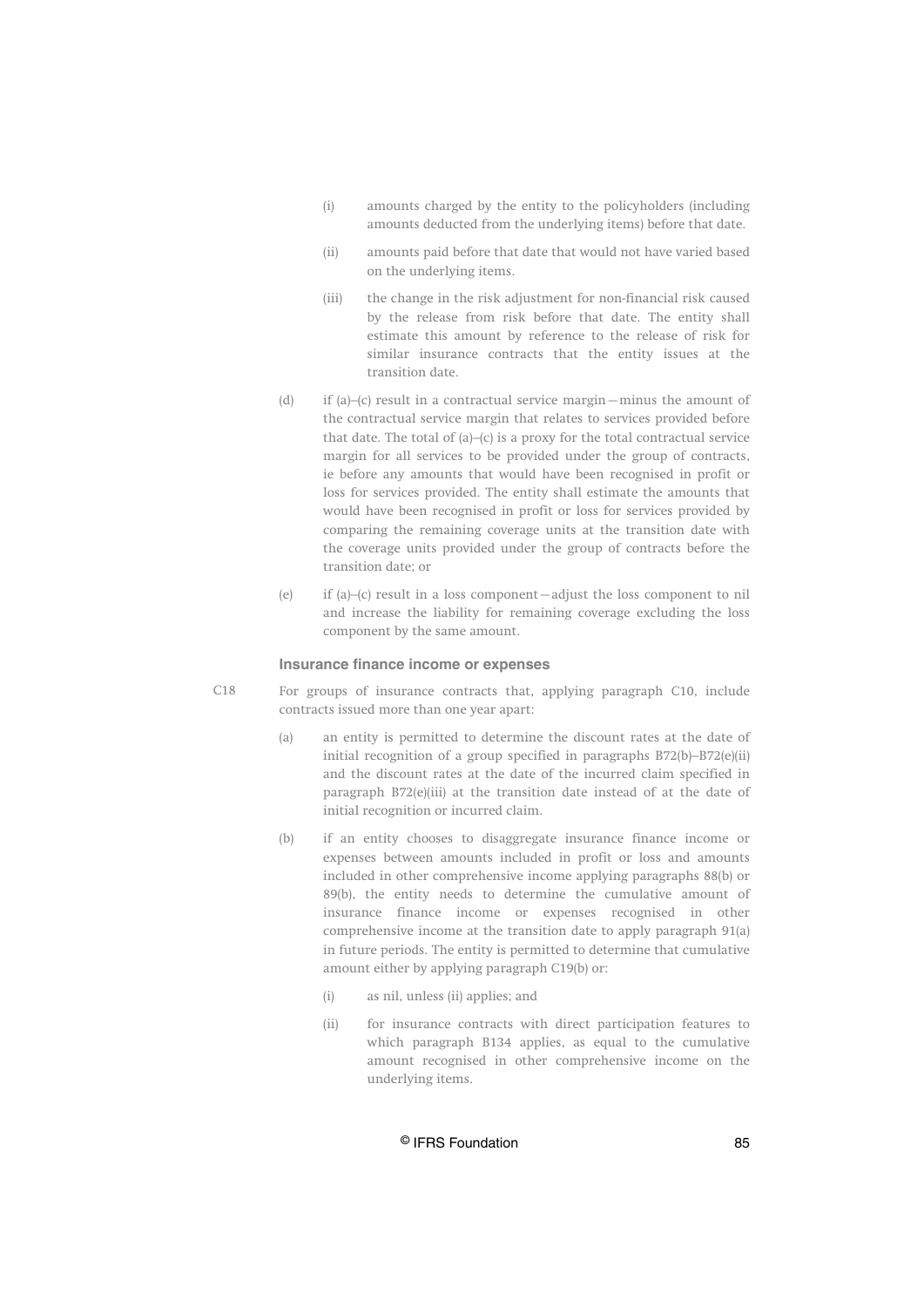(i) amounts charged by the entity to the policyholders (including amounts deducted from the underlying items) before that date.

(ii) amounts paid before that date that would not have varied based on the underlying items.

(iii) the change in the risk adjustment for non-financial risk caused by the release from risk before that date. The entity shall estimate this amount by reference to the release of risk for similar insurance contracts that the entity issues at the transition date.

(d) if (a)–(c) result in a contractual service margin—minus the amount of the contractual service margin that relates to services provided before that date. The total of (a)–(c) is a proxy for the total contractual service margin for all services to be provided under the group of contracts, ie before any amounts that would have been recognised in profit or loss for services provided. The entity shall estimate the amounts that would have been recognised in profit or loss for services provided by comparing the remaining coverage units at the transition date with the coverage units provided under the group of contracts before the transition date; or

(e) if (a)–(c) result in a loss component—adjust the loss component to nil and increase the liability for remaining coverage excluding the loss component by the same amount.

### Insurance finance income or expenses

C18 For groups of insurance contracts that, applying paragraph C10, include contracts issued more than one year apart:

(a) an entity is permitted to determine the discount rates at the date of initial recognition of a group specified in paragraphs B72(b)–B72(e)(ii) and the discount rates at the date of the incurred claim specified in paragraph B72(e)(iii) at the transition date instead of at the date of initial recognition or incurred claim.

(b) if an entity chooses to disaggregate insurance finance income or expenses between amounts included in profit or loss and amounts included in other comprehensive income applying paragraphs 88(b) or 89(b), the entity needs to determine the cumulative amount of insurance finance income or expenses recognised in other comprehensive income at the transition date to apply paragraph 91(a) in future periods. The entity is permitted to determine that cumulative amount either by applying paragraph C19(b) or:

(i) as nil, unless (ii) applies; and

(ii) for insurance contracts with direct participation features to which paragraph B134 applies, as equal to the cumulative amount recognised in other comprehensive income on the underlying items.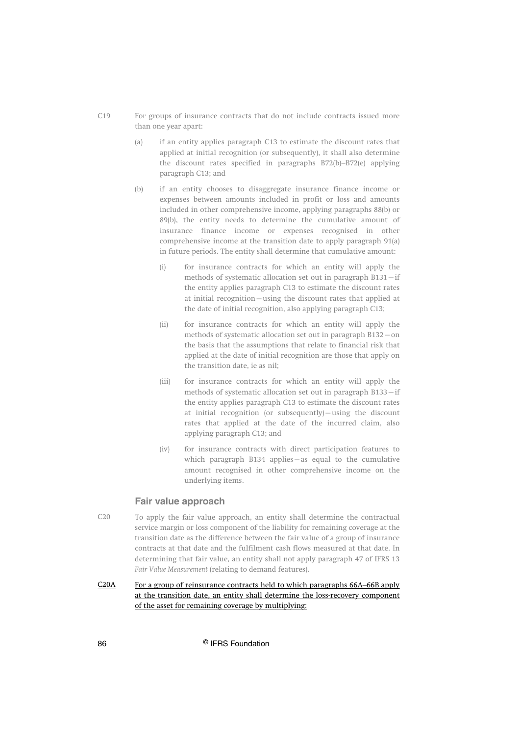C19 For groups of insurance contracts that do not include contracts issued more than one year apart:

(a) if an entity applies paragraph C13 to estimate the discount rates that applied at initial recognition (or subsequently), it shall also determine the discount rates specified in paragraphs B72(b)–B72(e) applying paragraph C13; and

(b) if an entity chooses to disaggregate insurance finance income or expenses between amounts included in profit or loss and amounts included in other comprehensive income, applying paragraphs 88(b) or 89(b), the entity needs to determine the cumulative amount of insurance finance income or expenses recognised in other comprehensive income at the transition date to apply paragraph 91(a) in future periods. The entity shall determine that cumulative amount:

   (i) for insurance contracts for which an entity will apply the methods of systematic allocation set out in paragraph B131—if the entity applies paragraph C13 to estimate the discount rates at initial recognition—using the discount rates that applied at the date of initial recognition, also applying paragraph C13;

   (ii) for insurance contracts for which an entity will apply the methods of systematic allocation set out in paragraph B132—on the basis that the assumptions that relate to financial risk that applied at the date of initial recognition are those that apply on the transition date, ie as nil;

   (iii) for insurance contracts for which an entity will apply the methods of systematic allocation set out in paragraph B133—if the entity applies paragraph C13 to estimate the discount rates at initial recognition (or subsequently)—using the discount rates that applied at the date of the incurred claim, also applying paragraph C13; and

   (iv) for insurance contracts with direct participation features to which paragraph B134 applies—as equal to the cumulative amount recognised in other comprehensive income on the underlying items.

### Fair value approach

C20 To apply the fair value approach, an entity shall determine the contractual service margin or loss component of the liability for remaining coverage at the transition date as the difference between the fair value of a group of insurance contracts at that date and the fulfilment cash flows measured at that date. In determining that fair value, an entity shall not apply paragraph 47 of IFRS 13 *Fair Value Measurement* (relating to demand features).

C20A For a group of reinsurance contracts held to which paragraphs 66A–66B apply at the transition date, an entity shall determine the loss-recovery component of the asset for remaining coverage by multiplying: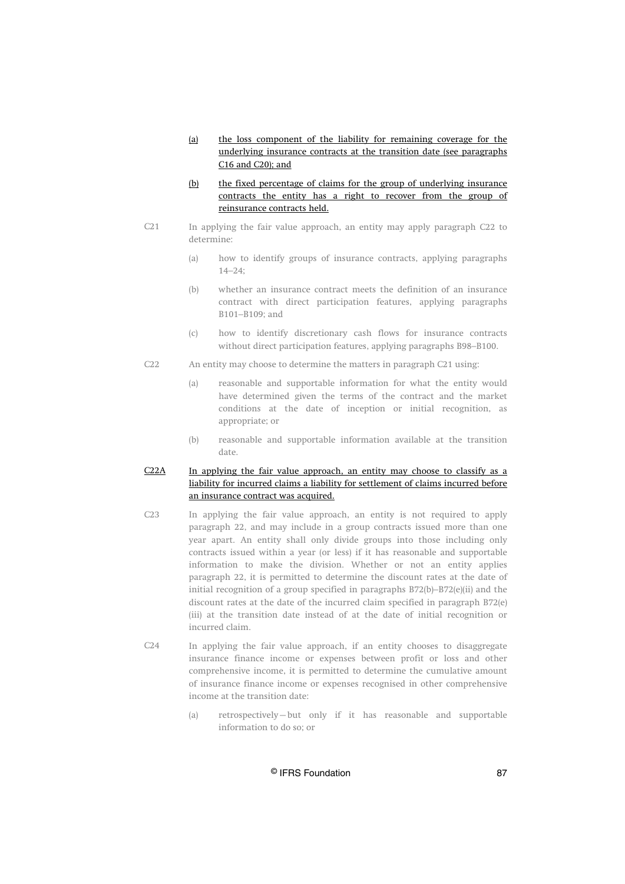(a) the loss component of the liability for remaining coverage for the underlying insurance contracts at the transition date (see paragraphs C16 and C20); and

(b) the fixed percentage of claims for the group of underlying insurance contracts the entity has a right to recover from the group of reinsurance contracts held.

C21 In applying the fair value approach, an entity may apply paragraph C22 to determine:

(a) how to identify groups of insurance contracts, applying paragraphs 14–24;

(b) whether an insurance contract meets the definition of an insurance contract with direct participation features, applying paragraphs B101–B109; and

(c) how to identify discretionary cash flows for insurance contracts without direct participation features, applying paragraphs B98–B100.

C22 An entity may choose to determine the matters in paragraph C21 using:

(a) reasonable and supportable information for what the entity would have determined given the terms of the contract and the market conditions at the date of inception or initial recognition, as appropriate; or

(b) reasonable and supportable information available at the transition date.

C22A In applying the fair value approach, an entity may choose to classify as a liability for incurred claims a liability for settlement of claims incurred before an insurance contract was acquired.

C23 In applying the fair value approach, an entity is not required to apply paragraph 22, and may include in a group contracts issued more than one year apart. An entity shall only divide groups into those including only contracts issued within a year (or less) if it has reasonable and supportable information to make the division. Whether or not an entity applies paragraph 22, it is permitted to determine the discount rates at the date of initial recognition of a group specified in paragraphs B72(b)–B72(e)(ii) and the discount rates at the date of the incurred claim specified in paragraph B72(e)(iii) at the transition date instead of at the date of initial recognition or incurred claim.

C24 In applying the fair value approach, if an entity chooses to disaggregate insurance finance income or expenses between profit or loss and other comprehensive income, it is permitted to determine the cumulative amount of insurance finance income or expenses recognised in other comprehensive income at the transition date:

(a) retrospectively—but only if it has reasonable and supportable information to do so; or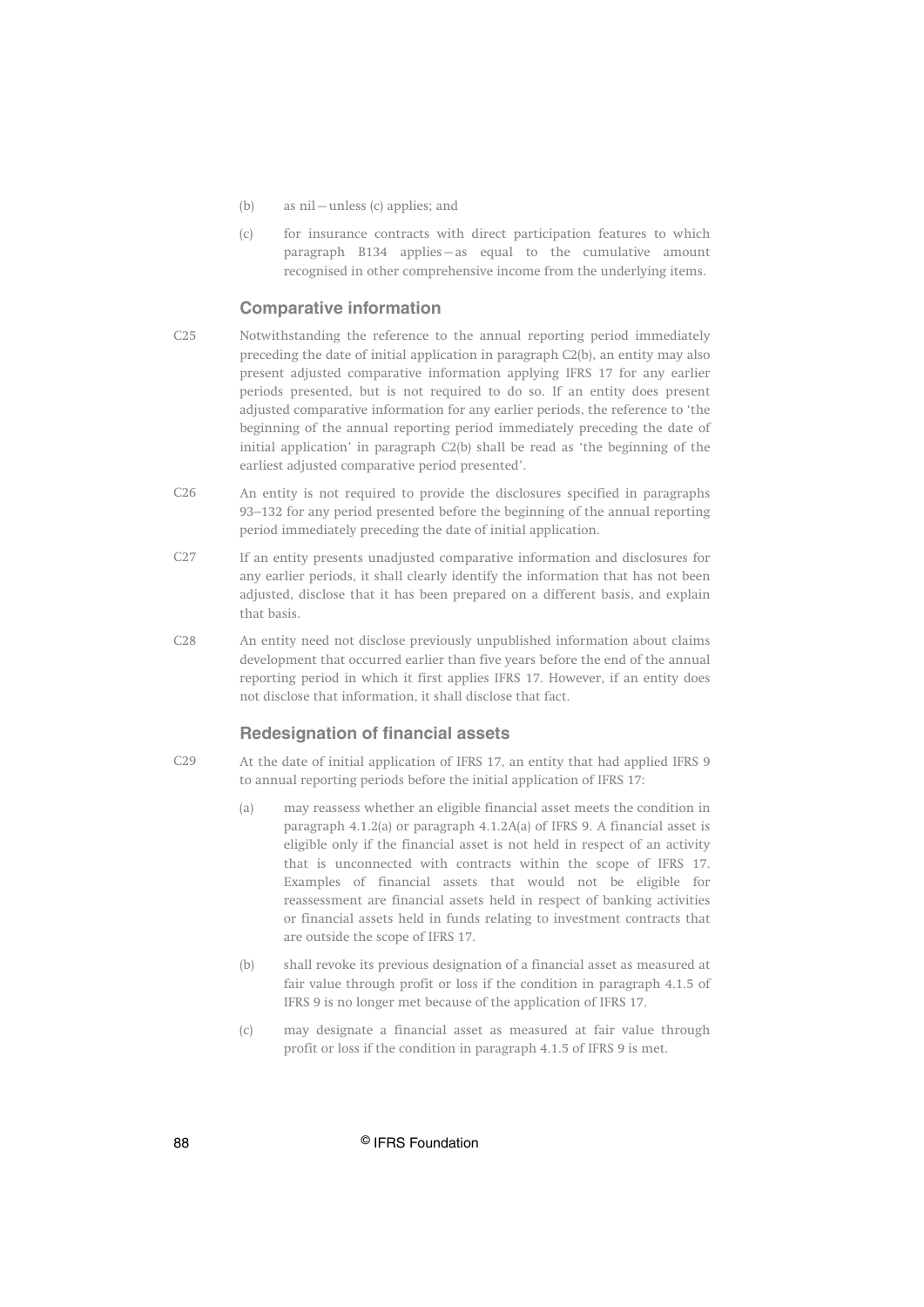(b) as nil—unless (c) applies; and

(c) for insurance contracts with direct participation features to which paragraph B134 applies—as equal to the cumulative amount recognised in other comprehensive income from the underlying items.

### Comparative information

C25 Notwithstanding the reference to the annual reporting period immediately preceding the date of initial application in paragraph C2(b), an entity may also present adjusted comparative information applying IFRS 17 for any earlier periods presented, but is not required to do so. If an entity does present adjusted comparative information for any earlier periods, the reference to 'the beginning of the annual reporting period immediately preceding the date of initial application' in paragraph C2(b) shall be read as 'the beginning of the earliest adjusted comparative period presented'.

C26 An entity is not required to provide the disclosures specified in paragraphs 93–132 for any period presented before the beginning of the annual reporting period immediately preceding the date of initial application.

C27 If an entity presents unadjusted comparative information and disclosures for any earlier periods, it shall clearly identify the information that has not been adjusted, disclose that it has been prepared on a different basis, and explain that basis.

C28 An entity need not disclose previously unpublished information about claims development that occurred earlier than five years before the end of the annual reporting period in which it first applies IFRS 17. However, if an entity does not disclose that information, it shall disclose that fact.

### Redesignation of financial assets

C29 At the date of initial application of IFRS 17, an entity that had applied IFRS 9 to annual reporting periods before the initial application of IFRS 17:

(a) may reassess whether an eligible financial asset meets the condition in paragraph 4.1.2(a) or paragraph 4.1.2A(a) of IFRS 9. A financial asset is eligible only if the financial asset is not held in respect of an activity that is unconnected with contracts within the scope of IFRS 17. Examples of financial assets that would not be eligible for reassessment are financial assets held in respect of banking activities or financial assets held in funds relating to investment contracts that are outside the scope of IFRS 17.

(b) shall revoke its previous designation of a financial asset as measured at fair value through profit or loss if the condition in paragraph 4.1.5 of IFRS 9 is no longer met because of the application of IFRS 17.

(c) may designate a financial asset as measured at fair value through profit or loss if the condition in paragraph 4.1.5 of IFRS 9 is met.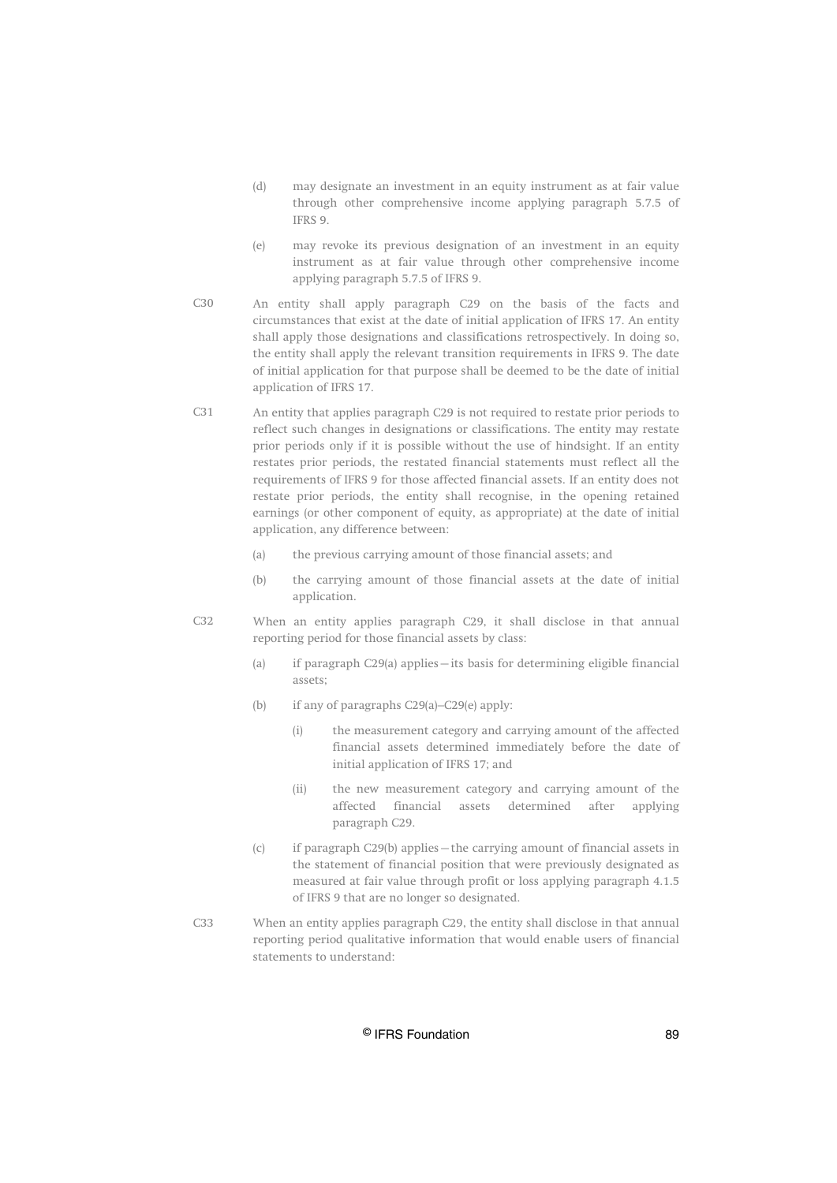(d) may designate an investment in an equity instrument as at fair value through other comprehensive income applying paragraph 5.7.5 of IFRS 9.

(e) may revoke its previous designation of an investment in an equity instrument as at fair value through other comprehensive income applying paragraph 5.7.5 of IFRS 9.

C30 An entity shall apply paragraph C29 on the basis of the facts and circumstances that exist at the date of initial application of IFRS 17. An entity shall apply those designations and classifications retrospectively. In doing so, the entity shall apply the relevant transition requirements in IFRS 9. The date of initial application for that purpose shall be deemed to be the date of initial application of IFRS 17.

C31 An entity that applies paragraph C29 is not required to restate prior periods to reflect such changes in designations or classifications. The entity may restate prior periods only if it is possible without the use of hindsight. If an entity restates prior periods, the restated financial statements must reflect all the requirements of IFRS 9 for those affected financial assets. If an entity does not restate prior periods, the entity shall recognise, in the opening retained earnings (or other component of equity, as appropriate) at the date of initial application, any difference between:

(a) the previous carrying amount of those financial assets; and

(b) the carrying amount of those financial assets at the date of initial application.

C32 When an entity applies paragraph C29, it shall disclose in that annual reporting period for those financial assets by class:

(a) if paragraph C29(a) applies—its basis for determining eligible financial assets;

(b) if any of paragraphs C29(a)–C29(e) apply:

(i) the measurement category and carrying amount of the affected financial assets determined immediately before the date of initial application of IFRS 17; and

(ii) the new measurement category and carrying amount of the affected financial assets determined after applying paragraph C29.

(c) if paragraph C29(b) applies—the carrying amount of financial assets in the statement of financial position that were previously designated as measured at fair value through profit or loss applying paragraph 4.1.5 of IFRS 9 that are no longer so designated.

C33 When an entity applies paragraph C29, the entity shall disclose in that annual reporting period qualitative information that would enable users of financial statements to understand: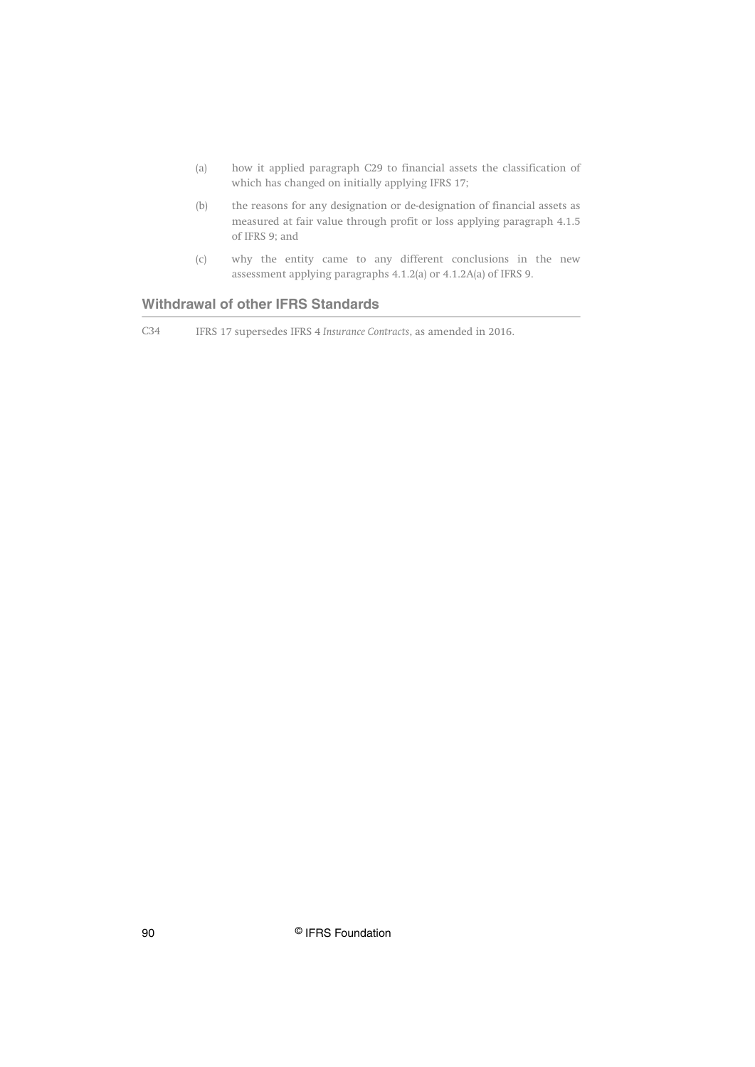(a) how it applied paragraph C29 to financial assets the classification of which has changed on initially applying IFRS 17;

(b) the reasons for any designation or de-designation of financial assets as measured at fair value through profit or loss applying paragraph 4.1.5 of IFRS 9; and

(c) why the entity came to any different conclusions in the new assessment applying paragraphs 4.1.2(a) or 4.1.2A(a) of IFRS 9.

## Withdrawal of other IFRS Standards

C34 IFRS 17 supersedes IFRS 4 *Insurance Contracts*, as amended in 2016.